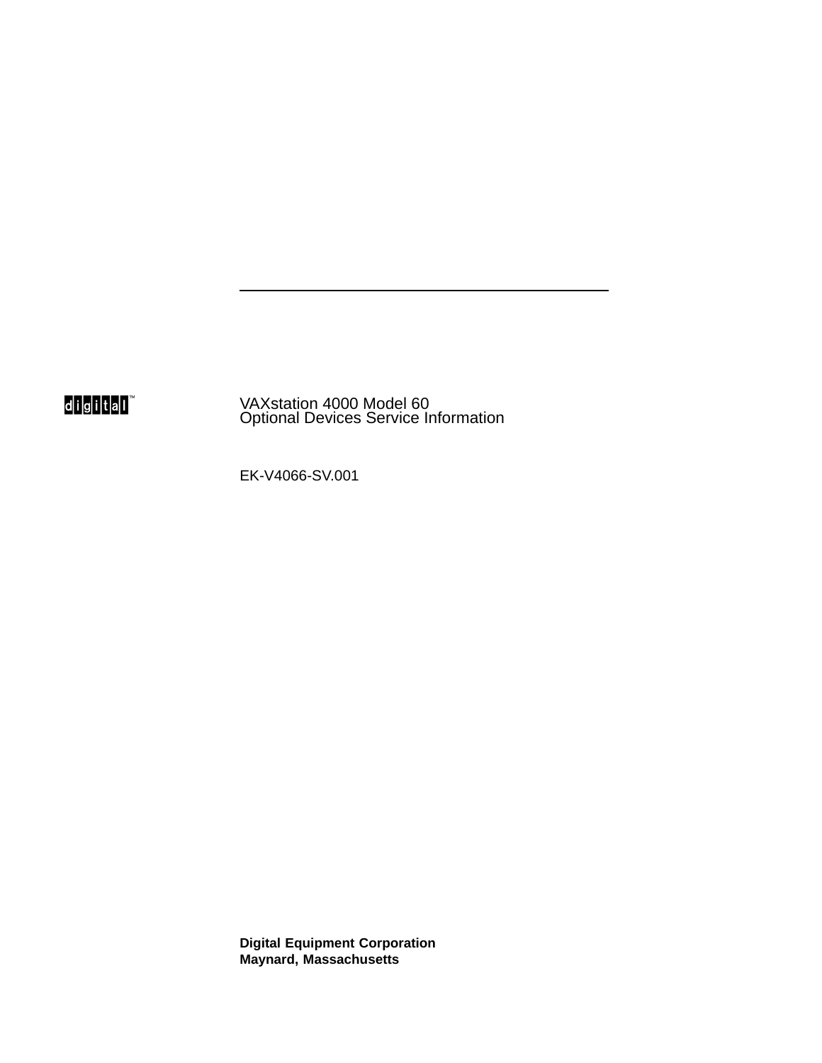digital™

# VAXstation 4000 Model 60
# Optional Devices Service Information

EK-V4066-SV.001

**Digital Equipment Corporation**
**Maynard, Massachusetts**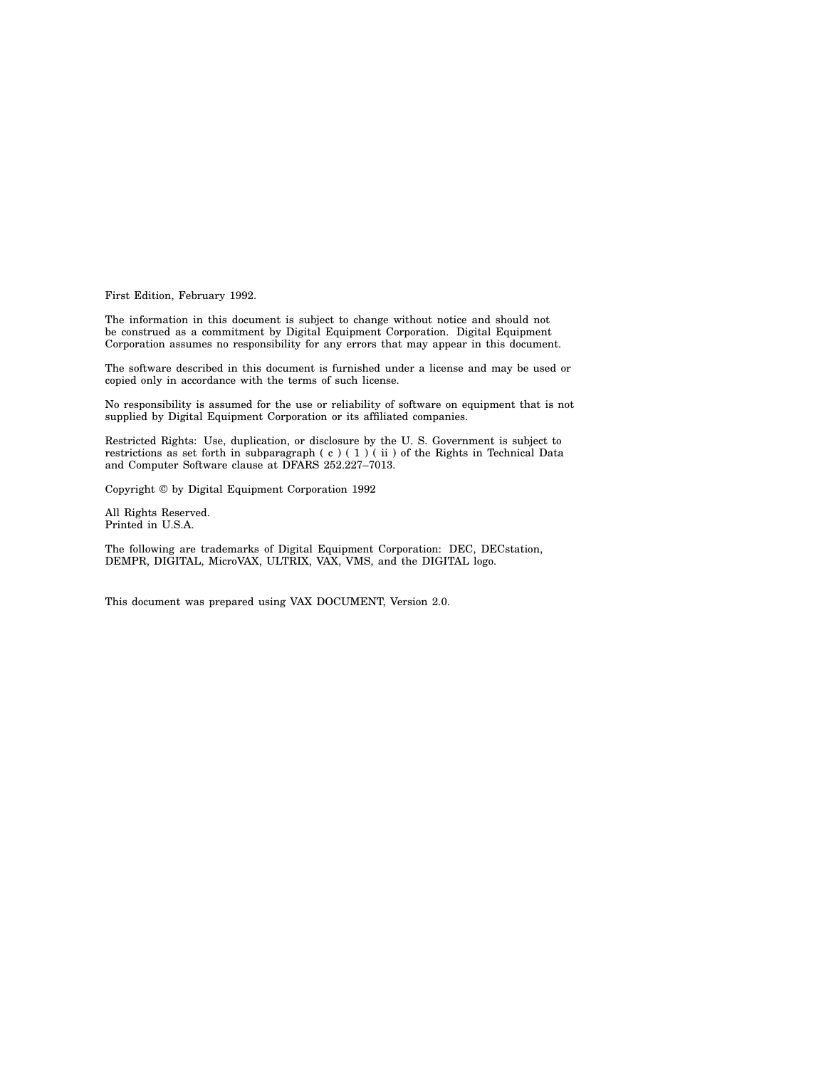First Edition, February 1992.

The information in this document is subject to change without notice and should not be construed as a commitment by Digital Equipment Corporation. Digital Equipment Corporation assumes no responsibility for any errors that may appear in this document.

The software described in this document is furnished under a license and may be used or copied only in accordance with the terms of such license.

No responsibility is assumed for the use or reliability of software on equipment that is not supplied by Digital Equipment Corporation or its affiliated companies.

Restricted Rights: Use, duplication, or disclosure by the U. S. Government is subject to restrictions as set forth in subparagraph ( c ) ( 1 ) ( ii ) of the Rights in Technical Data and Computer Software clause at DFARS 252.227–7013.

Copyright © by Digital Equipment Corporation 1992

All Rights Reserved.
Printed in U.S.A.

The following are trademarks of Digital Equipment Corporation: DEC, DECstation, DEMPR, DIGITAL, MicroVAX, ULTRIX, VAX, VMS, and the DIGITAL logo.

This document was prepared using VAX DOCUMENT, Version 2.0.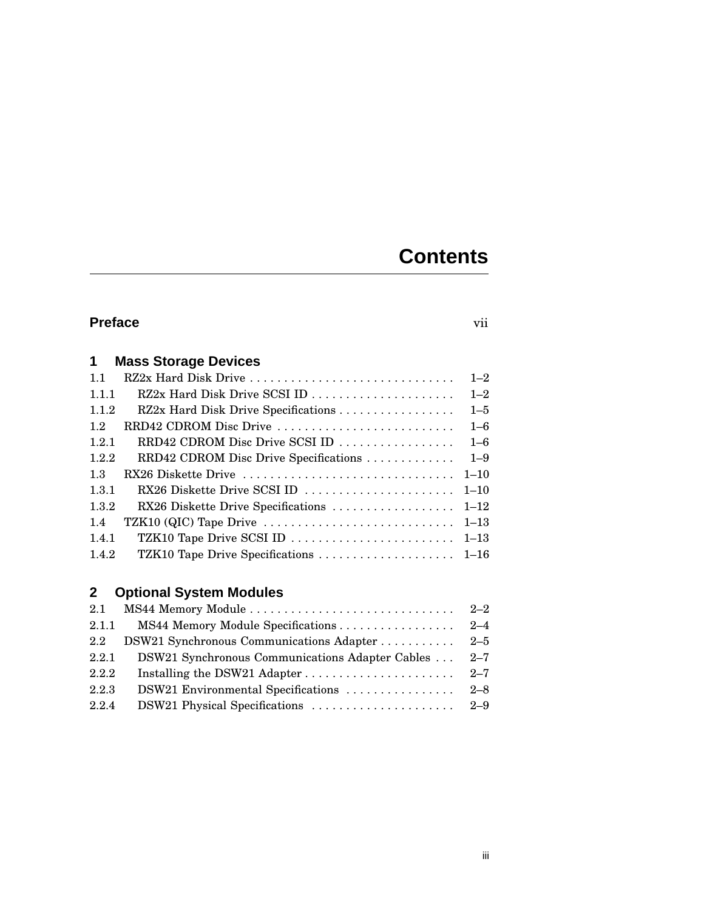# Contents

**Preface** vii

## 1 Mass Storage Devices

| | | |
|---|---|---|
| 1.1 | RZ2x Hard Disk Drive | 1–2 |
| 1.1.1 | RZ2x Hard Disk Drive SCSI ID | 1–2 |
| 1.1.2 | RZ2x Hard Disk Drive Specifications | 1–5 |
| 1.2 | RRD42 CDROM Disc Drive | 1–6 |
| 1.2.1 | RRD42 CDROM Disc Drive SCSI ID | 1–6 |
| 1.2.2 | RRD42 CDROM Disc Drive Specifications | 1–9 |
| 1.3 | RX26 Diskette Drive | 1–10 |
| 1.3.1 | RX26 Diskette Drive SCSI ID | 1–10 |
| 1.3.2 | RX26 Diskette Drive Specifications | 1–12 |
| 1.4 | TZK10 (QIC) Tape Drive | 1–13 |
| 1.4.1 | TZK10 Tape Drive SCSI ID | 1–13 |
| 1.4.2 | TZK10 Tape Drive Specifications | 1–16 |

## 2 Optional System Modules

| | | |
|---|---|---|
| 2.1 | MS44 Memory Module | 2–2 |
| 2.1.1 | MS44 Memory Module Specifications | 2–4 |
| 2.2 | DSW21 Synchronous Communications Adapter | 2–5 |
| 2.2.1 | DSW21 Synchronous Communications Adapter Cables | 2–7 |
| 2.2.2 | Installing the DSW21 Adapter | 2–7 |
| 2.2.3 | DSW21 Environmental Specifications | 2–8 |
| 2.2.4 | DSW21 Physical Specifications | 2–9 |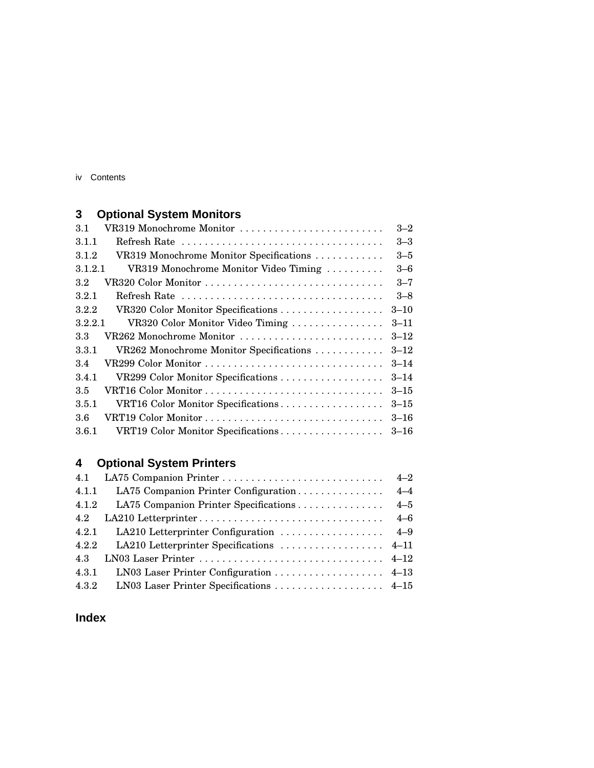## 3 Optional System Monitors

| | | |
|---|---|---|
| 3.1 | VR319 Monochrome Monitor | 3–2 |
| 3.1.1 | Refresh Rate | 3–3 |
| 3.1.2 | VR319 Monochrome Monitor Specifications | 3–5 |
| 3.1.2.1 | VR319 Monochrome Monitor Video Timing | 3–6 |
| 3.2 | VR320 Color Monitor | 3–7 |
| 3.2.1 | Refresh Rate | 3–8 |
| 3.2.2 | VR320 Color Monitor Specifications | 3–10 |
| 3.2.2.1 | VR320 Color Monitor Video Timing | 3–11 |
| 3.3 | VR262 Monochrome Monitor | 3–12 |
| 3.3.1 | VR262 Monochrome Monitor Specifications | 3–12 |
| 3.4 | VR299 Color Monitor | 3–14 |
| 3.4.1 | VR299 Color Monitor Specifications | 3–14 |
| 3.5 | VRT16 Color Monitor | 3–15 |
| 3.5.1 | VRT16 Color Monitor Specifications | 3–15 |
| 3.6 | VRT19 Color Monitor | 3–16 |
| 3.6.1 | VRT19 Color Monitor Specifications | 3–16 |

## 4 Optional System Printers

| | | |
|---|---|---|
| 4.1 | LA75 Companion Printer | 4–2 |
| 4.1.1 | LA75 Companion Printer Configuration | 4–4 |
| 4.1.2 | LA75 Companion Printer Specifications | 4–5 |
| 4.2 | LA210 Letterprinter | 4–6 |
| 4.2.1 | LA210 Letterprinter Configuration | 4–9 |
| 4.2.2 | LA210 Letterprinter Specifications | 4–11 |
| 4.3 | LN03 Laser Printer | 4–12 |
| 4.3.1 | LN03 Laser Printer Configuration | 4–13 |
| 4.3.2 | LN03 Laser Printer Specifications | 4–15 |

## Index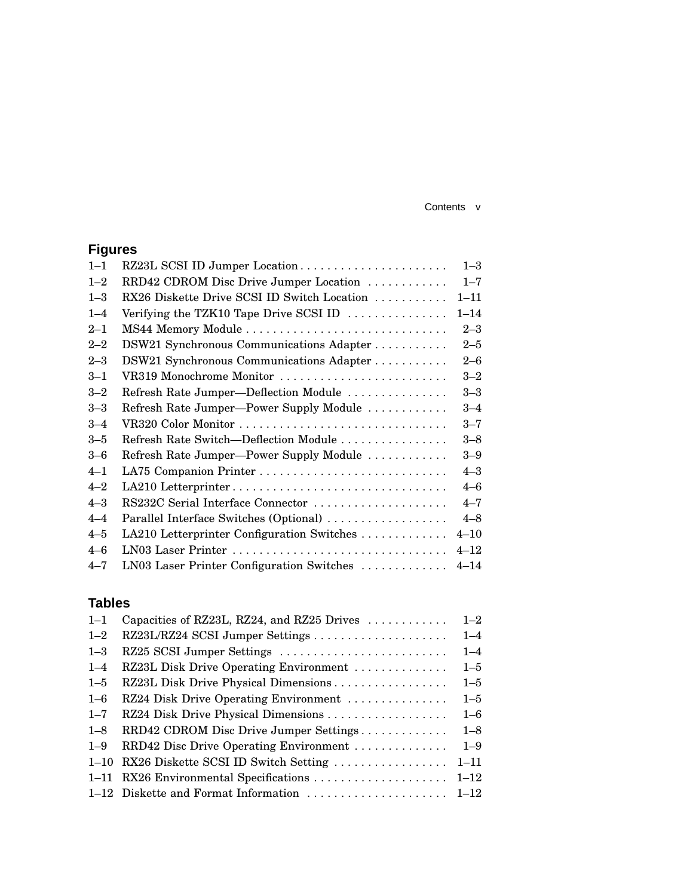## Figures

| | | |
|---|---|---|
| 1–1 | RZ23L SCSI ID Jumper Location | 1–3 |
| 1–2 | RRD42 CDROM Disc Drive Jumper Location | 1–7 |
| 1–3 | RX26 Diskette Drive SCSI ID Switch Location | 1–11 |
| 1–4 | Verifying the TZK10 Tape Drive SCSI ID | 1–14 |
| 2–1 | MS44 Memory Module | 2–3 |
| 2–2 | DSW21 Synchronous Communications Adapter | 2–5 |
| 2–3 | DSW21 Synchronous Communications Adapter | 2–6 |
| 3–1 | VR319 Monochrome Monitor | 3–2 |
| 3–2 | Refresh Rate Jumper—Deflection Module | 3–3 |
| 3–3 | Refresh Rate Jumper—Power Supply Module | 3–4 |
| 3–4 | VR320 Color Monitor | 3–7 |
| 3–5 | Refresh Rate Switch—Deflection Module | 3–8 |
| 3–6 | Refresh Rate Jumper—Power Supply Module | 3–9 |
| 4–1 | LA75 Companion Printer | 4–3 |
| 4–2 | LA210 Letterprinter | 4–6 |
| 4–3 | RS232C Serial Interface Connector | 4–7 |
| 4–4 | Parallel Interface Switches (Optional) | 4–8 |
| 4–5 | LA210 Letterprinter Configuration Switches | 4–10 |
| 4–6 | LN03 Laser Printer | 4–12 |
| 4–7 | LN03 Laser Printer Configuration Switches | 4–14 |

## Tables

| | | |
|---|---|---|
| 1–1 | Capacities of RZ23L, RZ24, and RZ25 Drives | 1–2 |
| 1–2 | RZ23L/RZ24 SCSI Jumper Settings | 1–4 |
| 1–3 | RZ25 SCSI Jumper Settings | 1–4 |
| 1–4 | RZ23L Disk Drive Operating Environment | 1–5 |
| 1–5 | RZ23L Disk Drive Physical Dimensions | 1–5 |
| 1–6 | RZ24 Disk Drive Operating Environment | 1–5 |
| 1–7 | RZ24 Disk Drive Physical Dimensions | 1–6 |
| 1–8 | RRD42 CDROM Disc Drive Jumper Settings | 1–8 |
| 1–9 | RRD42 Disc Drive Operating Environment | 1–9 |
| 1–10 | RX26 Diskette SCSI ID Switch Setting | 1–11 |
| 1–11 | RX26 Environmental Specifications | 1–12 |
| 1–12 | Diskette and Format Information | 1–12 |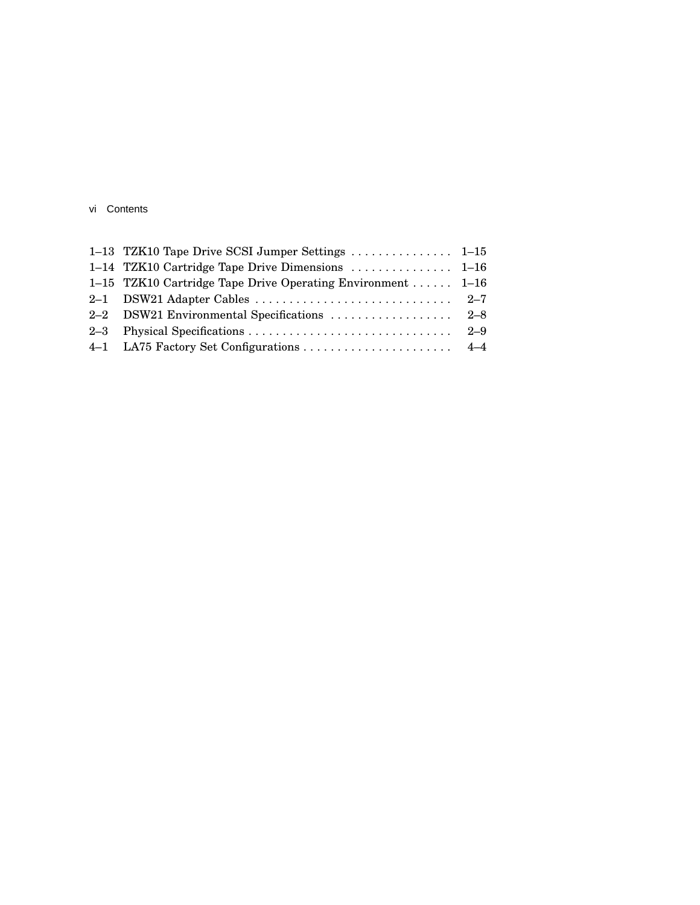| | | |
|---|---|---|
| 1–13 | TZK10 Tape Drive SCSI Jumper Settings | 1–15 |
| 1–14 | TZK10 Cartridge Tape Drive Dimensions | 1–16 |
| 1–15 | TZK10 Cartridge Tape Drive Operating Environment | 1–16 |
| 2–1 | DSW21 Adapter Cables | 2–7 |
| 2–2 | DSW21 Environmental Specifications | 2–8 |
| 2–3 | Physical Specifications | 2–9 |
| 4–1 | LA75 Factory Set Configurations | 4–4 |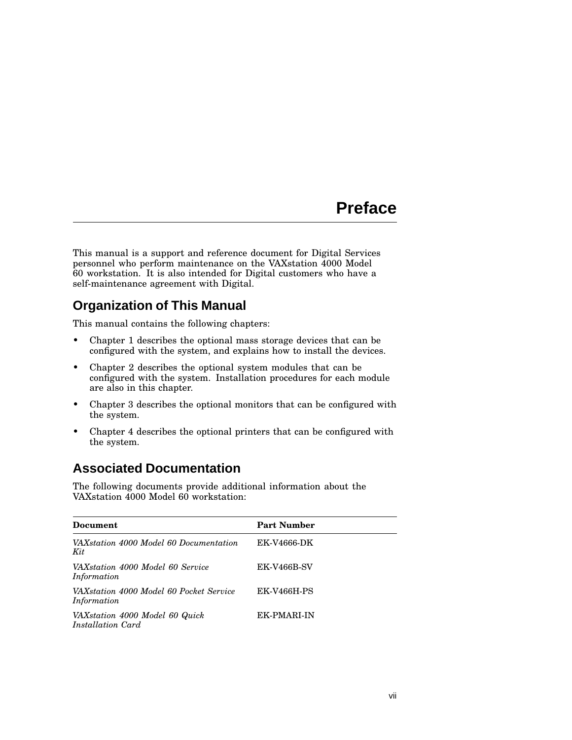# Preface

This manual is a support and reference document for Digital Services personnel who perform maintenance on the VAXstation 4000 Model 60 workstation. It is also intended for Digital customers who have a self-maintenance agreement with Digital.

## Organization of This Manual

This manual contains the following chapters:

- Chapter 1 describes the optional mass storage devices that can be configured with the system, and explains how to install the devices.
- Chapter 2 describes the optional system modules that can be configured with the system. Installation procedures for each module are also in this chapter.
- Chapter 3 describes the optional monitors that can be configured with the system.
- Chapter 4 describes the optional printers that can be configured with the system.

## Associated Documentation

The following documents provide additional information about the VAXstation 4000 Model 60 workstation:

| Document | Part Number |
|---|---|
| *VAXstation 4000 Model 60 Documentation Kit* | EK-V4666-DK |
| *VAXstation 4000 Model 60 Service Information* | EK-V466B-SV |
| *VAXstation 4000 Model 60 Pocket Service Information* | EK-V466H-PS |
| *VAXstation 4000 Model 60 Quick Installation Card* | EK-PMARI-IN |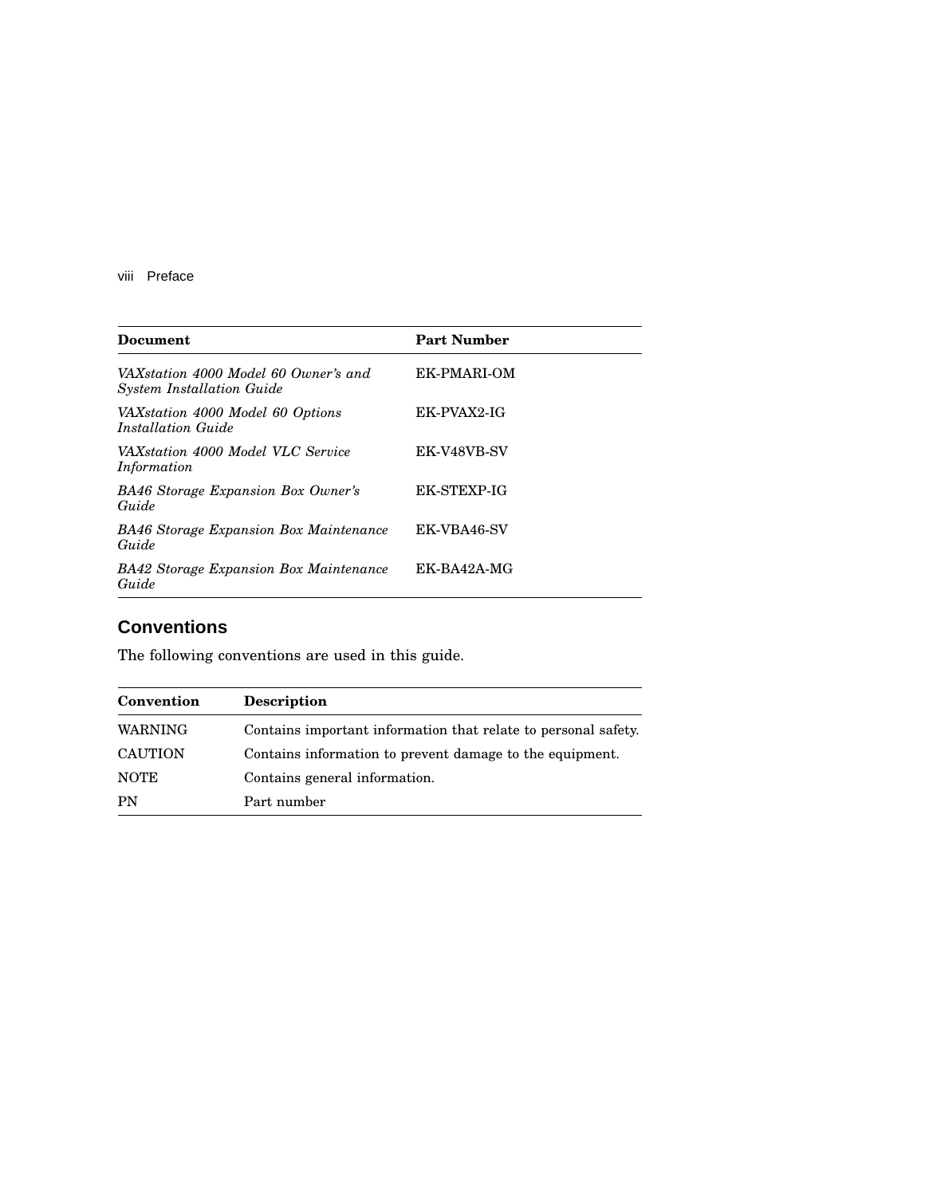| Document | Part Number |
| --- | --- |
| *VAXstation 4000 Model 60 Owner's and System Installation Guide* | EK-PMARI-OM |
| *VAXstation 4000 Model 60 Options Installation Guide* | EK-PVAX2-IG |
| *VAXstation 4000 Model VLC Service Information* | EK-V48VB-SV |
| *BA46 Storage Expansion Box Owner's Guide* | EK-STEXP-IG |
| *BA46 Storage Expansion Box Maintenance Guide* | EK-VBA46-SV |
| *BA42 Storage Expansion Box Maintenance Guide* | EK-BA42A-MG |

## Conventions

The following conventions are used in this guide.

| Convention | Description |
| --- | --- |
| WARNING | Contains important information that relate to personal safety. |
| CAUTION | Contains information to prevent damage to the equipment. |
| NOTE | Contains general information. |
| PN | Part number |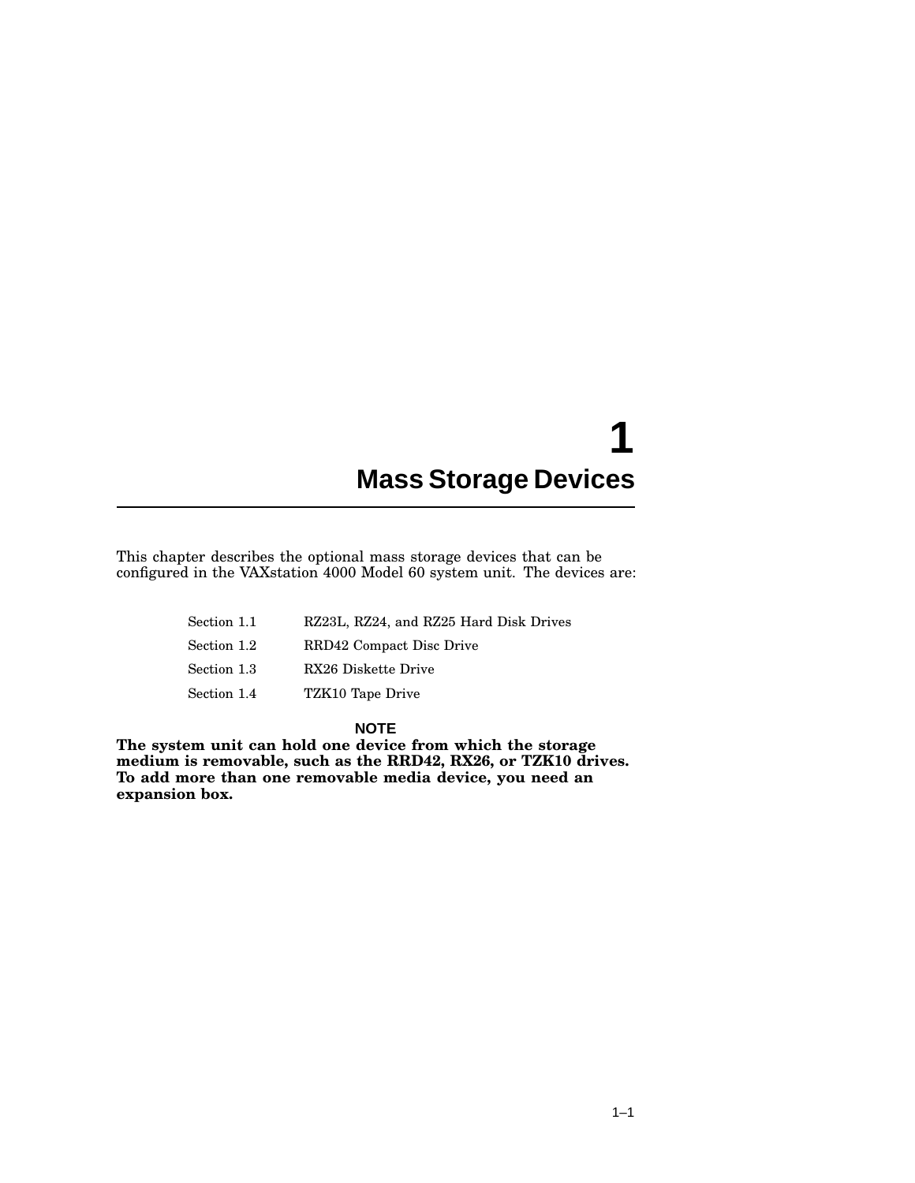# 1 Mass Storage Devices

This chapter describes the optional mass storage devices that can be configured in the VAXstation 4000 Model 60 system unit. The devices are:

| | |
|---|---|
| Section 1.1 | RZ23L, RZ24, and RZ25 Hard Disk Drives |
| Section 1.2 | RRD42 Compact Disc Drive |
| Section 1.3 | RX26 Diskette Drive |
| Section 1.4 | TZK10 Tape Drive |

**NOTE**

**The system unit can hold one device from which the storage medium is removable, such as the RRD42, RX26, or TZK10 drives. To add more than one removable media device, you need an expansion box.**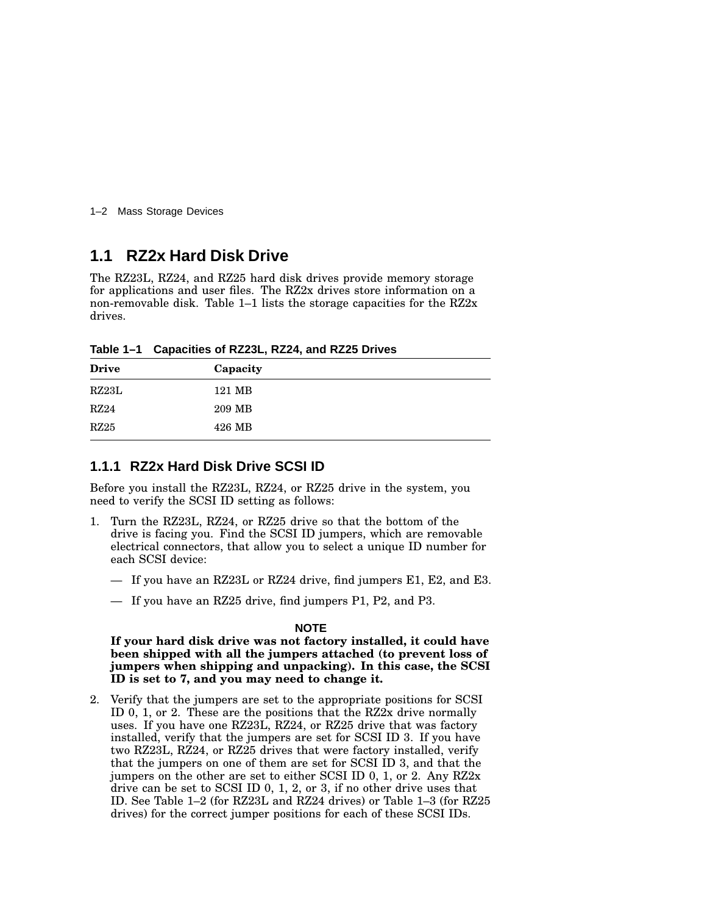## 1.1 RZ2x Hard Disk Drive

The RZ23L, RZ24, and RZ25 hard disk drives provide memory storage for applications and user files. The RZ2x drives store information on a non-removable disk. Table 1–1 lists the storage capacities for the RZ2x drives.

**Table 1–1 Capacities of RZ23L, RZ24, and RZ25 Drives**

| Drive | Capacity |
|---|---|
| RZ23L | 121 MB |
| RZ24 | 209 MB |
| RZ25 | 426 MB |

### 1.1.1 RZ2x Hard Disk Drive SCSI ID

Before you install the RZ23L, RZ24, or RZ25 drive in the system, you need to verify the SCSI ID setting as follows:

1. Turn the RZ23L, RZ24, or RZ25 drive so that the bottom of the drive is facing you. Find the SCSI ID jumpers, which are removable electrical connectors, that allow you to select a unique ID number for each SCSI device:
   - If you have an RZ23L or RZ24 drive, find jumpers E1, E2, and E3.
   - If you have an RZ25 drive, find jumpers P1, P2, and P3.

   **NOTE**

   **If your hard disk drive was not factory installed, it could have been shipped with all the jumpers attached (to prevent loss of jumpers when shipping and unpacking). In this case, the SCSI ID is set to 7, and you may need to change it.**

2. Verify that the jumpers are set to the appropriate positions for SCSI ID 0, 1, or 2. These are the positions that the RZ2x drive normally uses. If you have one RZ23L, RZ24, or RZ25 drive that was factory installed, verify that the jumpers are set for SCSI ID 3. If you have two RZ23L, RZ24, or RZ25 drives that were factory installed, verify that the jumpers on one of them are set for SCSI ID 3, and that the jumpers on the other are set to either SCSI ID 0, 1, or 2. Any RZ2x drive can be set to SCSI ID 0, 1, 2, or 3, if no other drive uses that ID. See Table 1–2 (for RZ23L and RZ24 drives) or Table 1–3 (for RZ25 drives) for the correct jumper positions for each of these SCSI IDs.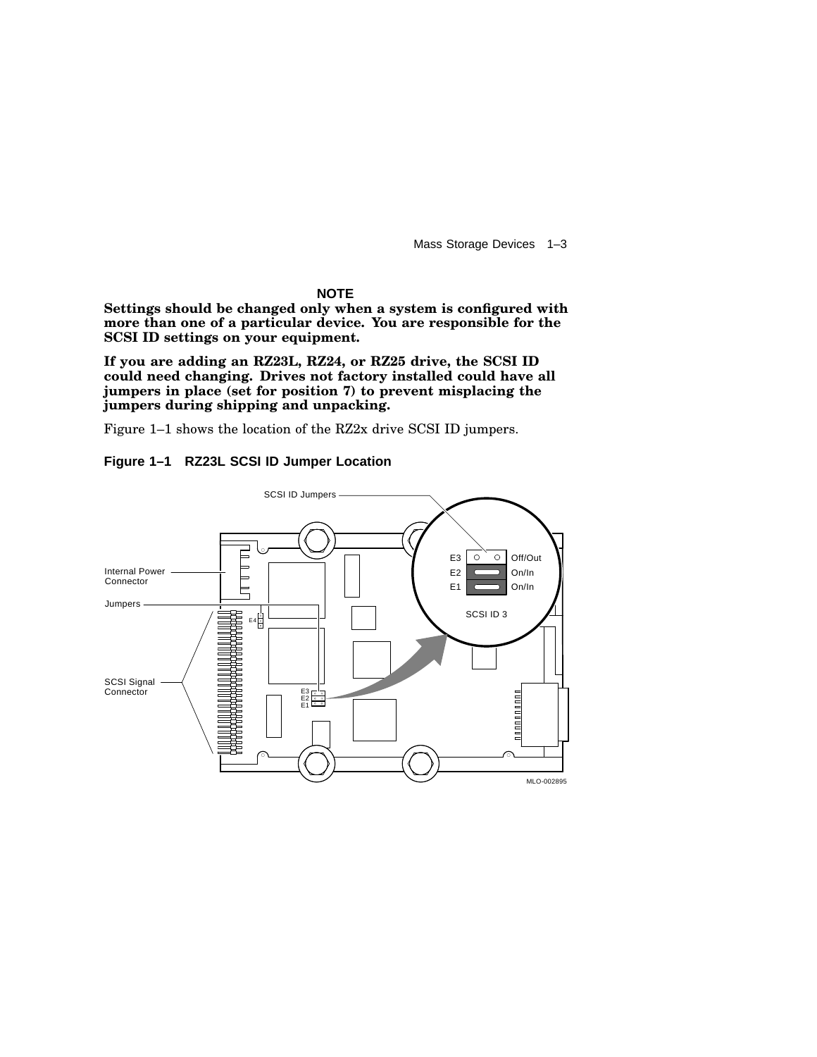**NOTE**

**Settings should be changed only when a system is configured with more than one of a particular device. You are responsible for the SCSI ID settings on your equipment.**

**If you are adding an RZ23L, RZ24, or RZ25 drive, the SCSI ID could need changing. Drives not factory installed could have all jumpers in place (set for position 7) to prevent misplacing the jumpers during shipping and unpacking.**

Figure 1–1 shows the location of the RZ2x drive SCSI ID jumpers.

**Figure 1–1 RZ23L SCSI ID Jumper Location**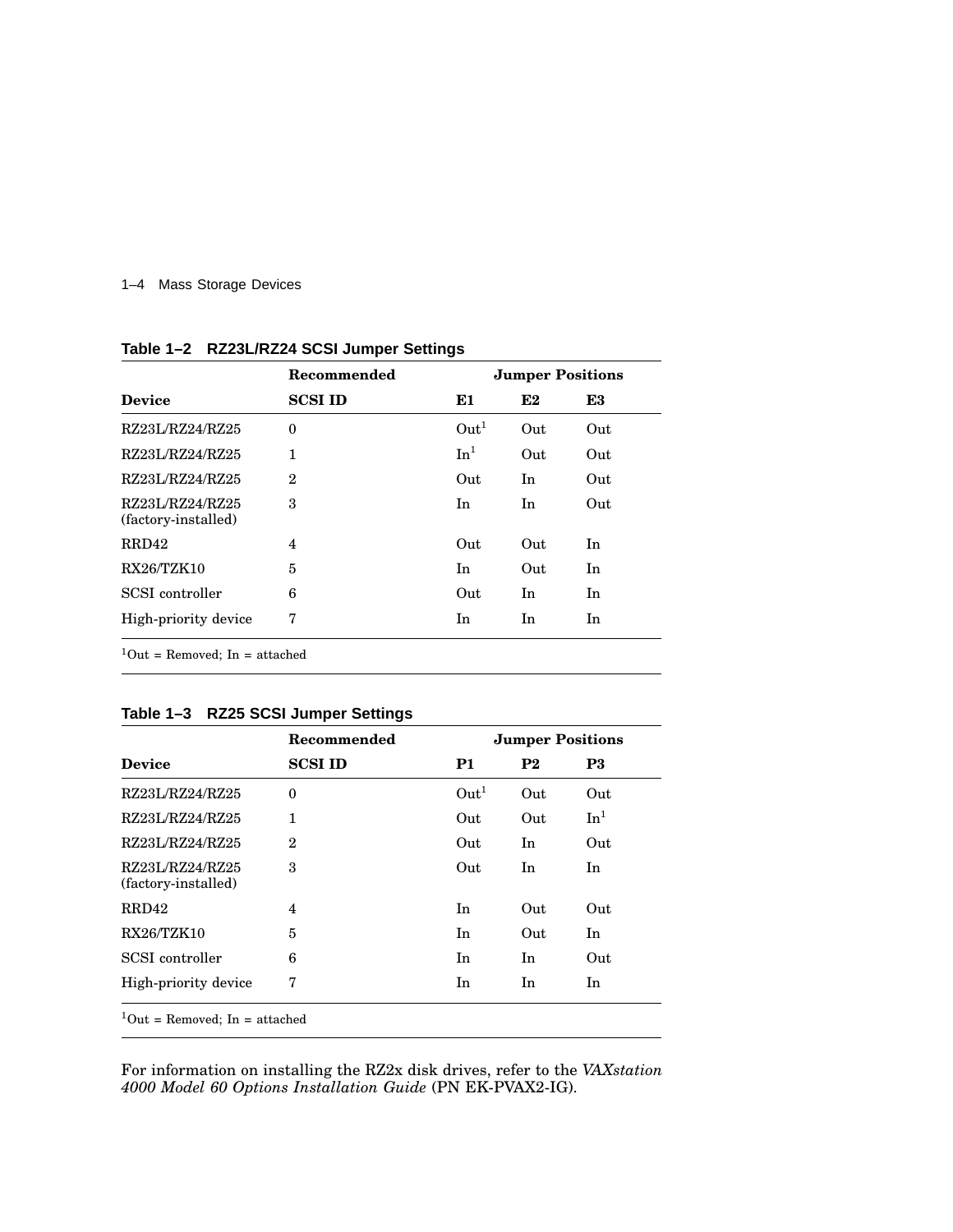**Table 1–2 RZ23L/RZ24 SCSI Jumper Settings**

| Device | Recommended SCSI ID | Jumper Positions E1 | E2 | E3 |
|---|---|---|---|---|
| RZ23L/RZ24/RZ25 | 0 | Out[1] | Out | Out |
| RZ23L/RZ24/RZ25 | 1 | In[1] | Out | Out |
| RZ23L/RZ24/RZ25 | 2 | Out | In | Out |
| RZ23L/RZ24/RZ25 (factory-installed) | 3 | In | In | Out |
| RRD42 | 4 | Out | Out | In |
| RX26/TZK10 | 5 | In | Out | In |
| SCSI controller | 6 | Out | In | In |
| High-priority device | 7 | In | In | In |

[1]Out = Removed; In = attached

**Table 1–3 RZ25 SCSI Jumper Settings**

| Device | Recommended SCSI ID | Jumper Positions P1 | P2 | P3 |
|---|---|---|---|---|
| RZ23L/RZ24/RZ25 | 0 | Out[1] | Out | Out |
| RZ23L/RZ24/RZ25 | 1 | Out | Out | In[1] |
| RZ23L/RZ24/RZ25 | 2 | Out | In | Out |
| RZ23L/RZ24/RZ25 (factory-installed) | 3 | Out | In | In |
| RRD42 | 4 | In | Out | Out |
| RX26/TZK10 | 5 | In | Out | In |
| SCSI controller | 6 | In | In | Out |
| High-priority device | 7 | In | In | In |

[1]Out = Removed; In = attached

For information on installing the RZ2x disk drives, refer to the *VAXstation 4000 Model 60 Options Installation Guide* (PN EK-PVAX2-IG).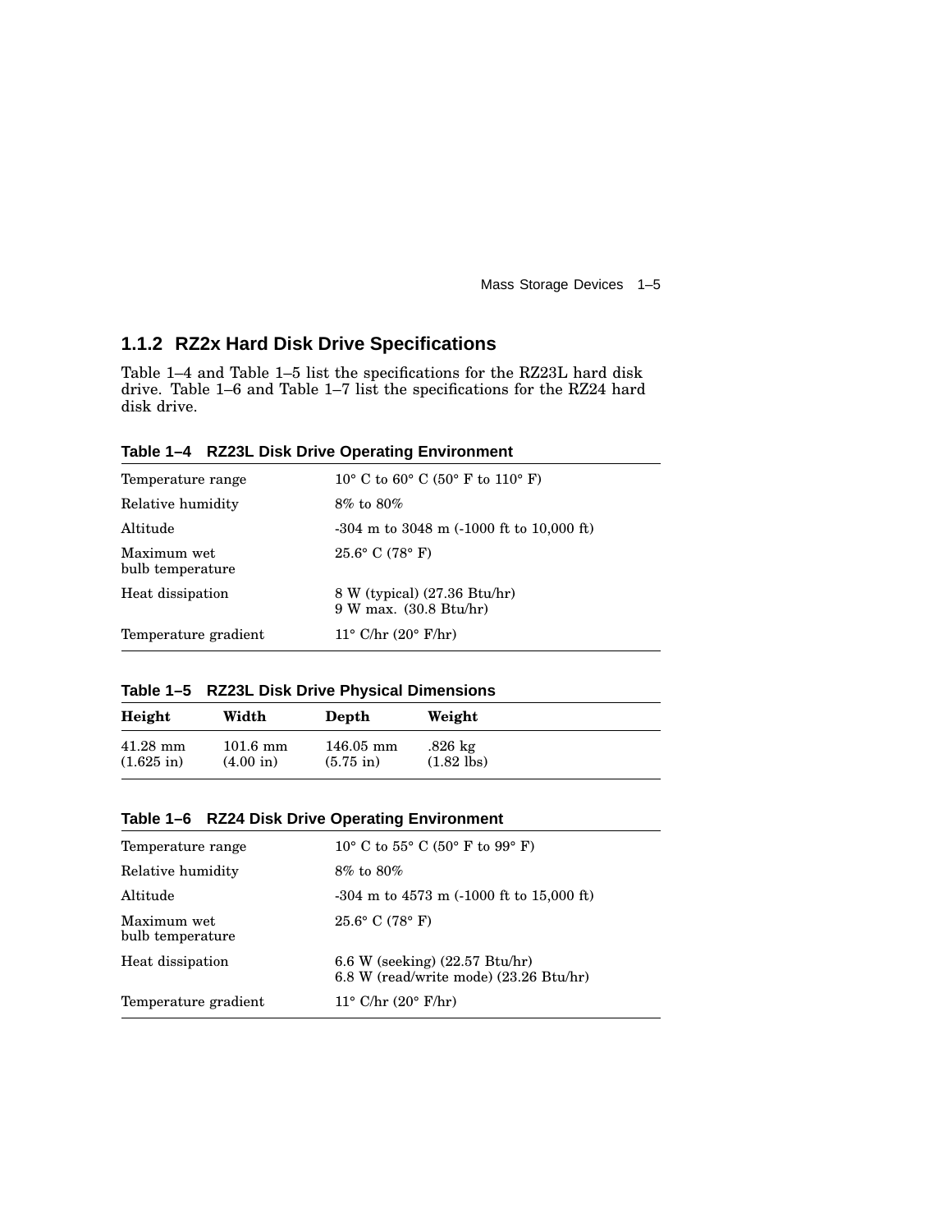### 1.1.2 RZ2x Hard Disk Drive Specifications

Table 1–4 and Table 1–5 list the specifications for the RZ23L hard disk drive. Table 1–6 and Table 1–7 list the specifications for the RZ24 hard disk drive.

**Table 1–4 RZ23L Disk Drive Operating Environment**

| | |
|---|---|
| Temperature range | 10° C to 60° C (50° F to 110° F) |
| Relative humidity | 8% to 80% |
| Altitude | -304 m to 3048 m (-1000 ft to 10,000 ft) |
| Maximum wet bulb temperature | 25.6° C (78° F) |
| Heat dissipation | 8 W (typical) (27.36 Btu/hr)<br>9 W max. (30.8 Btu/hr) |
| Temperature gradient | 11° C/hr (20° F/hr) |

**Table 1–5 RZ23L Disk Drive Physical Dimensions**

| Height | Width | Depth | Weight |
|---|---|---|---|
| 41.28 mm (1.625 in) | 101.6 mm (4.00 in) | 146.05 mm (5.75 in) | .826 kg (1.82 lbs) |

**Table 1–6 RZ24 Disk Drive Operating Environment**

| | |
|---|---|
| Temperature range | 10° C to 55° C (50° F to 99° F) |
| Relative humidity | 8% to 80% |
| Altitude | -304 m to 4573 m (-1000 ft to 15,000 ft) |
| Maximum wet bulb temperature | 25.6° C (78° F) |
| Heat dissipation | 6.6 W (seeking) (22.57 Btu/hr)<br>6.8 W (read/write mode) (23.26 Btu/hr) |
| Temperature gradient | 11° C/hr (20° F/hr) |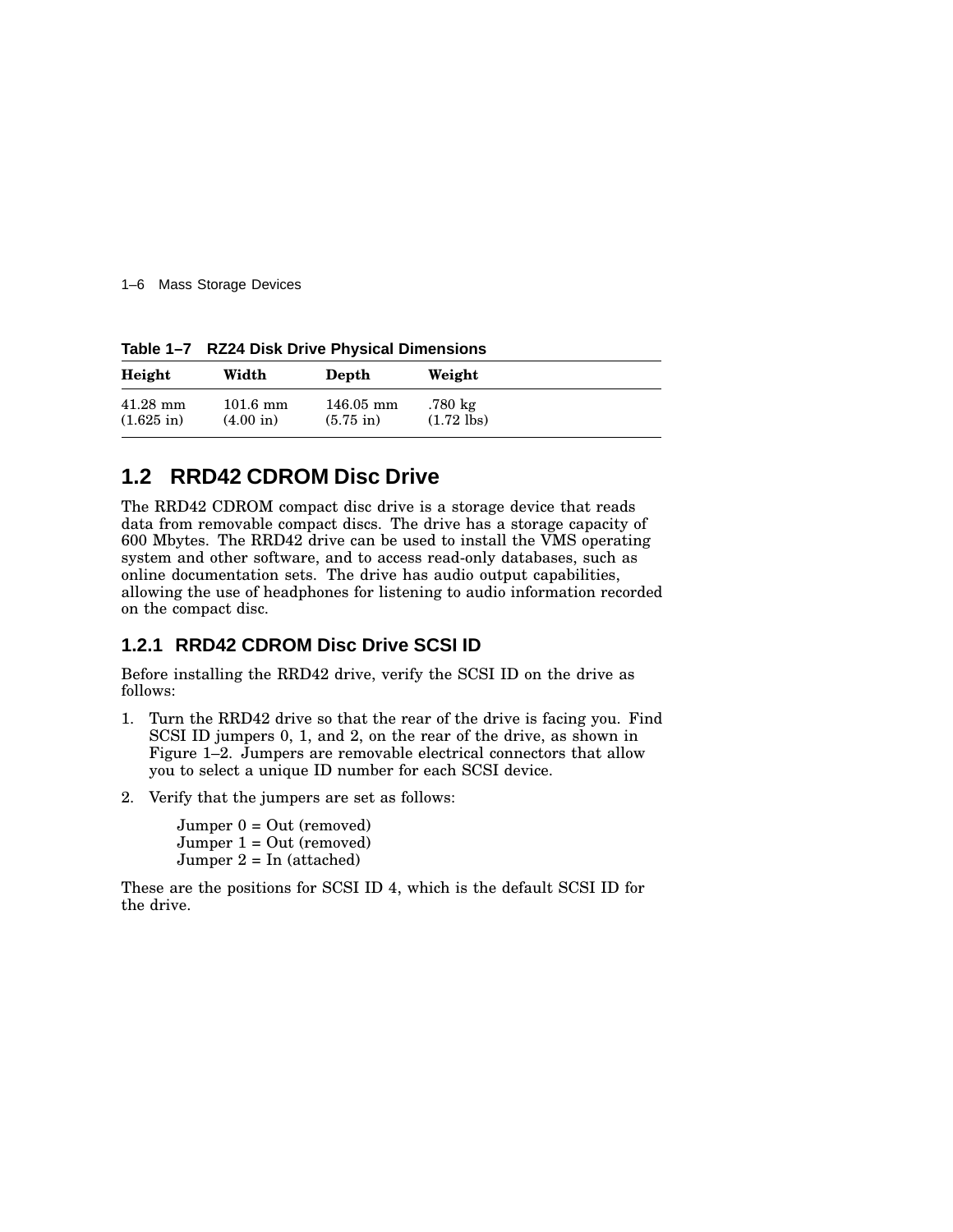**Table 1–7 RZ24 Disk Drive Physical Dimensions**

| Height | Width | Depth | Weight |
|---|---|---|---|
| 41.28 mm (1.625 in) | 101.6 mm (4.00 in) | 146.05 mm (5.75 in) | .780 kg (1.72 lbs) |

## 1.2 RRD42 CDROM Disc Drive

The RRD42 CDROM compact disc drive is a storage device that reads data from removable compact discs. The drive has a storage capacity of 600 Mbytes. The RRD42 drive can be used to install the VMS operating system and other software, and to access read-only databases, such as online documentation sets. The drive has audio output capabilities, allowing the use of headphones for listening to audio information recorded on the compact disc.

### 1.2.1 RRD42 CDROM Disc Drive SCSI ID

Before installing the RRD42 drive, verify the SCSI ID on the drive as follows:

1. Turn the RRD42 drive so that the rear of the drive is facing you. Find SCSI ID jumpers 0, 1, and 2, on the rear of the drive, as shown in Figure 1–2. Jumpers are removable electrical connectors that allow you to select a unique ID number for each SCSI device.
2. Verify that the jumpers are set as follows:

   Jumper 0 = Out (removed)
   Jumper 1 = Out (removed)
   Jumper 2 = In (attached)

These are the positions for SCSI ID 4, which is the default SCSI ID for the drive.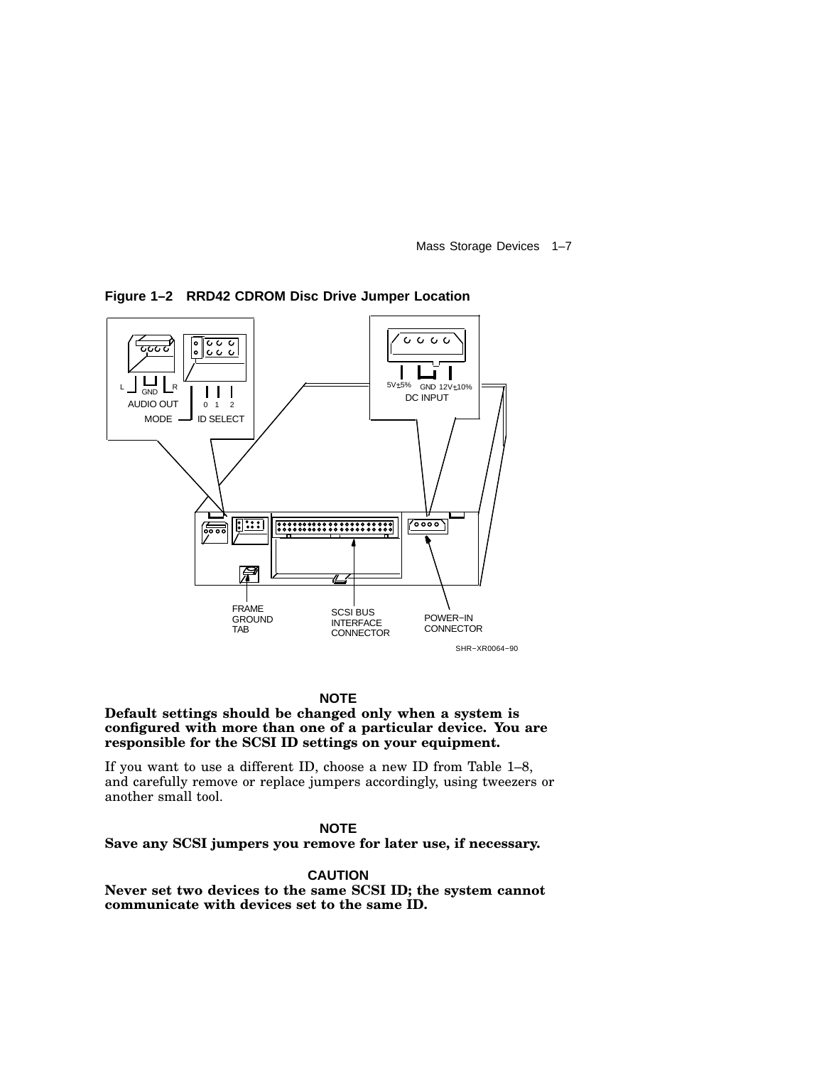**Figure 1–2 RRD42 CDROM Disc Drive Jumper Location**

**NOTE**

**Default settings should be changed only when a system is configured with more than one of a particular device. You are responsible for the SCSI ID settings on your equipment.**

If you want to use a different ID, choose a new ID from Table 1–8, and carefully remove or replace jumpers accordingly, using tweezers or another small tool.

**NOTE**

**Save any SCSI jumpers you remove for later use, if necessary.**

**CAUTION**

**Never set two devices to the same SCSI ID; the system cannot communicate with devices set to the same ID.**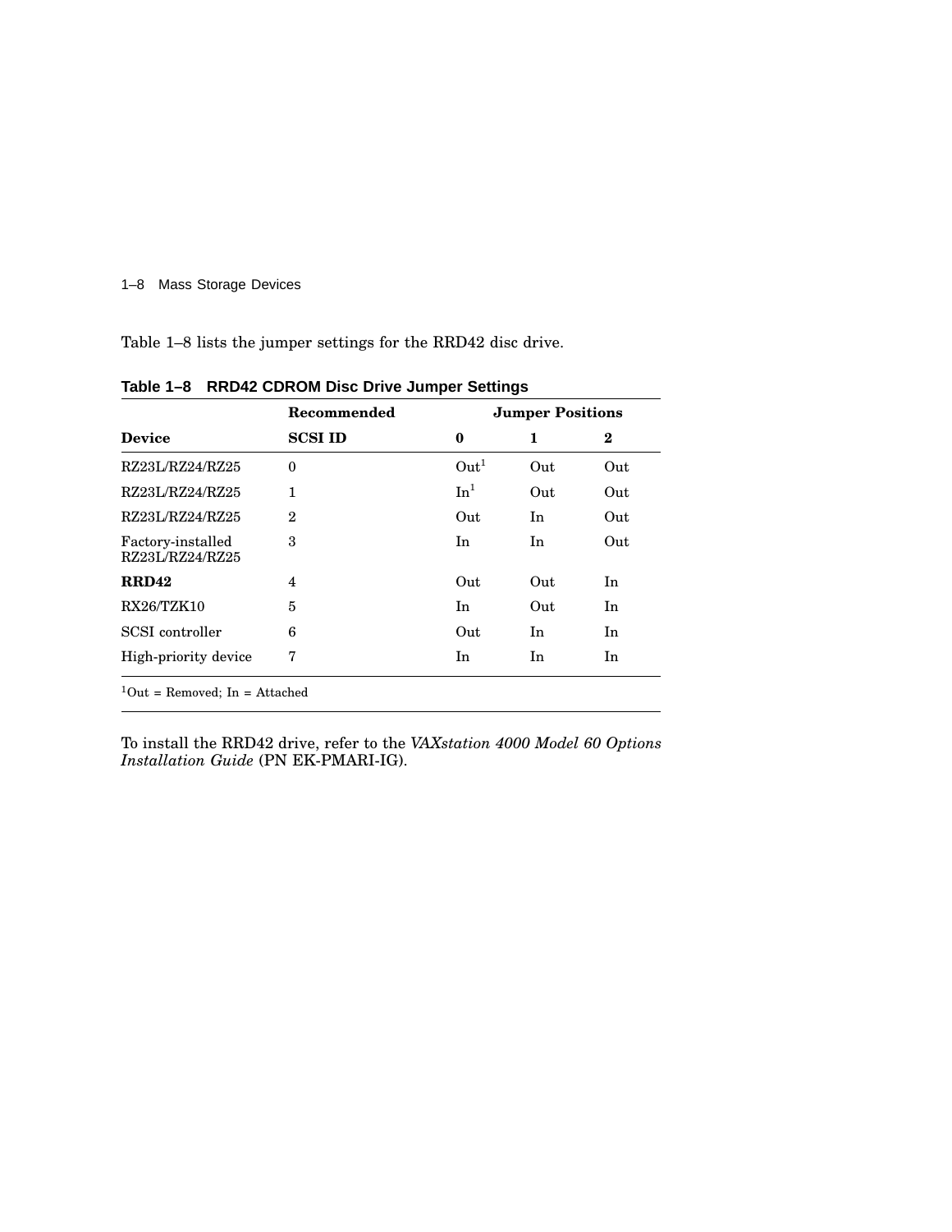Table 1–8 lists the jumper settings for the RRD42 disc drive.

**Table 1–8 RRD42 CDROM Disc Drive Jumper Settings**

| | Recommended | Jumper Positions | | |
|---|---|---|---|---|
| **Device** | **SCSI ID** | **0** | **1** | **2** |
| RZ23L/RZ24/RZ25 | 0 | Out[1] | Out | Out |
| RZ23L/RZ24/RZ25 | 1 | In[1] | Out | Out |
| RZ23L/RZ24/RZ25 | 2 | Out | In | Out |
| Factory-installed RZ23L/RZ24/RZ25 | 3 | In | In | Out |
| **RRD42** | 4 | Out | Out | In |
| RX26/TZK10 | 5 | In | Out | In |
| SCSI controller | 6 | Out | In | In |
| High-priority device | 7 | In | In | In |

[1]Out = Removed; In = Attached

To install the RRD42 drive, refer to the *VAXstation 4000 Model 60 Options Installation Guide* (PN EK-PMARI-IG).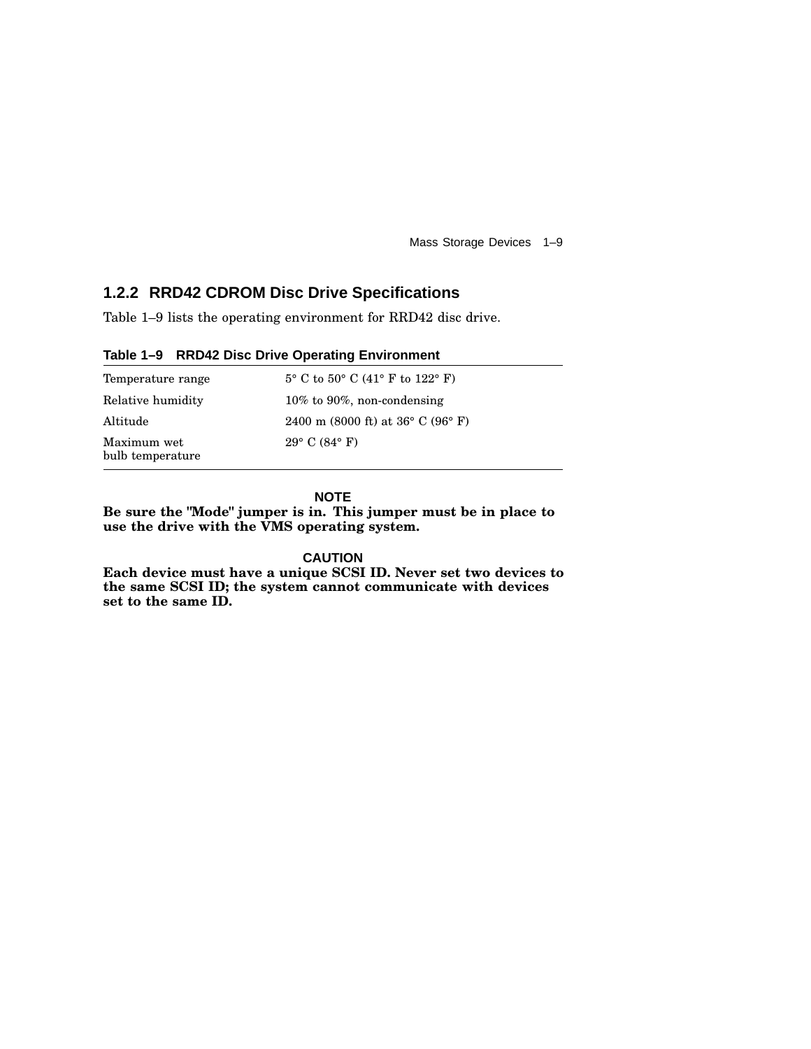### 1.2.2 RRD42 CDROM Disc Drive Specifications

Table 1–9 lists the operating environment for RRD42 disc drive.

**Table 1–9 RRD42 Disc Drive Operating Environment**

| | |
|---|---|
| Temperature range | 5° C to 50° C (41° F to 122° F) |
| Relative humidity | 10% to 90%, non-condensing |
| Altitude | 2400 m (8000 ft) at 36° C (96° F) |
| Maximum wet bulb temperature | 29° C (84° F) |

**NOTE**

**Be sure the "Mode" jumper is in. This jumper must be in place to use the drive with the VMS operating system.**

**CAUTION**

**Each device must have a unique SCSI ID. Never set two devices to the same SCSI ID; the system cannot communicate with devices set to the same ID.**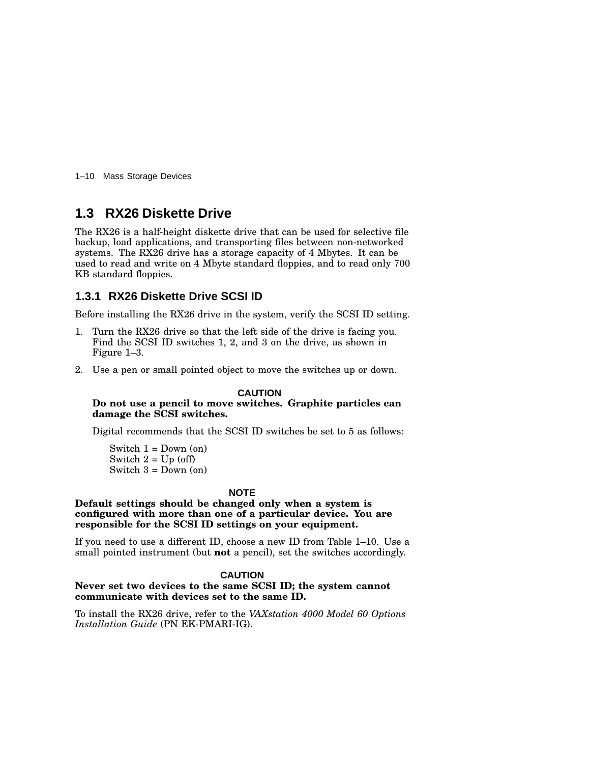## 1.3 RX26 Diskette Drive

The RX26 is a half-height diskette drive that can be used for selective file backup, load applications, and transporting files between non-networked systems. The RX26 drive has a storage capacity of 4 Mbytes. It can be used to read and write on 4 Mbyte standard floppies, and to read only 700 KB standard floppies.

### 1.3.1 RX26 Diskette Drive SCSI ID

Before installing the RX26 drive in the system, verify the SCSI ID setting.

1. Turn the RX26 drive so that the left side of the drive is facing you. Find the SCSI ID switches 1, 2, and 3 on the drive, as shown in Figure 1–3.
2. Use a pen or small pointed object to move the switches up or down.

   **CAUTION**

   **Do not use a pencil to move switches. Graphite particles can damage the SCSI switches.**

   Digital recommends that the SCSI ID switches be set to 5 as follows:

   Switch 1 = Down (on)
   Switch 2 = Up (off)
   Switch 3 = Down (on)

**NOTE**

**Default settings should be changed only when a system is configured with more than one of a particular device. You are responsible for the SCSI ID settings on your equipment.**

If you need to use a different ID, choose a new ID from Table 1–10. Use a small pointed instrument (but **not** a pencil), set the switches accordingly.

**CAUTION**

**Never set two devices to the same SCSI ID; the system cannot communicate with devices set to the same ID.**

To install the RX26 drive, refer to the *VAXstation 4000 Model 60 Options Installation Guide* (PN EK-PMARI-IG).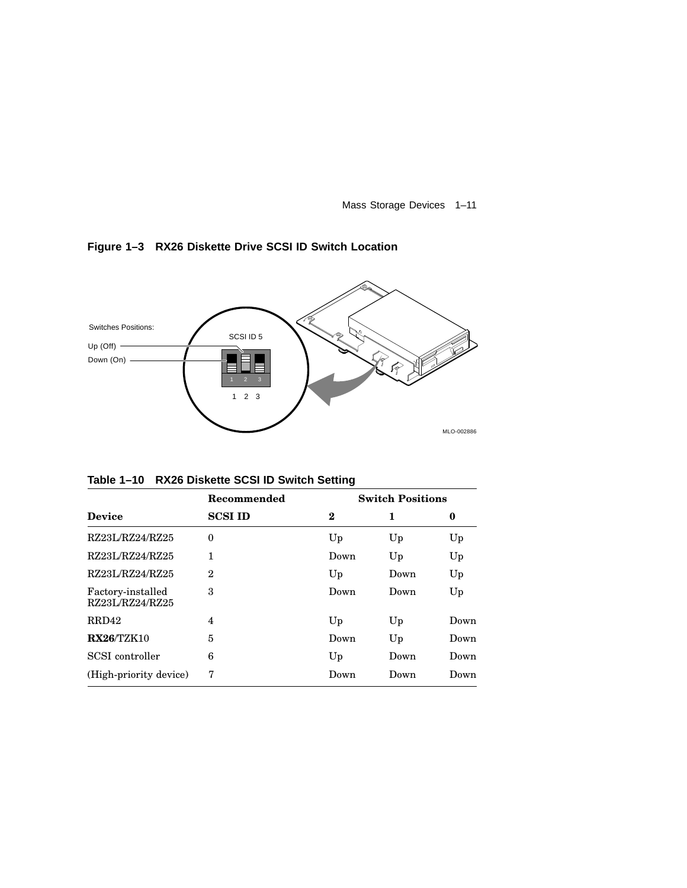**Figure 1–3 RX26 Diskette Drive SCSI ID Switch Location**

Switches Positions:

Up (Off)

Down (On)

SCSI ID 5

1 2 3

MLO-002886

**Table 1–10 RX26 Diskette SCSI ID Switch Setting**

| | Recommended | Switch Positions | | |
|---|---|---|---|---|
| **Device** | **SCSI ID** | **2** | **1** | **0** |
| RZ23L/RZ24/RZ25 | 0 | Up | Up | Up |
| RZ23L/RZ24/RZ25 | 1 | Down | Up | Up |
| RZ23L/RZ24/RZ25 | 2 | Up | Down | Up |
| Factory-installed RZ23L/RZ24/RZ25 | 3 | Down | Down | Up |
| RRD42 | 4 | Up | Up | Down |
| **RX26**/TZK10 | 5 | Down | Up | Down |
| SCSI controller | 6 | Up | Down | Down |
| (High-priority device) | 7 | Down | Down | Down |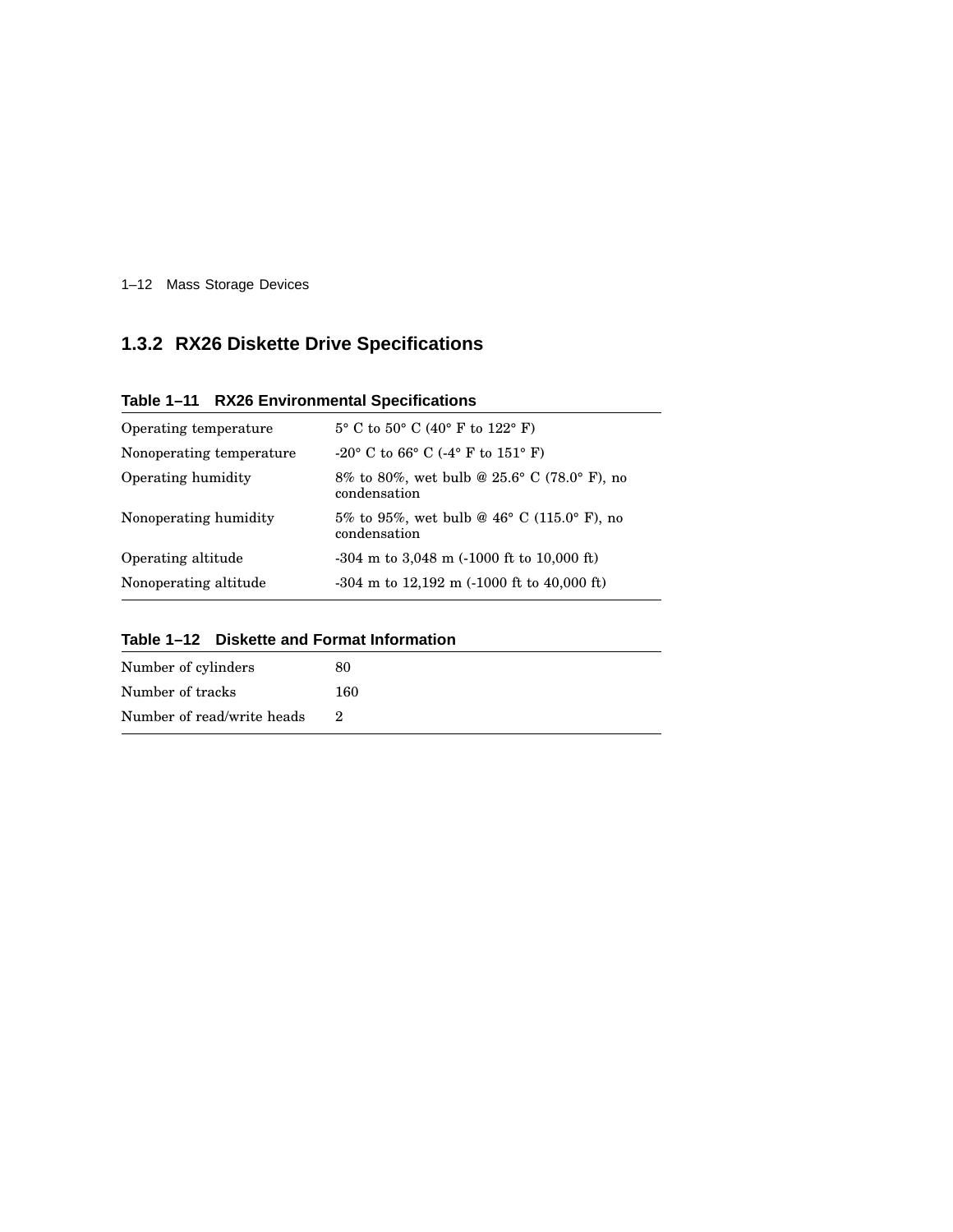### 1.3.2 RX26 Diskette Drive Specifications

**Table 1–11 RX26 Environmental Specifications**

| | |
|---|---|
| Operating temperature | 5° C to 50° C (40° F to 122° F) |
| Nonoperating temperature | -20° C to 66° C (-4° F to 151° F) |
| Operating humidity | 8% to 80%, wet bulb @ 25.6° C (78.0° F), no condensation |
| Nonoperating humidity | 5% to 95%, wet bulb @ 46° C (115.0° F), no condensation |
| Operating altitude | -304 m to 3,048 m (-1000 ft to 10,000 ft) |
| Nonoperating altitude | -304 m to 12,192 m (-1000 ft to 40,000 ft) |

**Table 1–12 Diskette and Format Information**

| | |
|---|---|
| Number of cylinders | 80 |
| Number of tracks | 160 |
| Number of read/write heads | 2 |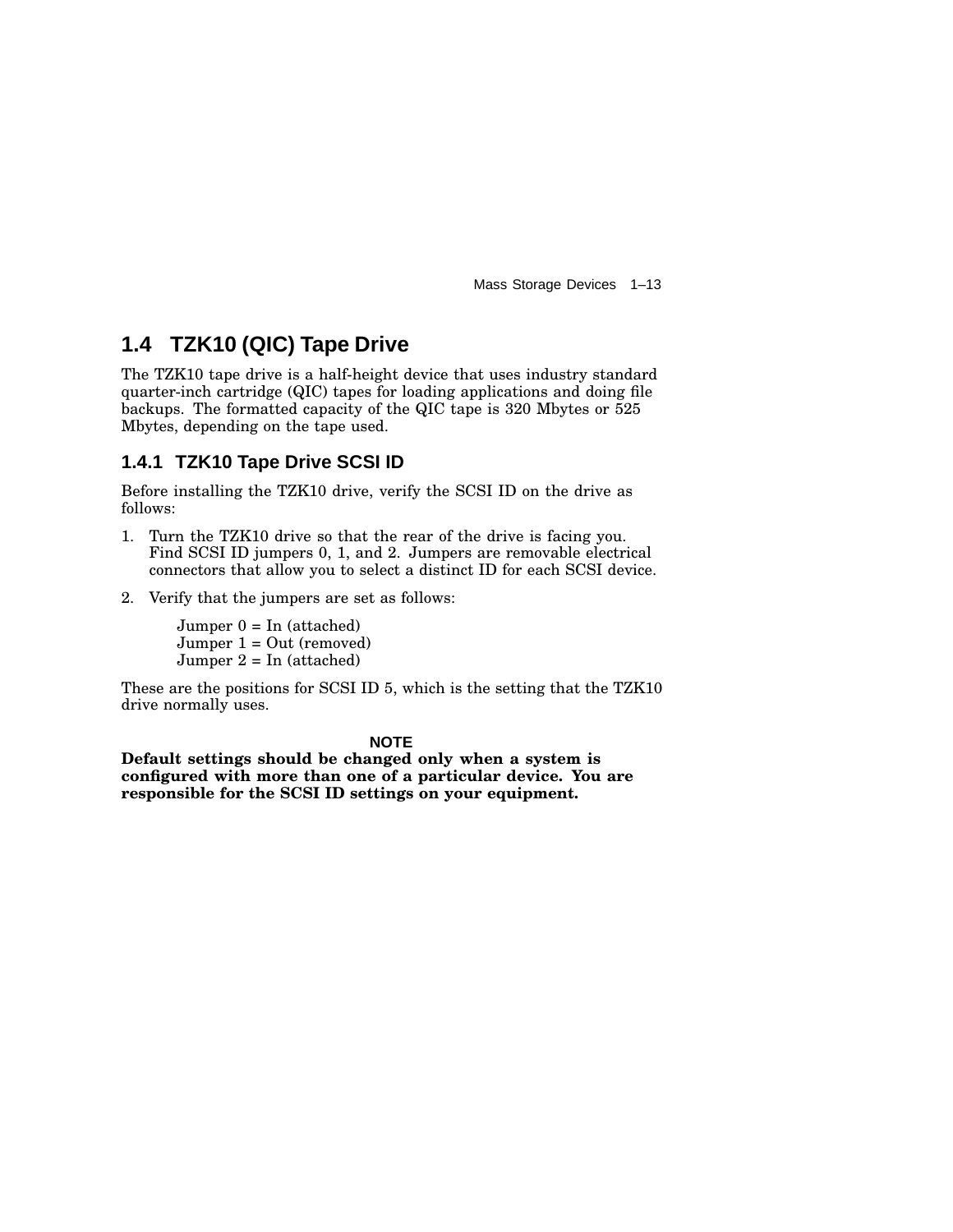## 1.4 TZK10 (QIC) Tape Drive

The TZK10 tape drive is a half-height device that uses industry standard quarter-inch cartridge (QIC) tapes for loading applications and doing file backups. The formatted capacity of the QIC tape is 320 Mbytes or 525 Mbytes, depending on the tape used.

### 1.4.1 TZK10 Tape Drive SCSI ID

Before installing the TZK10 drive, verify the SCSI ID on the drive as follows:

1. Turn the TZK10 drive so that the rear of the drive is facing you. Find SCSI ID jumpers 0, 1, and 2. Jumpers are removable electrical connectors that allow you to select a distinct ID for each SCSI device.
2. Verify that the jumpers are set as follows:

   Jumper 0 = In (attached)
   Jumper 1 = Out (removed)
   Jumper 2 = In (attached)

These are the positions for SCSI ID 5, which is the setting that the TZK10 drive normally uses.

**NOTE**

**Default settings should be changed only when a system is configured with more than one of a particular device. You are responsible for the SCSI ID settings on your equipment.**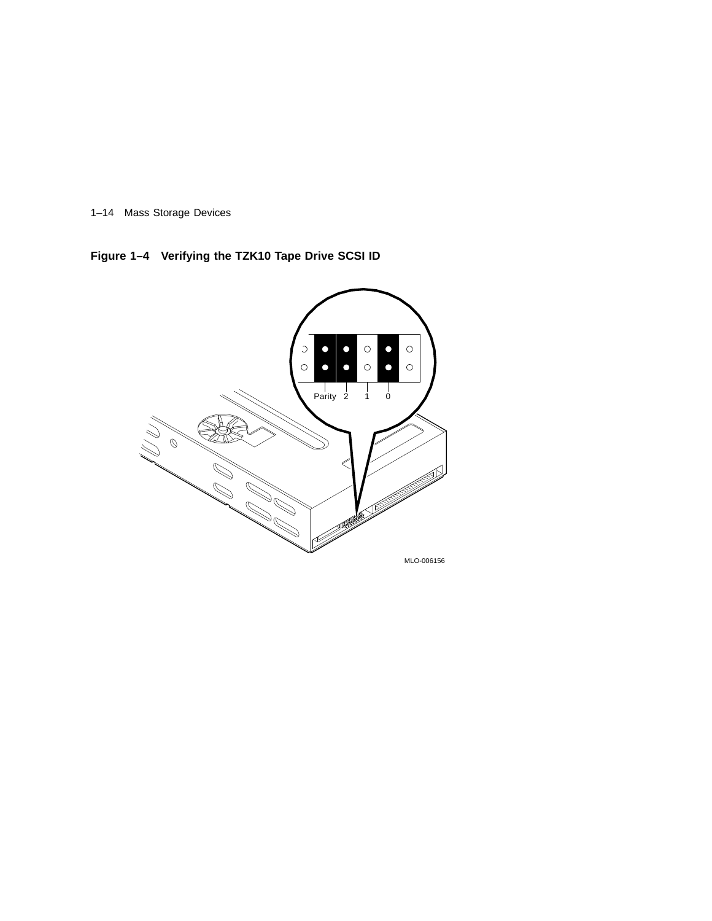**Figure 1–4 Verifying the TZK10 Tape Drive SCSI ID**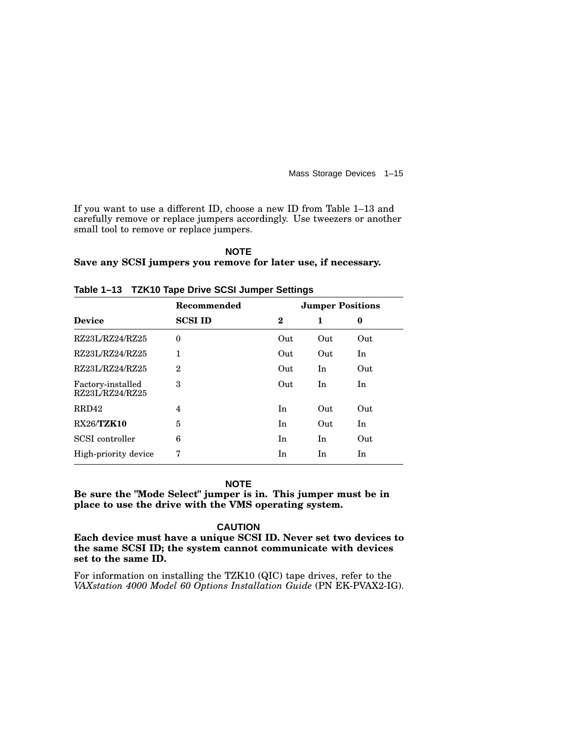If you want to use a different ID, choose a new ID from Table 1–13 and carefully remove or replace jumpers accordingly. Use tweezers or another small tool to remove or replace jumpers.

**NOTE**

**Save any SCSI jumpers you remove for later use, if necessary.**

**Table 1–13 TZK10 Tape Drive SCSI Jumper Settings**

| Device | Recommended SCSI ID | Jumper Positions 2 | 1 | 0 |
|---|---|---|---|---|
| RZ23L/RZ24/RZ25 | 0 | Out | Out | Out |
| RZ23L/RZ24/RZ25 | 1 | Out | Out | In |
| RZ23L/RZ24/RZ25 | 2 | Out | In | Out |
| Factory-installed RZ23L/RZ24/RZ25 | 3 | Out | In | In |
| RRD42 | 4 | In | Out | Out |
| RX26/**TZK10** | 5 | In | Out | In |
| SCSI controller | 6 | In | In | Out |
| High-priority device | 7 | In | In | In |

**NOTE**

**Be sure the "Mode Select" jumper is in. This jumper must be in place to use the drive with the VMS operating system.**

**CAUTION**

**Each device must have a unique SCSI ID. Never set two devices to the same SCSI ID; the system cannot communicate with devices set to the same ID.**

For information on installing the TZK10 (QIC) tape drives, refer to the *VAXstation 4000 Model 60 Options Installation Guide* (PN EK-PVAX2-IG).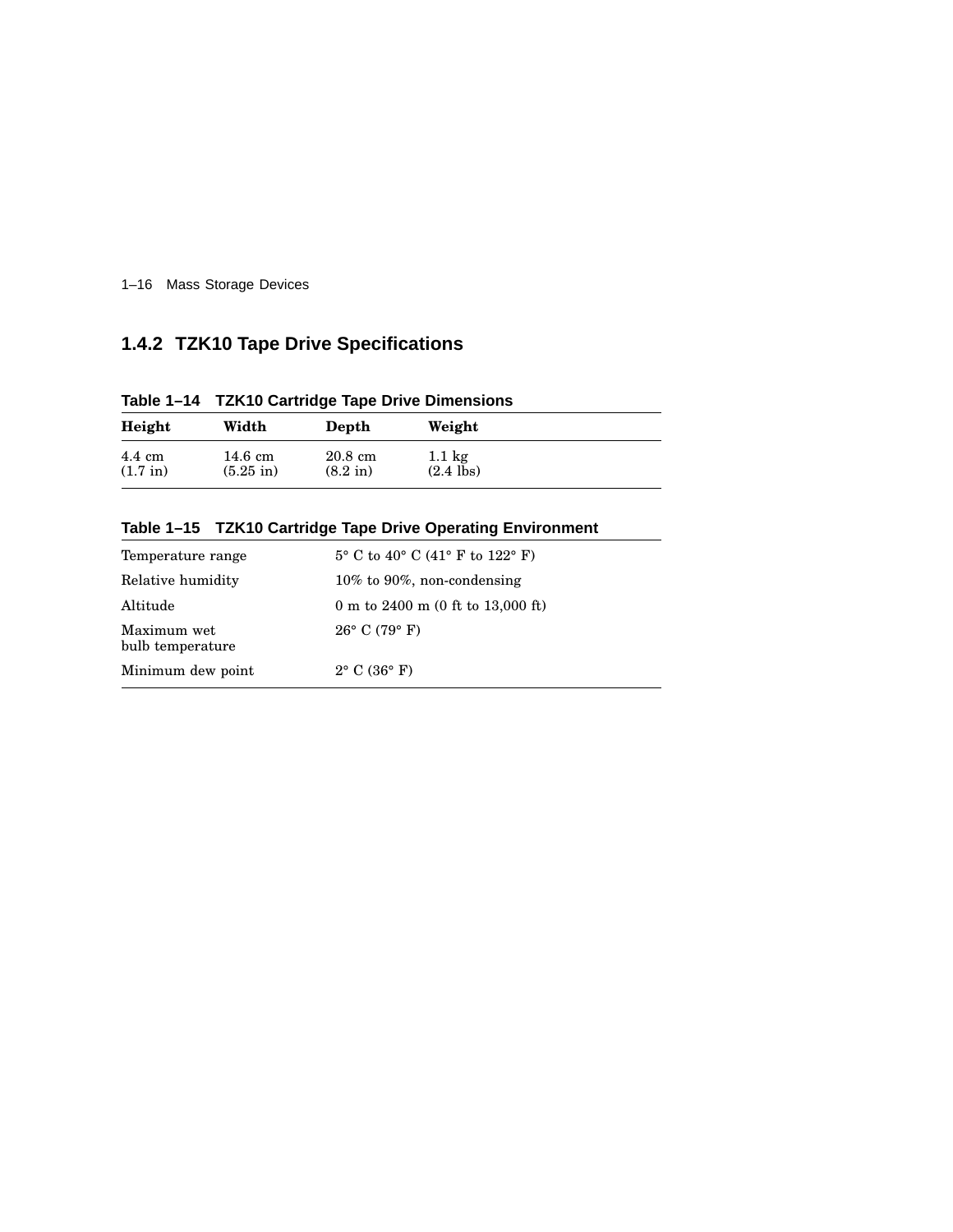### 1.4.2 TZK10 Tape Drive Specifications

**Table 1–14 TZK10 Cartridge Tape Drive Dimensions**

| Height | Width | Depth | Weight |
|---|---|---|---|
| 4.4 cm (1.7 in) | 14.6 cm (5.25 in) | 20.8 cm (8.2 in) | 1.1 kg (2.4 lbs) |

**Table 1–15 TZK10 Cartridge Tape Drive Operating Environment**

| | |
|---|---|
| Temperature range | 5° C to 40° C (41° F to 122° F) |
| Relative humidity | 10% to 90%, non-condensing |
| Altitude | 0 m to 2400 m (0 ft to 13,000 ft) |
| Maximum wet bulb temperature | 26° C (79° F) |
| Minimum dew point | 2° C (36° F) |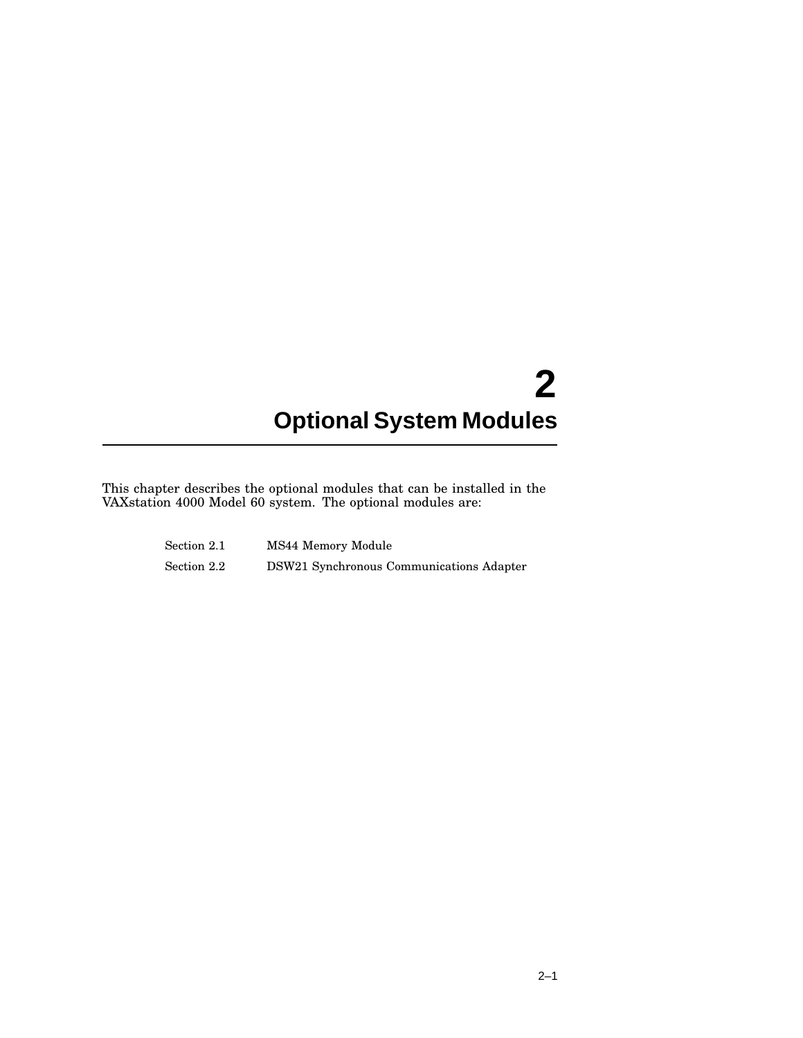# 2 Optional System Modules

This chapter describes the optional modules that can be installed in the VAXstation 4000 Model 60 system. The optional modules are:

| | |
|---|---|
| Section 2.1 | MS44 Memory Module |
| Section 2.2 | DSW21 Synchronous Communications Adapter |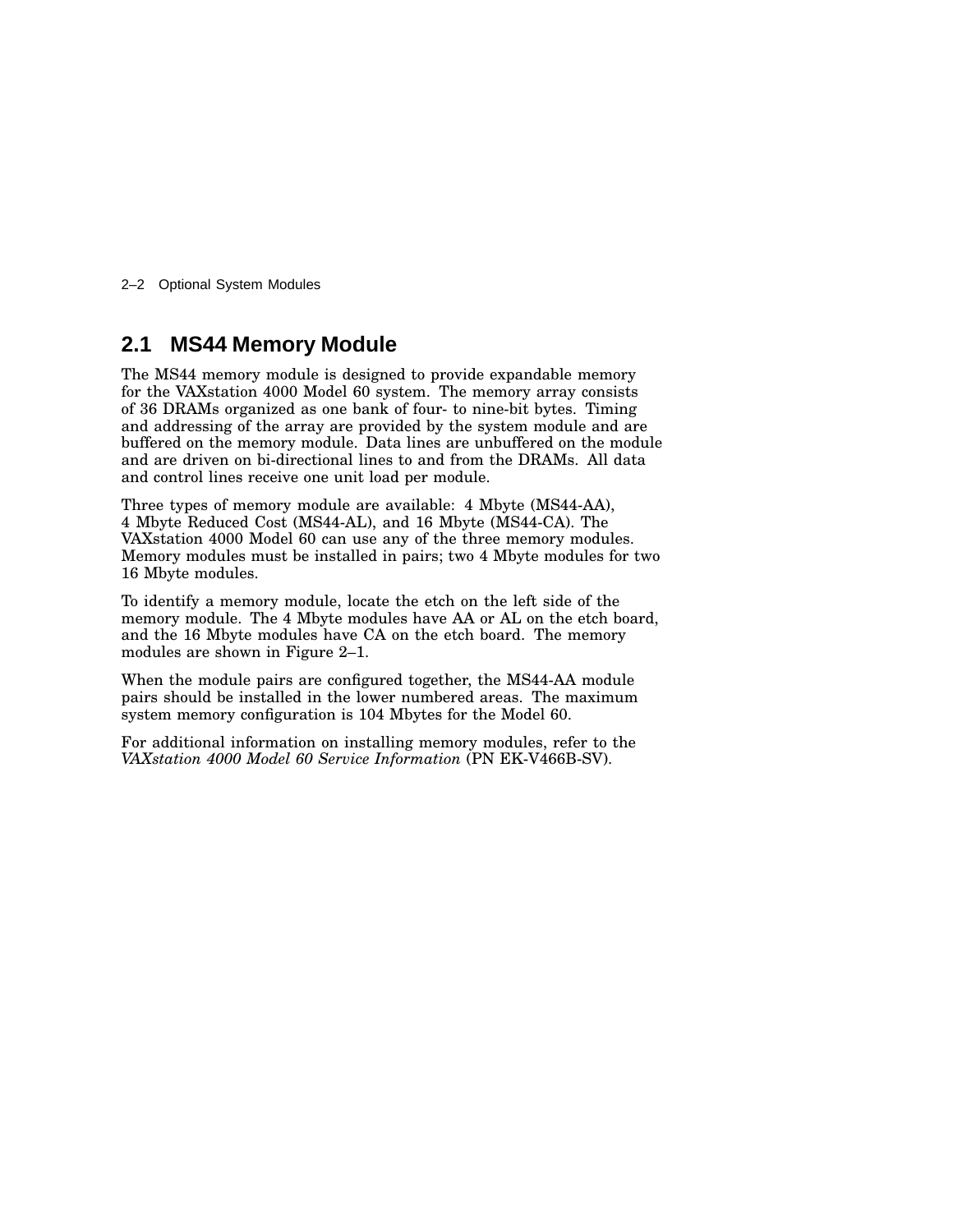## 2.1 MS44 Memory Module

The MS44 memory module is designed to provide expandable memory for the VAXstation 4000 Model 60 system. The memory array consists of 36 DRAMs organized as one bank of four- to nine-bit bytes. Timing and addressing of the array are provided by the system module and are buffered on the memory module. Data lines are unbuffered on the module and are driven on bi-directional lines to and from the DRAMs. All data and control lines receive one unit load per module.

Three types of memory module are available: 4 Mbyte (MS44-AA), 4 Mbyte Reduced Cost (MS44-AL), and 16 Mbyte (MS44-CA). The VAXstation 4000 Model 60 can use any of the three memory modules. Memory modules must be installed in pairs; two 4 Mbyte modules for two 16 Mbyte modules.

To identify a memory module, locate the etch on the left side of the memory module. The 4 Mbyte modules have AA or AL on the etch board, and the 16 Mbyte modules have CA on the etch board. The memory modules are shown in Figure 2–1.

When the module pairs are configured together, the MS44-AA module pairs should be installed in the lower numbered areas. The maximum system memory configuration is 104 Mbytes for the Model 60.

For additional information on installing memory modules, refer to the *VAXstation 4000 Model 60 Service Information* (PN EK-V466B-SV).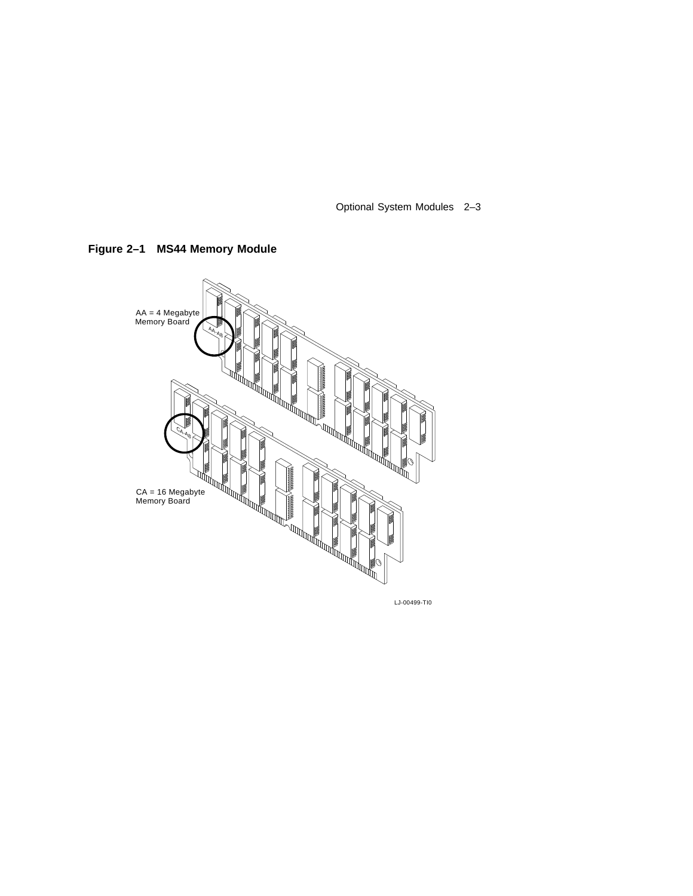**Figure 2–1 MS44 Memory Module**

AA = 4 Megabyte Memory Board

AA–A6

CA–A8

CA = 16 Megabyte Memory Board

LJ-00499-TI0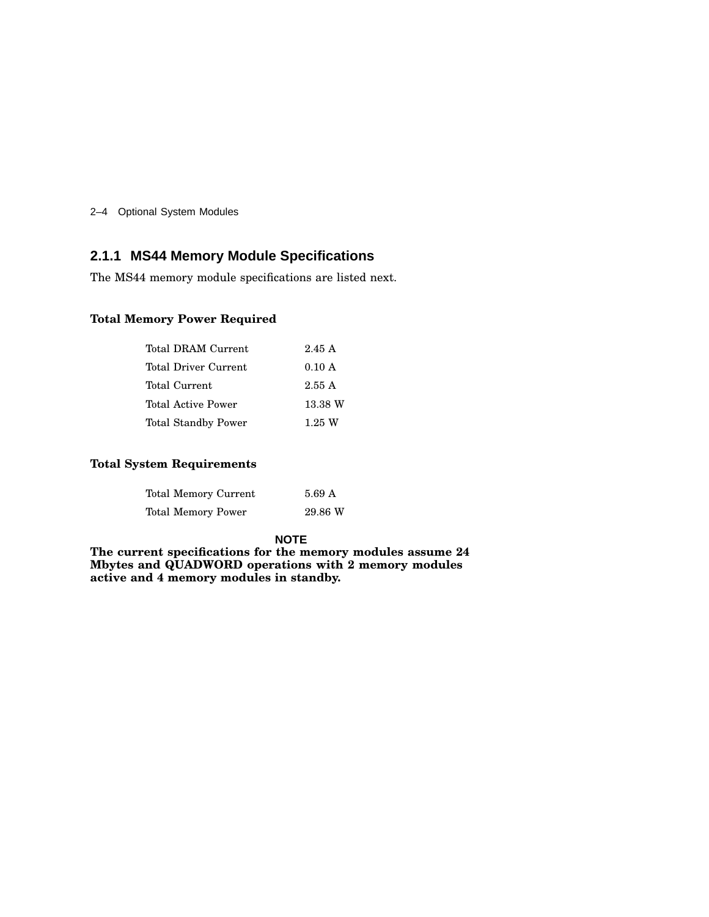### 2.1.1 MS44 Memory Module Specifications

The MS44 memory module specifications are listed next.

**Total Memory Power Required**

| | |
|---|---|
| Total DRAM Current | 2.45 A |
| Total Driver Current | 0.10 A |
| Total Current | 2.55 A |
| Total Active Power | 13.38 W |
| Total Standby Power | 1.25 W |

**Total System Requirements**

| | |
|---|---|
| Total Memory Current | 5.69 A |
| Total Memory Power | 29.86 W |

**NOTE**

**The current specifications for the memory modules assume 24 Mbytes and QUADWORD operations with 2 memory modules active and 4 memory modules in standby.**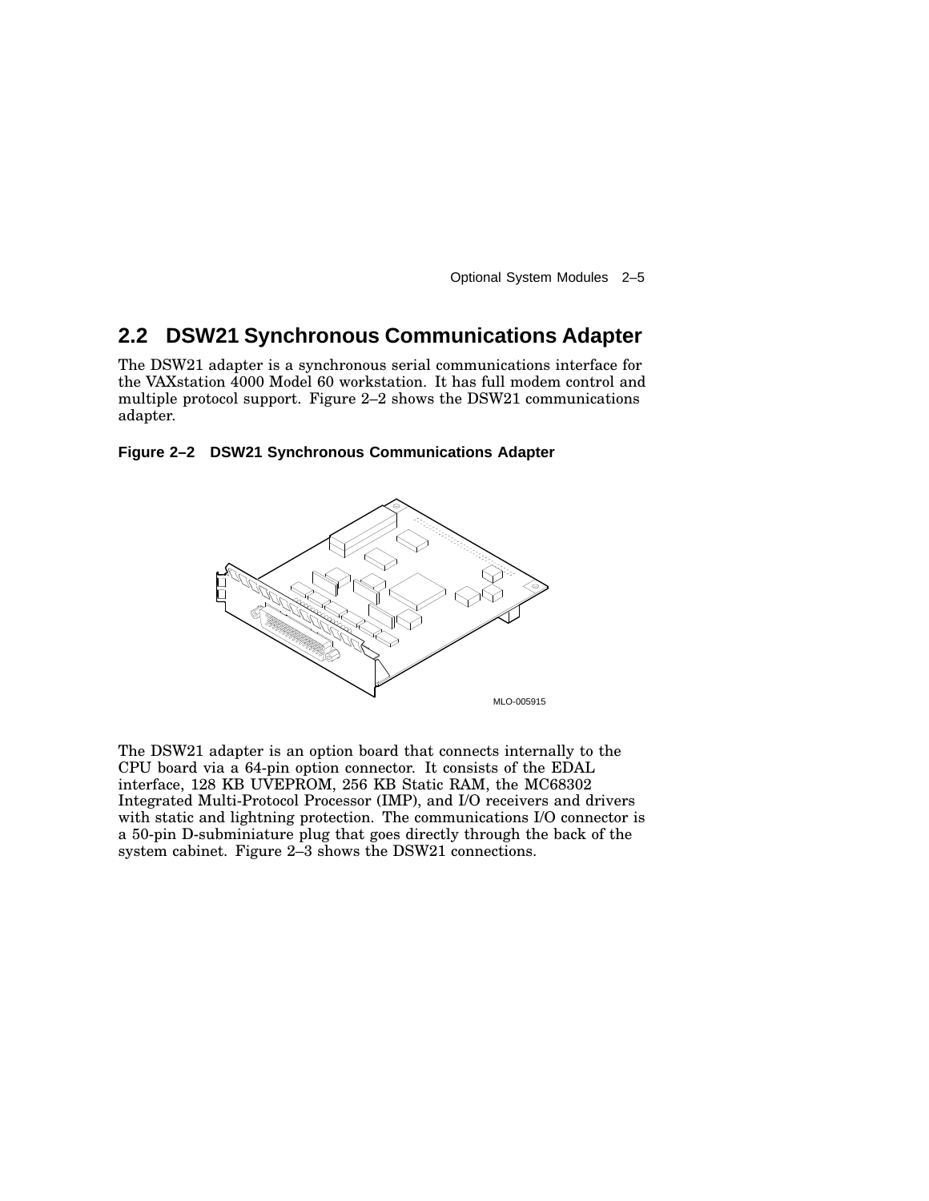## 2.2 DSW21 Synchronous Communications Adapter

The DSW21 adapter is a synchronous serial communications interface for the VAXstation 4000 Model 60 workstation. It has full modem control and multiple protocol support. Figure 2–2 shows the DSW21 communications adapter.

**Figure 2–2 DSW21 Synchronous Communications Adapter**

MLO-005915

The DSW21 adapter is an option board that connects internally to the CPU board via a 64-pin option connector. It consists of the EDAL interface, 128 KB UVEPROM, 256 KB Static RAM, the MC68302 Integrated Multi-Protocol Processor (IMP), and I/O receivers and drivers with static and lightning protection. The communications I/O connector is a 50-pin D-subminiature plug that goes directly through the back of the system cabinet. Figure 2–3 shows the DSW21 connections.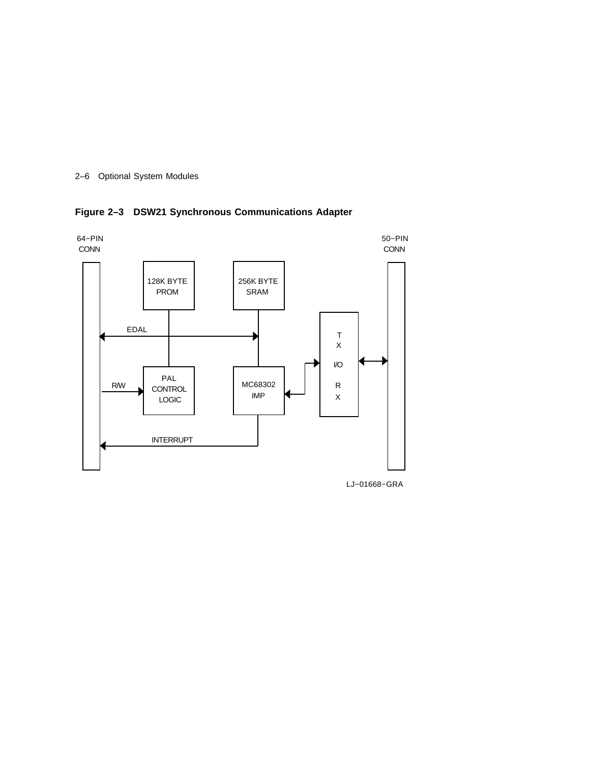**Figure 2–3 DSW21 Synchronous Communications Adapter**

64−PIN CONN

50−PIN CONN

128K BYTE PROM

256K BYTE SRAM

EDAL

TX

I/O

RX

R/W

PAL CONTROL LOGIC

MC68302 IMP

INTERRUPT

LJ−01668−GRA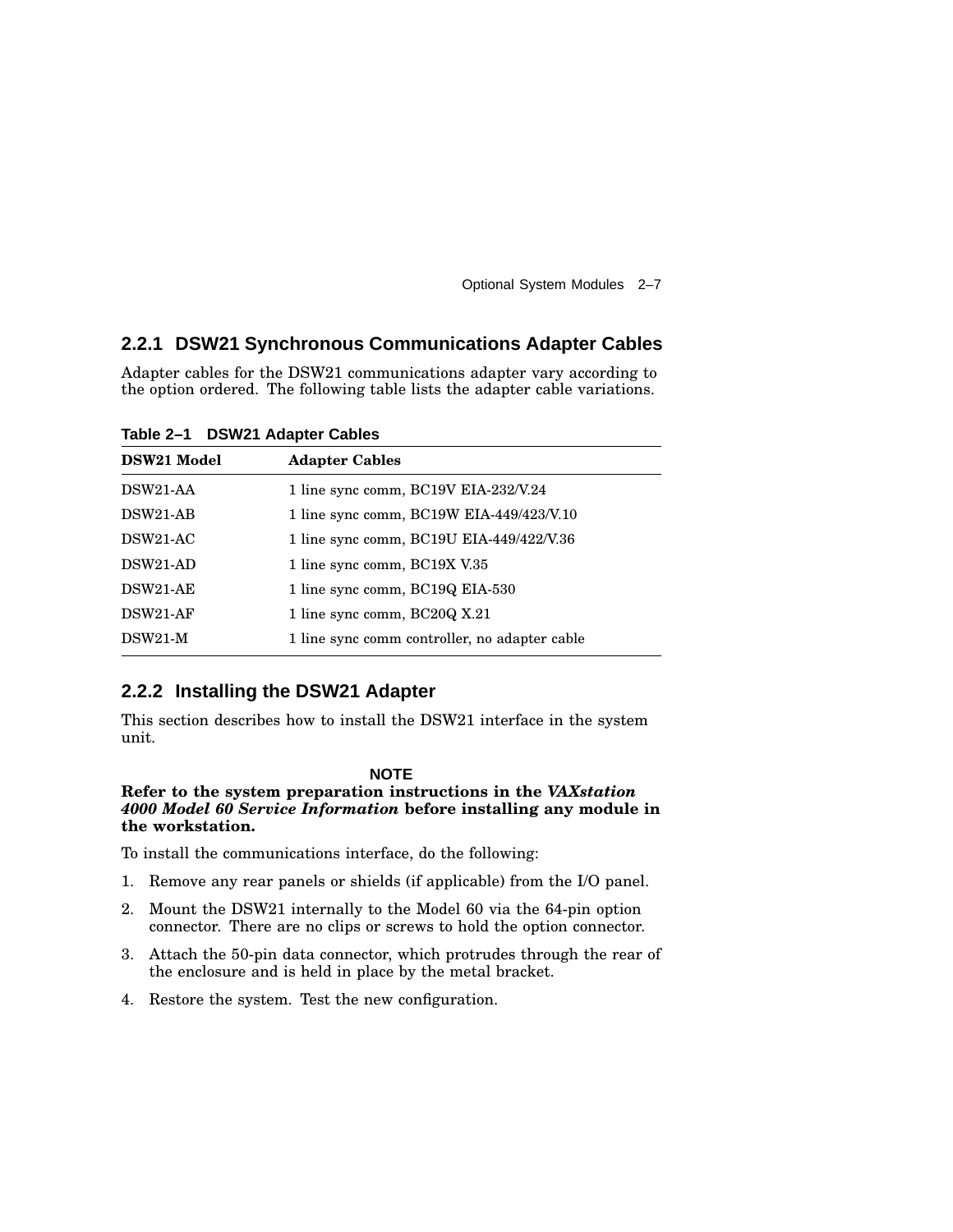### 2.2.1 DSW21 Synchronous Communications Adapter Cables

Adapter cables for the DSW21 communications adapter vary according to the option ordered. The following table lists the adapter cable variations.

**Table 2–1 DSW21 Adapter Cables**

| DSW21 Model | Adapter Cables |
| --- | --- |
| DSW21-AA | 1 line sync comm, BC19V EIA-232/V.24 |
| DSW21-AB | 1 line sync comm, BC19W EIA-449/423/V.10 |
| DSW21-AC | 1 line sync comm, BC19U EIA-449/422/V.36 |
| DSW21-AD | 1 line sync comm, BC19X V.35 |
| DSW21-AE | 1 line sync comm, BC19Q EIA-530 |
| DSW21-AF | 1 line sync comm, BC20Q X.21 |
| DSW21-M | 1 line sync comm controller, no adapter cable |

### 2.2.2 Installing the DSW21 Adapter

This section describes how to install the DSW21 interface in the system unit.

**NOTE**

**Refer to the system preparation instructions in the *VAXstation 4000 Model 60 Service Information* before installing any module in the workstation.**

To install the communications interface, do the following:

1. Remove any rear panels or shields (if applicable) from the I/O panel.
2. Mount the DSW21 internally to the Model 60 via the 64-pin option connector. There are no clips or screws to hold the option connector.
3. Attach the 50-pin data connector, which protrudes through the rear of the enclosure and is held in place by the metal bracket.
4. Restore the system. Test the new configuration.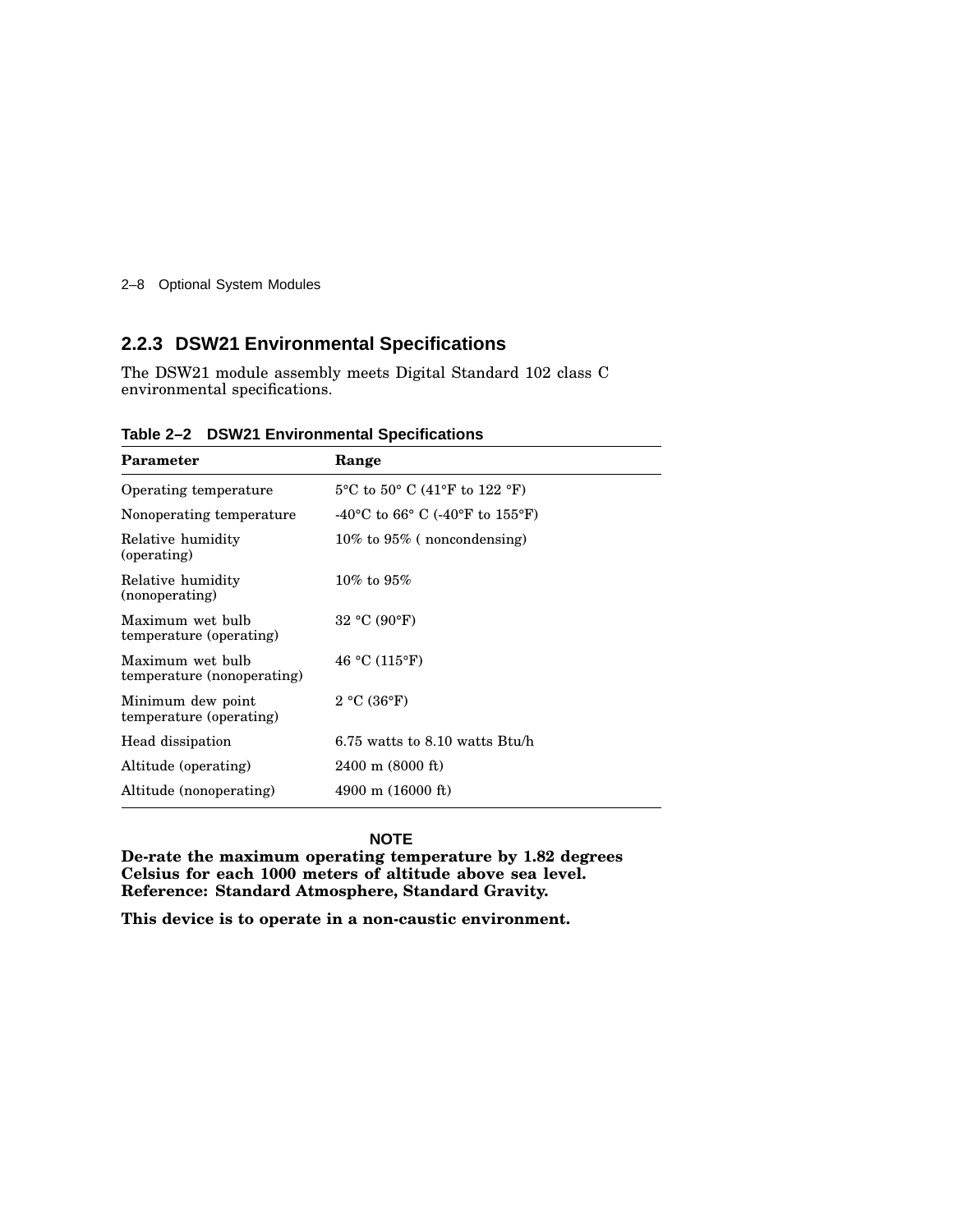### 2.2.3 DSW21 Environmental Specifications

The DSW21 module assembly meets Digital Standard 102 class C environmental specifications.

**Table 2–2 DSW21 Environmental Specifications**

| Parameter | Range |
|---|---|
| Operating temperature | 5°C to 50° C (41°F to 122 °F) |
| Nonoperating temperature | -40°C to 66° C (-40°F to 155°F) |
| Relative humidity (operating) | 10% to 95% ( noncondensing) |
| Relative humidity (nonoperating) | 10% to 95% |
| Maximum wet bulb temperature (operating) | 32 °C (90°F) |
| Maximum wet bulb temperature (nonoperating) | 46 °C (115°F) |
| Minimum dew point temperature (operating) | 2 °C (36°F) |
| Head dissipation | 6.75 watts to 8.10 watts Btu/h |
| Altitude (operating) | 2400 m (8000 ft) |
| Altitude (nonoperating) | 4900 m (16000 ft) |

**NOTE**

**De-rate the maximum operating temperature by 1.82 degrees Celsius for each 1000 meters of altitude above sea level. Reference: Standard Atmosphere, Standard Gravity.**

**This device is to operate in a non-caustic environment.**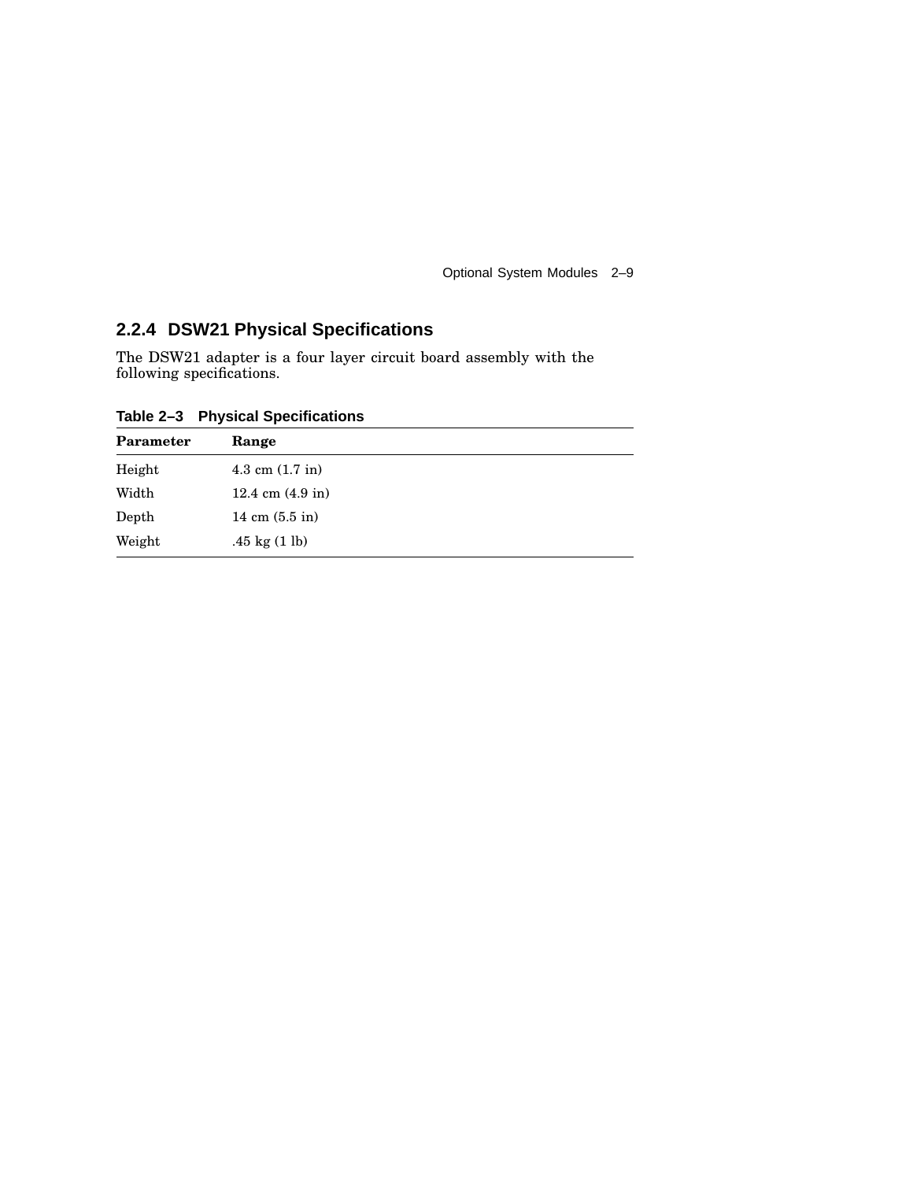### 2.2.4 DSW21 Physical Specifications

The DSW21 adapter is a four layer circuit board assembly with the following specifications.

**Table 2–3 Physical Specifications**

| Parameter | Range |
|---|---|
| Height | 4.3 cm (1.7 in) |
| Width | 12.4 cm (4.9 in) |
| Depth | 14 cm (5.5 in) |
| Weight | .45 kg (1 lb) |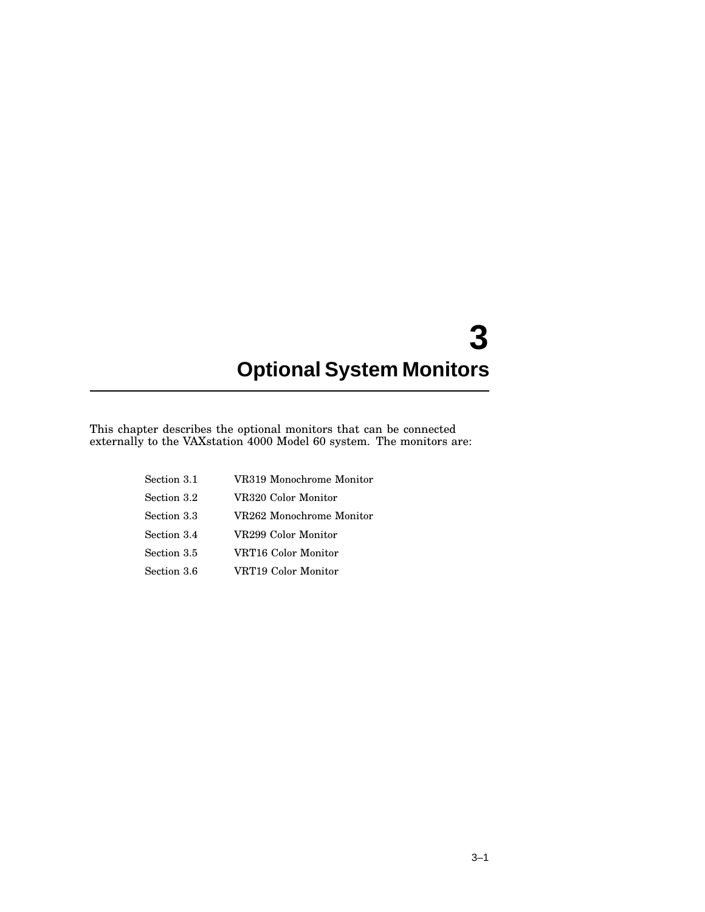# 3 Optional System Monitors

This chapter describes the optional monitors that can be connected externally to the VAXstation 4000 Model 60 system. The monitors are:

| | |
|---|---|
| Section 3.1 | VR319 Monochrome Monitor |
| Section 3.2 | VR320 Color Monitor |
| Section 3.3 | VR262 Monochrome Monitor |
| Section 3.4 | VR299 Color Monitor |
| Section 3.5 | VRT16 Color Monitor |
| Section 3.6 | VRT19 Color Monitor |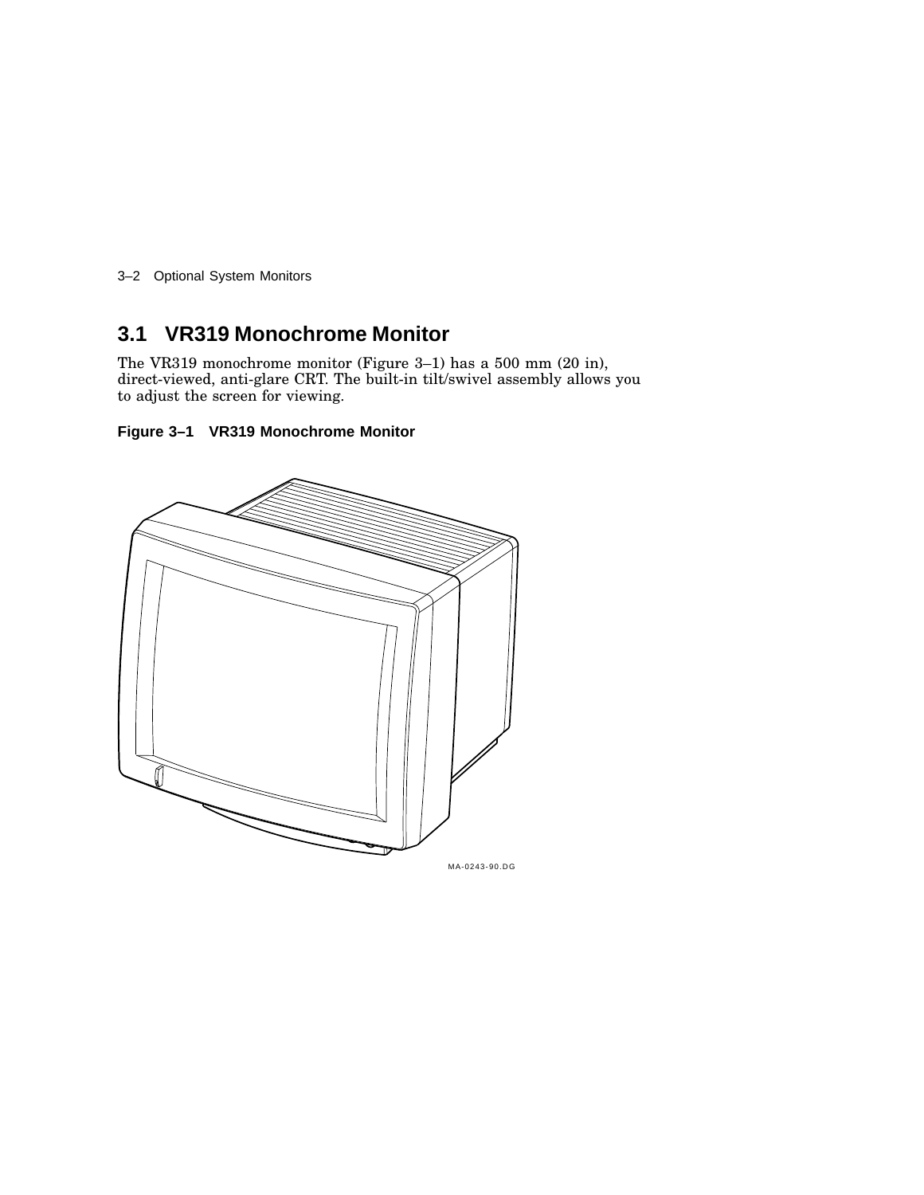## 3.1 VR319 Monochrome Monitor

The VR319 monochrome monitor (Figure 3–1) has a 500 mm (20 in), direct-viewed, anti-glare CRT. The built-in tilt/swivel assembly allows you to adjust the screen for viewing.

**Figure 3–1 VR319 Monochrome Monitor**

MA-0243-90.DG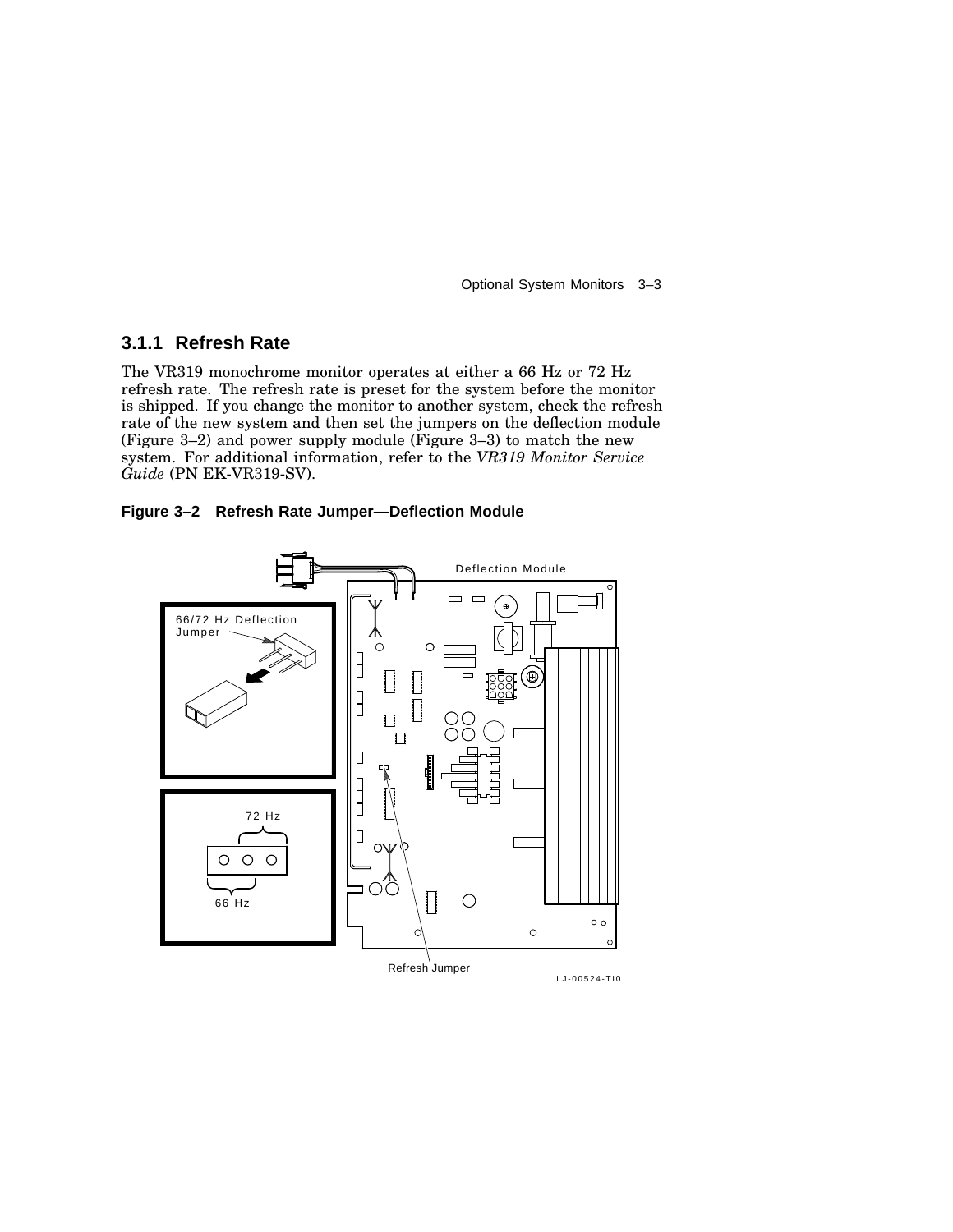### 3.1.1 Refresh Rate

The VR319 monochrome monitor operates at either a 66 Hz or 72 Hz refresh rate. The refresh rate is preset for the system before the monitor is shipped. If you change the monitor to another system, check the refresh rate of the new system and then set the jumpers on the deflection module (Figure 3–2) and power supply module (Figure 3–3) to match the new system. For additional information, refer to the *VR319 Monitor Service Guide* (PN EK-VR319-SV).

**Figure 3–2 Refresh Rate Jumper—Deflection Module**

Deflection Module

66/72 Hz Deflection Jumper

72 Hz

66 Hz

Refresh Jumper

LJ-00524-TI0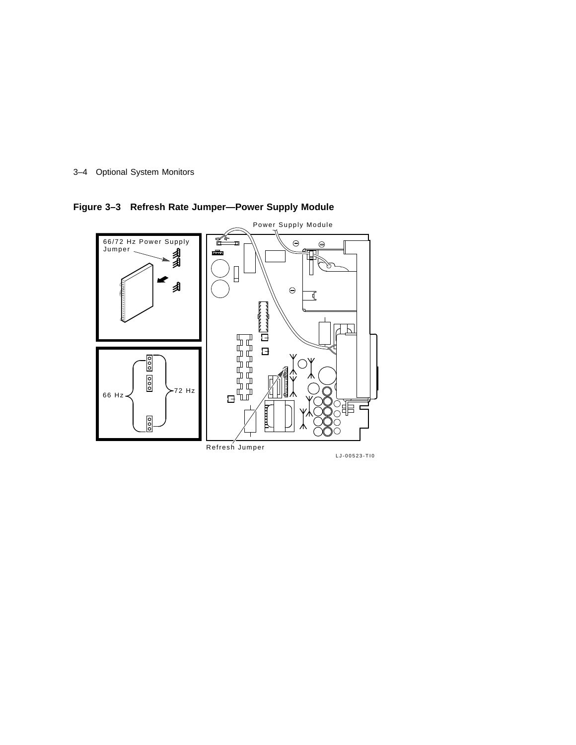**Figure 3–3 Refresh Rate Jumper—Power Supply Module**

Power Supply Module

66/72 Hz Power Supply Jumper

66 Hz

72 Hz

Refresh Jumper

LJ-00523-TI0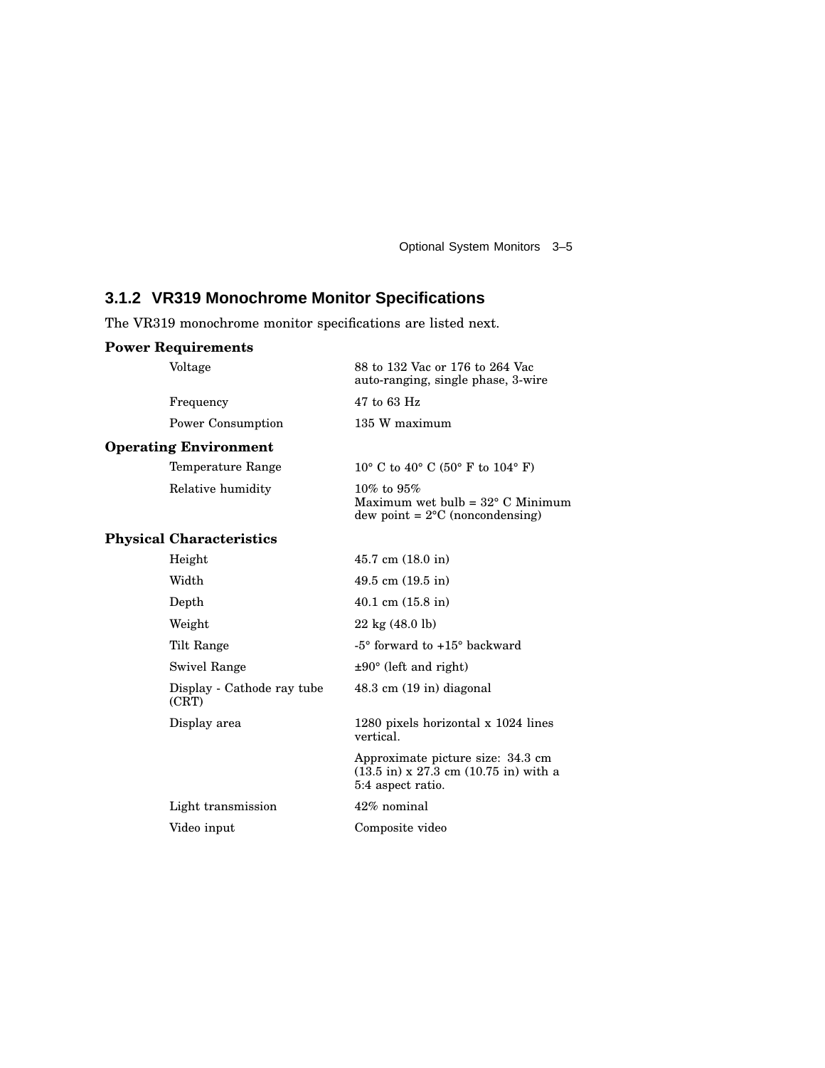### 3.1.2 VR319 Monochrome Monitor Specifications

The VR319 monochrome monitor specifications are listed next.

**Power Requirements**

| | |
|---|---|
| Voltage | 88 to 132 Vac or 176 to 264 Vac auto-ranging, single phase, 3-wire |
| Frequency | 47 to 63 Hz |
| Power Consumption | 135 W maximum |

**Operating Environment**

| | |
|---|---|
| Temperature Range | 10° C to 40° C (50° F to 104° F) |
| Relative humidity | 10% to 95%<br>Maximum wet bulb = 32° C Minimum dew point = 2°C (noncondensing) |

**Physical Characteristics**

| | |
|---|---|
| Height | 45.7 cm (18.0 in) |
| Width | 49.5 cm (19.5 in) |
| Depth | 40.1 cm (15.8 in) |
| Weight | 22 kg (48.0 lb) |
| Tilt Range | -5° forward to +15° backward |
| Swivel Range | ±90° (left and right) |
| Display - Cathode ray tube (CRT) | 48.3 cm (19 in) diagonal |
| Display area | 1280 pixels horizontal x 1024 lines vertical.<br>Approximate picture size: 34.3 cm (13.5 in) x 27.3 cm (10.75 in) with a 5:4 aspect ratio. |
| Light transmission | 42% nominal |
| Video input | Composite video |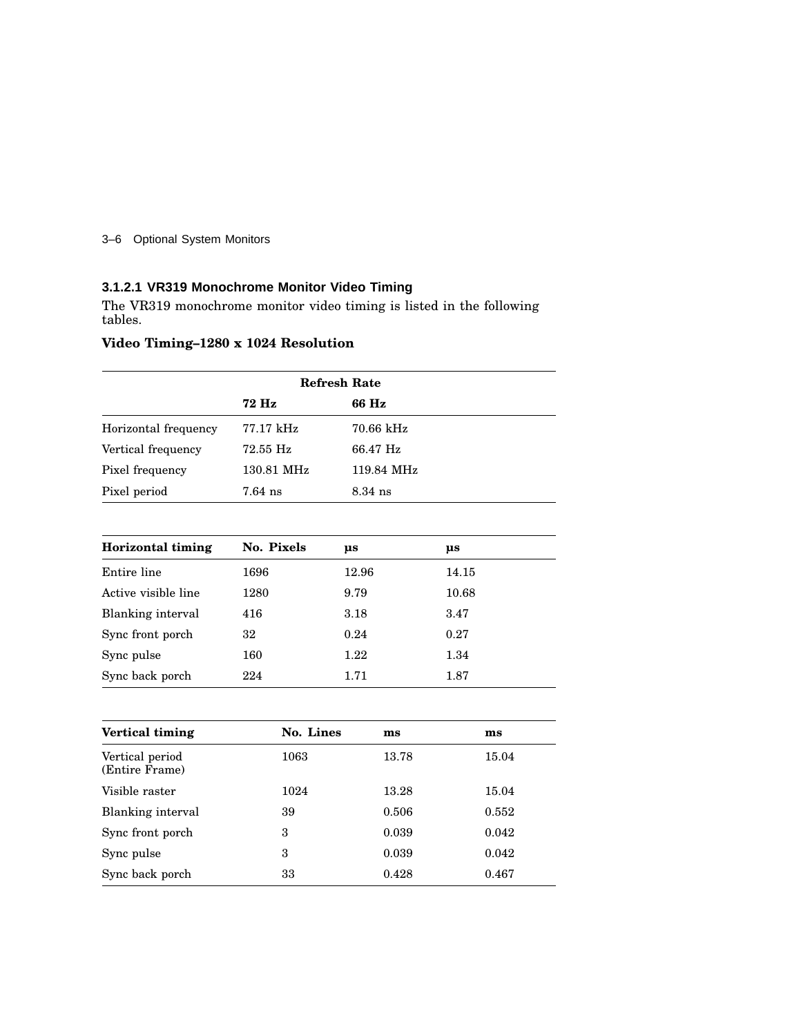### 3.1.2.1 VR319 Monochrome Monitor Video Timing

The VR319 monochrome monitor video timing is listed in the following tables.

**Video Timing–1280 x 1024 Resolution**

| | Refresh Rate | |
|---|---|---|
| | **72 Hz** | **66 Hz** |
| Horizontal frequency | 77.17 kHz | 70.66 kHz |
| Vertical frequency | 72.55 Hz | 66.47 Hz |
| Pixel frequency | 130.81 MHz | 119.84 MHz |
| Pixel period | 7.64 ns | 8.34 ns |

| Horizontal timing | No. Pixels | µs | µs |
|---|---|---|---|
| Entire line | 1696 | 12.96 | 14.15 |
| Active visible line | 1280 | 9.79 | 10.68 |
| Blanking interval | 416 | 3.18 | 3.47 |
| Sync front porch | 32 | 0.24 | 0.27 |
| Sync pulse | 160 | 1.22 | 1.34 |
| Sync back porch | 224 | 1.71 | 1.87 |

| Vertical timing | No. Lines | ms | ms |
|---|---|---|---|
| Vertical period (Entire Frame) | 1063 | 13.78 | 15.04 |
| Visible raster | 1024 | 13.28 | 15.04 |
| Blanking interval | 39 | 0.506 | 0.552 |
| Sync front porch | 3 | 0.039 | 0.042 |
| Sync pulse | 3 | 0.039 | 0.042 |
| Sync back porch | 33 | 0.428 | 0.467 |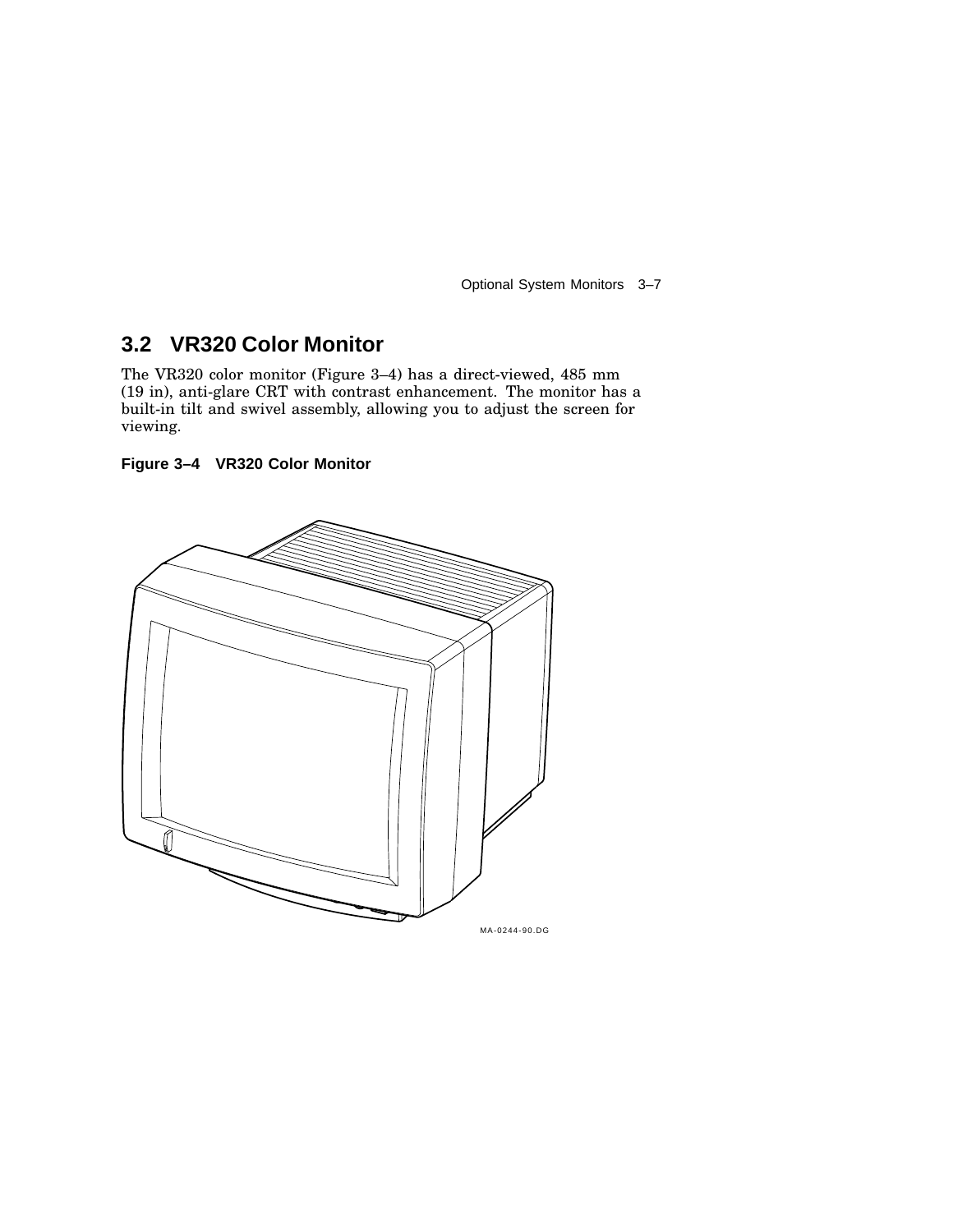## 3.2 VR320 Color Monitor

The VR320 color monitor (Figure 3–4) has a direct-viewed, 485 mm (19 in), anti-glare CRT with contrast enhancement. The monitor has a built-in tilt and swivel assembly, allowing you to adjust the screen for viewing.

**Figure 3–4 VR320 Color Monitor**

MA-0244-90.DG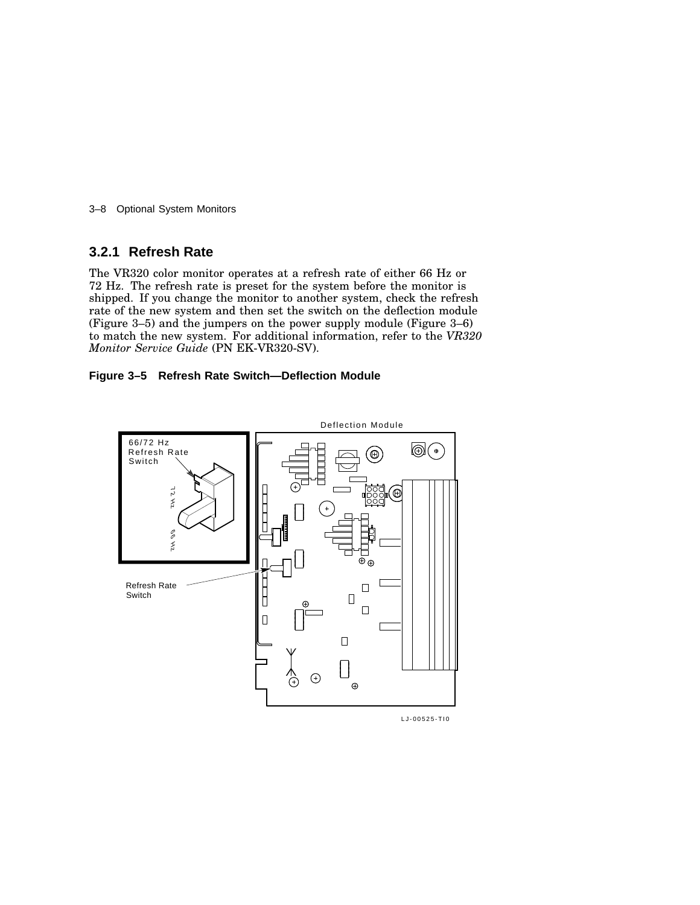### 3.2.1 Refresh Rate

The VR320 color monitor operates at a refresh rate of either 66 Hz or 72 Hz. The refresh rate is preset for the system before the monitor is shipped. If you change the monitor to another system, check the refresh rate of the new system and then set the switch on the deflection module (Figure 3–5) and the jumpers on the power supply module (Figure 3–6) to match the new system. For additional information, refer to the *VR320 Monitor Service Guide* (PN EK-VR320-SV).

**Figure 3–5 Refresh Rate Switch—Deflection Module**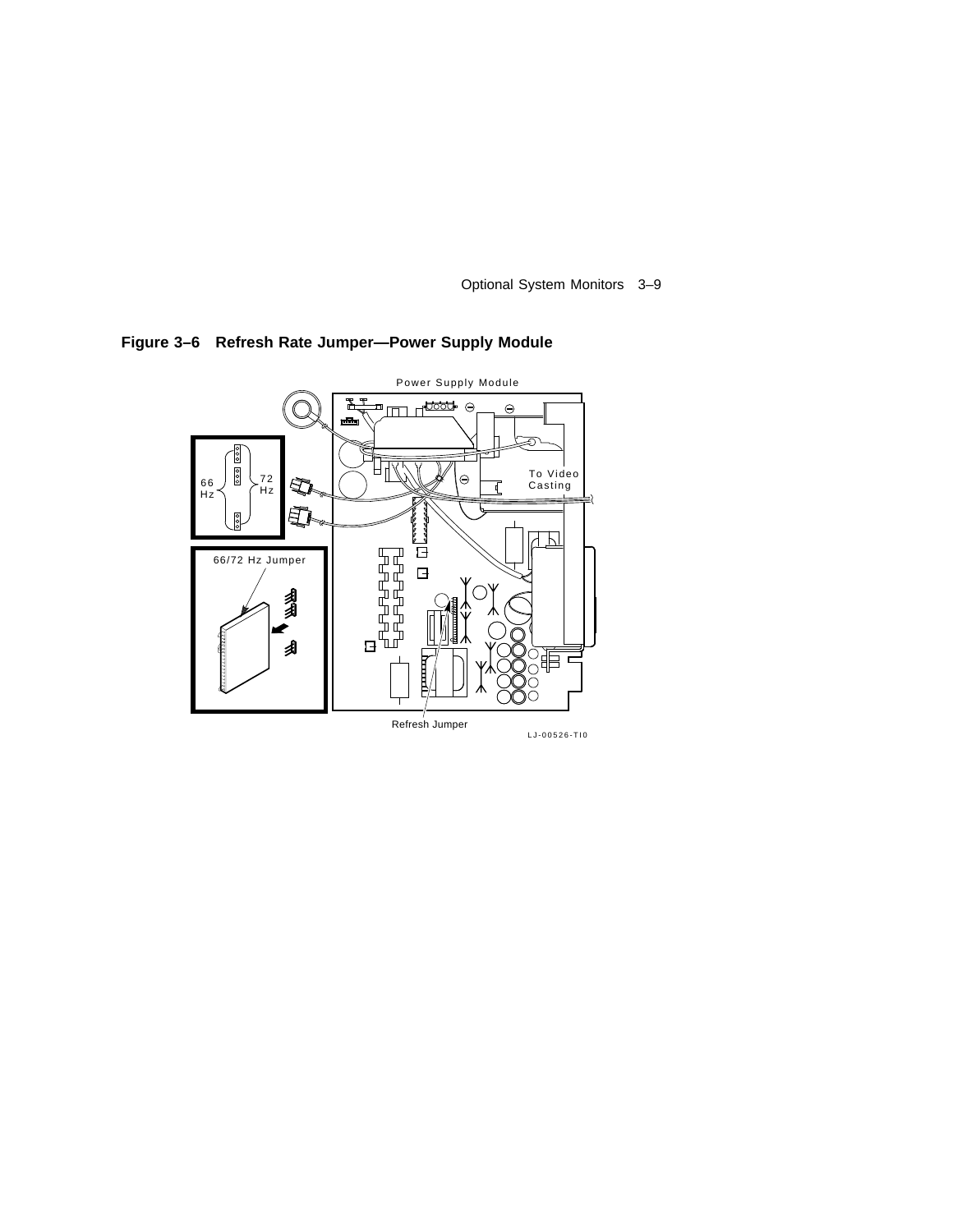**Figure 3–6 Refresh Rate Jumper—Power Supply Module**

Power Supply Module

66 Hz

72 Hz

To Video Casting

66/72 Hz Jumper

Refresh Jumper

LJ-00526-TI0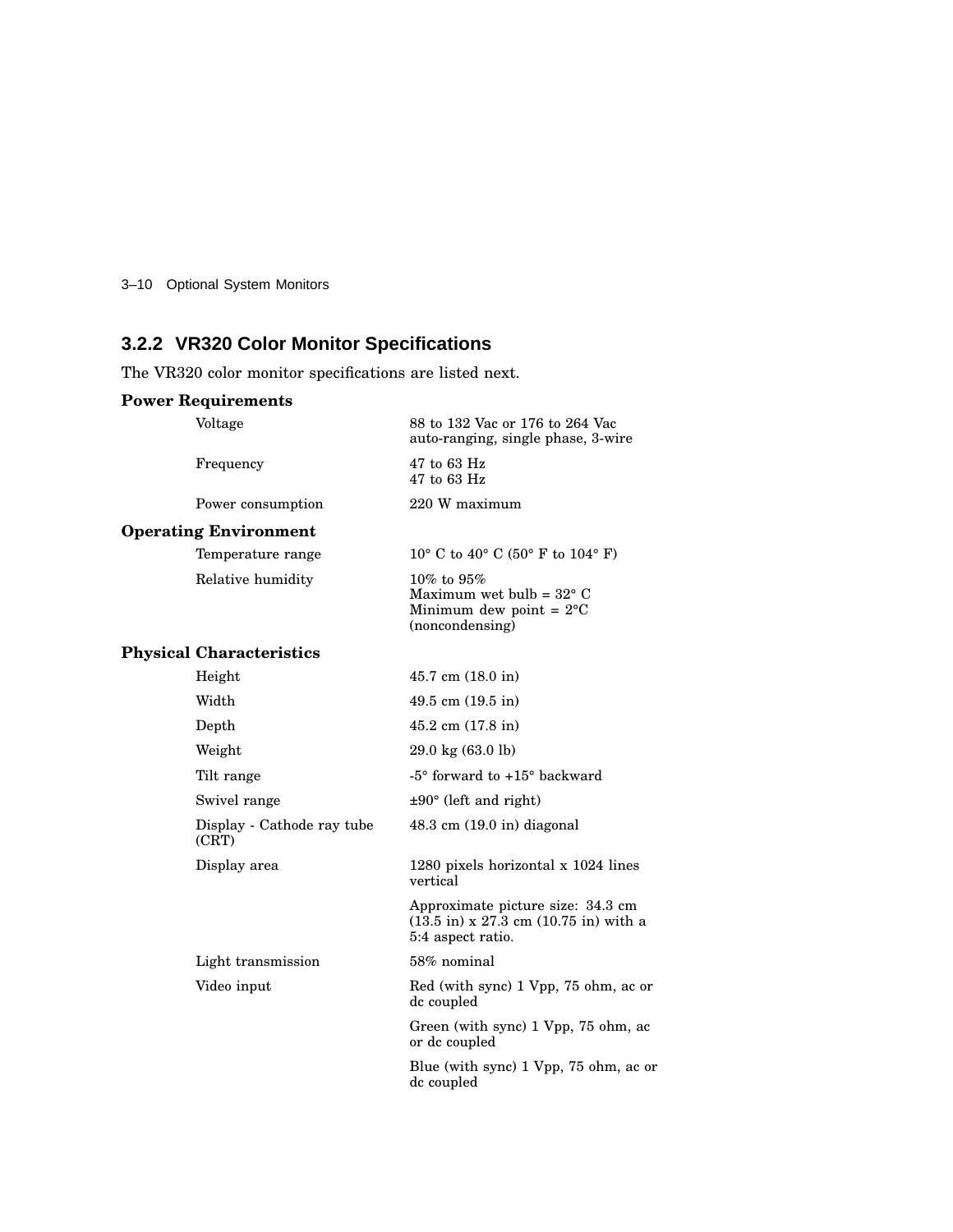### 3.2.2 VR320 Color Monitor Specifications

The VR320 color monitor specifications are listed next.

**Power Requirements**

| | |
|---|---|
| Voltage | 88 to 132 Vac or 176 to 264 Vac auto-ranging, single phase, 3-wire |
| Frequency | 47 to 63 Hz<br>47 to 63 Hz |
| Power consumption | 220 W maximum |

**Operating Environment**

| | |
|---|---|
| Temperature range | 10° C to 40° C (50° F to 104° F) |
| Relative humidity | 10% to 95%<br>Maximum wet bulb = 32° C<br>Minimum dew point = 2°C (noncondensing) |

**Physical Characteristics**

| | |
|---|---|
| Height | 45.7 cm (18.0 in) |
| Width | 49.5 cm (19.5 in) |
| Depth | 45.2 cm (17.8 in) |
| Weight | 29.0 kg (63.0 lb) |
| Tilt range | -5° forward to +15° backward |
| Swivel range | ±90° (left and right) |
| Display - Cathode ray tube (CRT) | 48.3 cm (19.0 in) diagonal |
| Display area | 1280 pixels horizontal x 1024 lines vertical |
| | Approximate picture size: 34.3 cm (13.5 in) x 27.3 cm (10.75 in) with a 5:4 aspect ratio. |
| Light transmission | 58% nominal |
| Video input | Red (with sync) 1 Vpp, 75 ohm, ac or dc coupled |
| | Green (with sync) 1 Vpp, 75 ohm, ac or dc coupled |
| | Blue (with sync) 1 Vpp, 75 ohm, ac or dc coupled |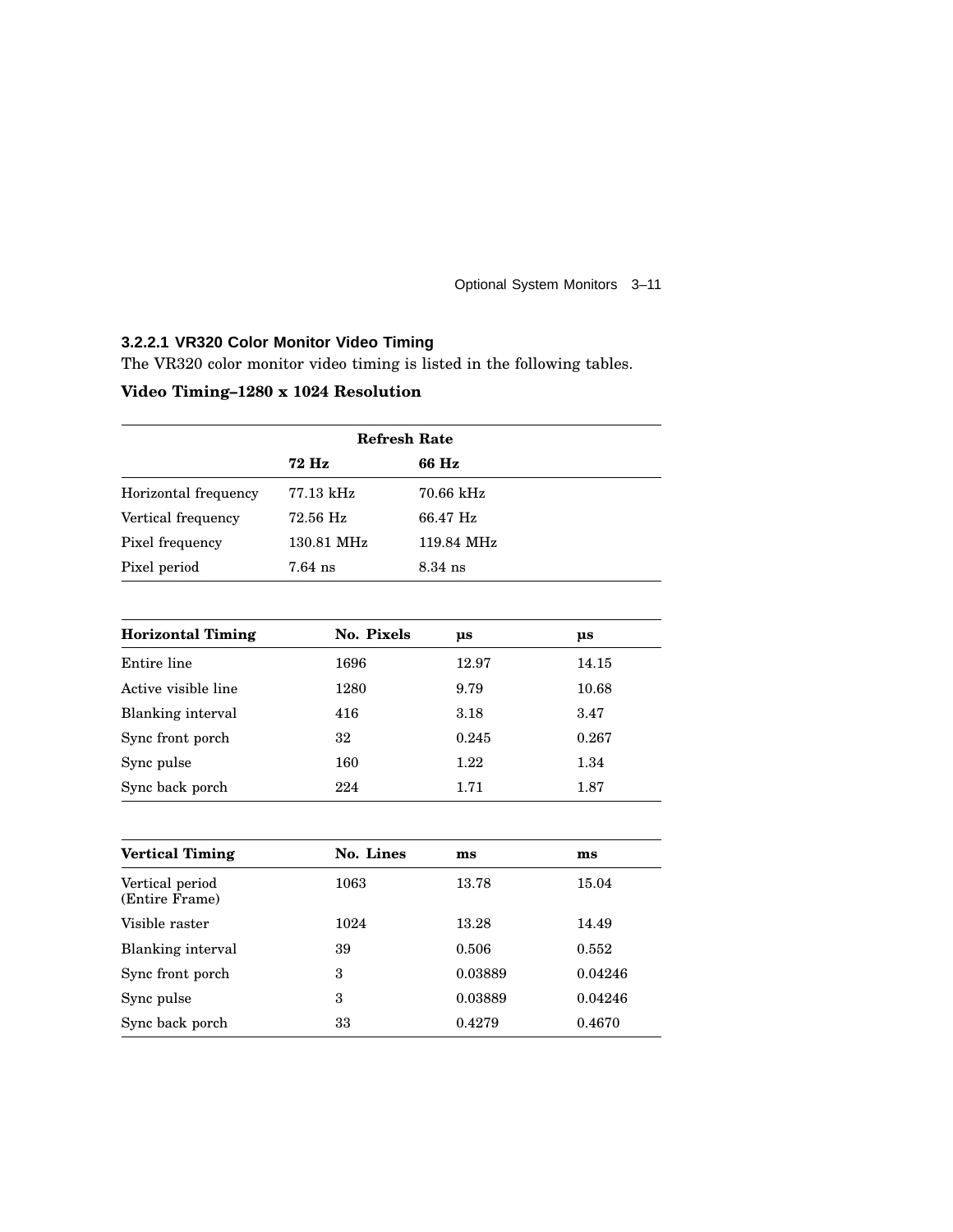### 3.2.2.1 VR320 Color Monitor Video Timing

The VR320 color monitor video timing is listed in the following tables.

**Video Timing–1280 x 1024 Resolution**

| | Refresh Rate | |
|---|---|---|
| | **72 Hz** | **66 Hz** |
| Horizontal frequency | 77.13 kHz | 70.66 kHz |
| Vertical frequency | 72.56 Hz | 66.47 Hz |
| Pixel frequency | 130.81 MHz | 119.84 MHz |
| Pixel period | 7.64 ns | 8.34 ns |

| Horizontal Timing | No. Pixels | µs | µs |
|---|---|---|---|
| Entire line | 1696 | 12.97 | 14.15 |
| Active visible line | 1280 | 9.79 | 10.68 |
| Blanking interval | 416 | 3.18 | 3.47 |
| Sync front porch | 32 | 0.245 | 0.267 |
| Sync pulse | 160 | 1.22 | 1.34 |
| Sync back porch | 224 | 1.71 | 1.87 |

| Vertical Timing | No. Lines | ms | ms |
|---|---|---|---|
| Vertical period (Entire Frame) | 1063 | 13.78 | 15.04 |
| Visible raster | 1024 | 13.28 | 14.49 |
| Blanking interval | 39 | 0.506 | 0.552 |
| Sync front porch | 3 | 0.03889 | 0.04246 |
| Sync pulse | 3 | 0.03889 | 0.04246 |
| Sync back porch | 33 | 0.4279 | 0.4670 |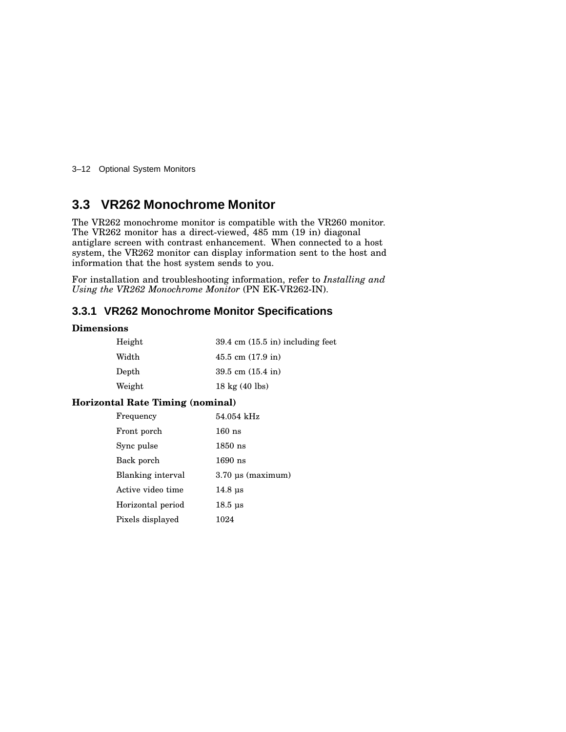## 3.3 VR262 Monochrome Monitor

The VR262 monochrome monitor is compatible with the VR260 monitor. The VR262 monitor has a direct-viewed, 485 mm (19 in) diagonal antiglare screen with contrast enhancement. When connected to a host system, the VR262 monitor can display information sent to the host and information that the host system sends to you.

For installation and troubleshooting information, refer to *Installing and Using the VR262 Monochrome Monitor* (PN EK-VR262-IN).

### 3.3.1 VR262 Monochrome Monitor Specifications

**Dimensions**

| | |
|---|---|
| Height | 39.4 cm (15.5 in) including feet |
| Width | 45.5 cm (17.9 in) |
| Depth | 39.5 cm (15.4 in) |
| Weight | 18 kg (40 lbs) |

**Horizontal Rate Timing (nominal)**

| | |
|---|---|
| Frequency | 54.054 kHz |
| Front porch | 160 ns |
| Sync pulse | 1850 ns |
| Back porch | 1690 ns |
| Blanking interval | 3.70 µs (maximum) |
| Active video time | 14.8 µs |
| Horizontal period | 18.5 µs |
| Pixels displayed | 1024 |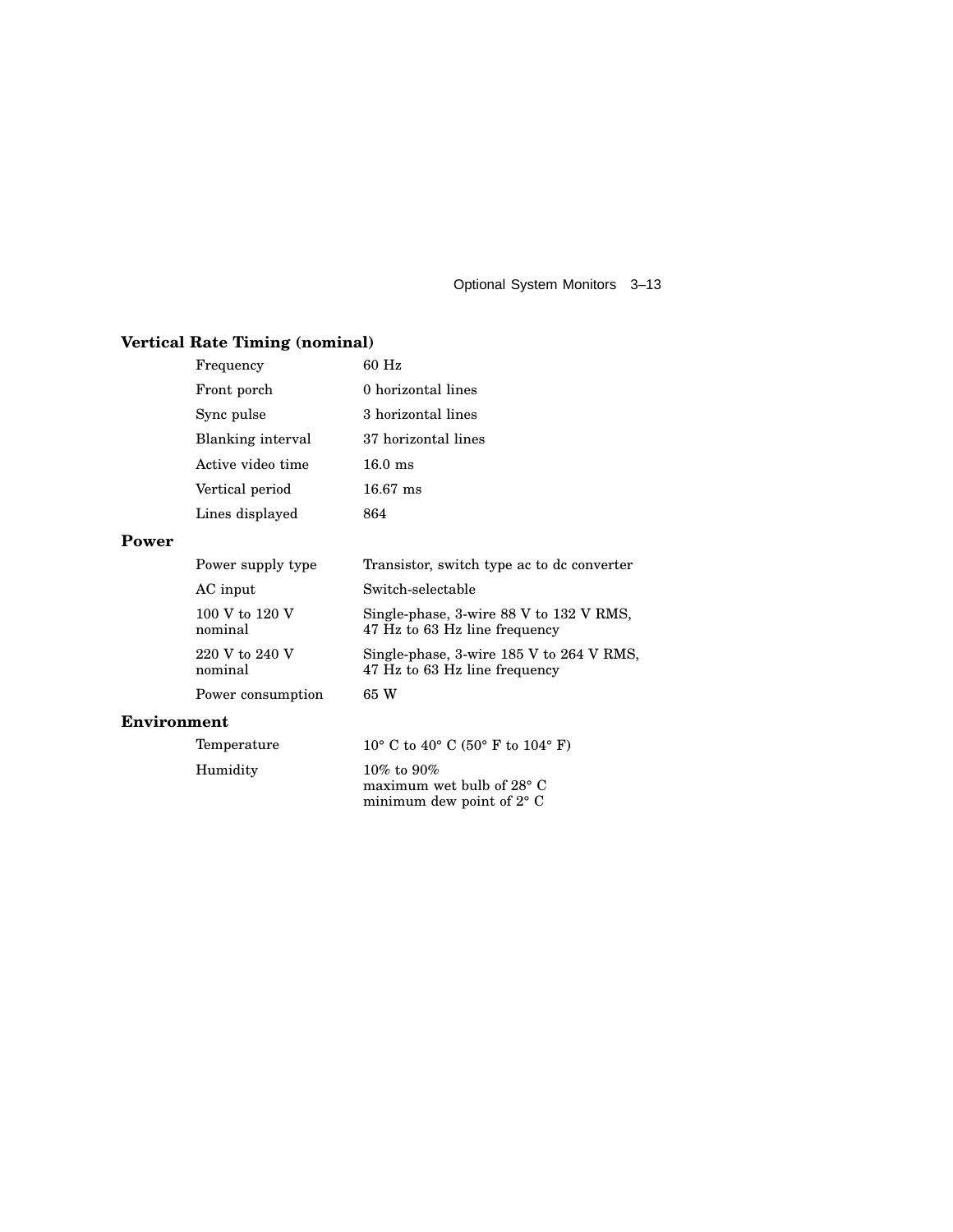### Vertical Rate Timing (nominal)

| | |
|---|---|
| Frequency | 60 Hz |
| Front porch | 0 horizontal lines |
| Sync pulse | 3 horizontal lines |
| Blanking interval | 37 horizontal lines |
| Active video time | 16.0 ms |
| Vertical period | 16.67 ms |
| Lines displayed | 864 |

### Power

| | |
|---|---|
| Power supply type | Transistor, switch type ac to dc converter |
| AC input | Switch-selectable |
| 100 V to 120 V nominal | Single-phase, 3-wire 88 V to 132 V RMS, 47 Hz to 63 Hz line frequency |
| 220 V to 240 V nominal | Single-phase, 3-wire 185 V to 264 V RMS, 47 Hz to 63 Hz line frequency |
| Power consumption | 65 W |

### Environment

| | |
|---|---|
| Temperature | 10° C to 40° C (50° F to 104° F) |
| Humidity | 10% to 90%<br>maximum wet bulb of 28° C<br>minimum dew point of 2° C |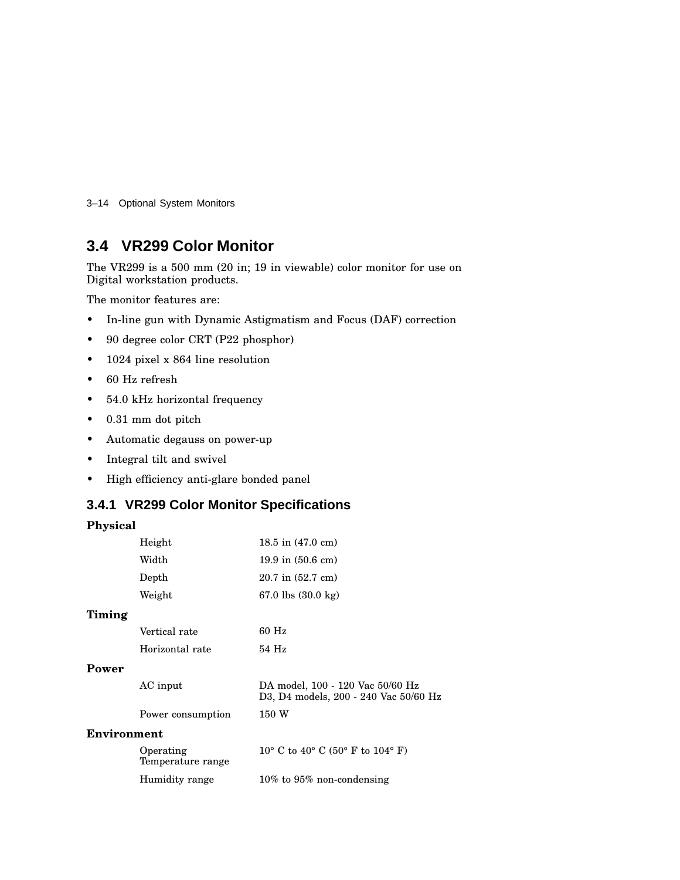## 3.4 VR299 Color Monitor

The VR299 is a 500 mm (20 in; 19 in viewable) color monitor for use on Digital workstation products.

The monitor features are:

- In-line gun with Dynamic Astigmatism and Focus (DAF) correction
- 90 degree color CRT (P22 phosphor)
- 1024 pixel x 864 line resolution
- 60 Hz refresh
- 54.0 kHz horizontal frequency
- 0.31 mm dot pitch
- Automatic degauss on power-up
- Integral tilt and swivel
- High efficiency anti-glare bonded panel

### 3.4.1 VR299 Color Monitor Specifications

**Physical**

| | |
|---|---|
| Height | 18.5 in (47.0 cm) |
| Width | 19.9 in (50.6 cm) |
| Depth | 20.7 in (52.7 cm) |
| Weight | 67.0 lbs (30.0 kg) |

**Timing**

| | |
|---|---|
| Vertical rate | 60 Hz |
| Horizontal rate | 54 Hz |

**Power**

| | |
|---|---|
| AC input | DA model, 100 - 120 Vac 50/60 Hz<br>D3, D4 models, 200 - 240 Vac 50/60 Hz |
| Power consumption | 150 W |

**Environment**

| | |
|---|---|
| Operating Temperature range | 10° C to 40° C (50° F to 104° F) |
| Humidity range | 10% to 95% non-condensing |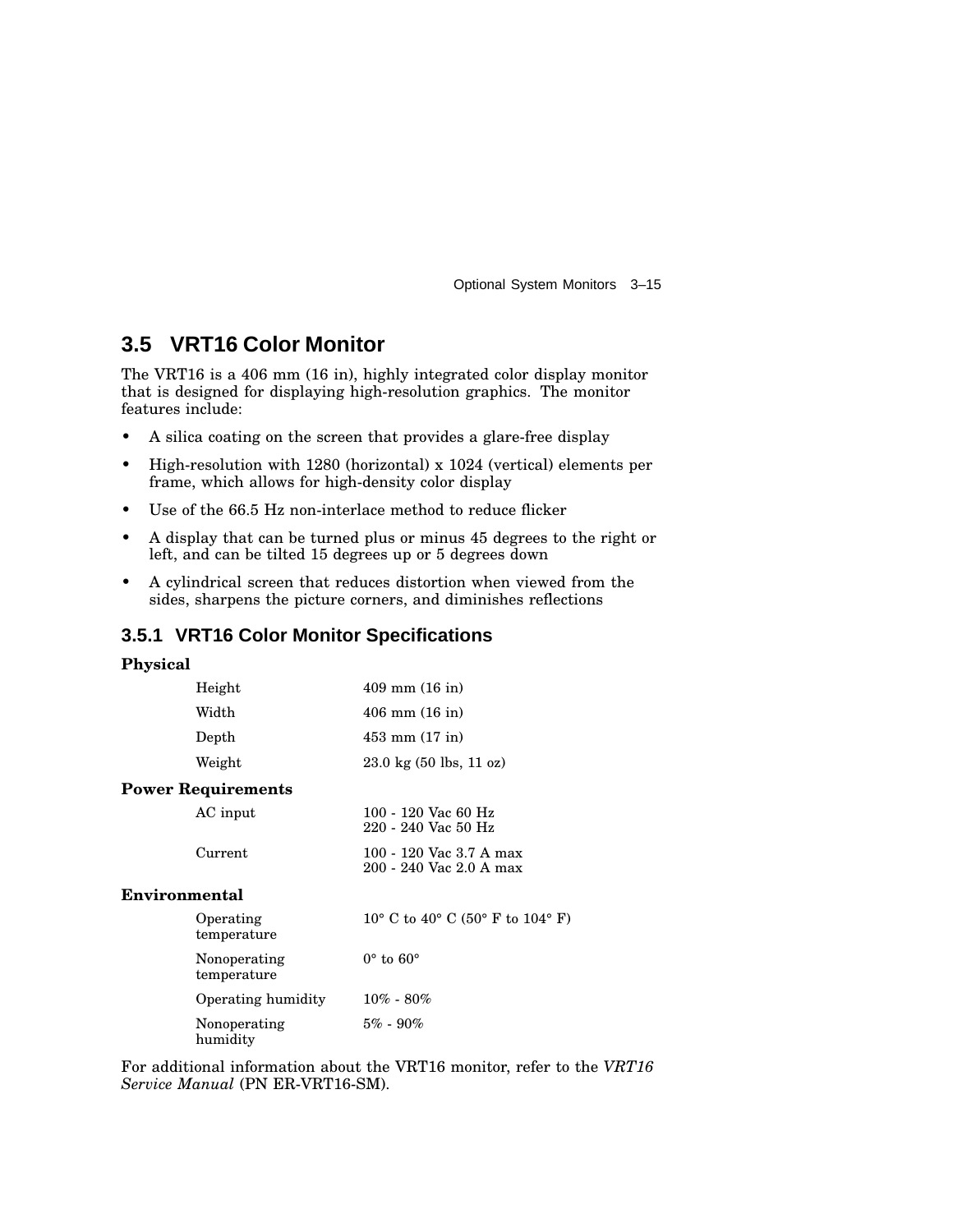## 3.5 VRT16 Color Monitor

The VRT16 is a 406 mm (16 in), highly integrated color display monitor that is designed for displaying high-resolution graphics. The monitor features include:

- A silica coating on the screen that provides a glare-free display
- High-resolution with 1280 (horizontal) x 1024 (vertical) elements per frame, which allows for high-density color display
- Use of the 66.5 Hz non-interlace method to reduce flicker
- A display that can be turned plus or minus 45 degrees to the right or left, and can be tilted 15 degrees up or 5 degrees down
- A cylindrical screen that reduces distortion when viewed from the sides, sharpens the picture corners, and diminishes reflections

### 3.5.1 VRT16 Color Monitor Specifications

**Physical**

| | |
|---|---|
| Height | 409 mm (16 in) |
| Width | 406 mm (16 in) |
| Depth | 453 mm (17 in) |
| Weight | 23.0 kg (50 lbs, 11 oz) |

**Power Requirements**

| | |
|---|---|
| AC input | 100 - 120 Vac 60 Hz<br>220 - 240 Vac 50 Hz |
| Current | 100 - 120 Vac 3.7 A max<br>200 - 240 Vac 2.0 A max |

**Environmental**

| | |
|---|---|
| Operating temperature | 10° C to 40° C (50° F to 104° F) |
| Nonoperating temperature | 0° to 60° |
| Operating humidity | 10% - 80% |
| Nonoperating humidity | 5% - 90% |

For additional information about the VRT16 monitor, refer to the *VRT16 Service Manual* (PN ER-VRT16-SM).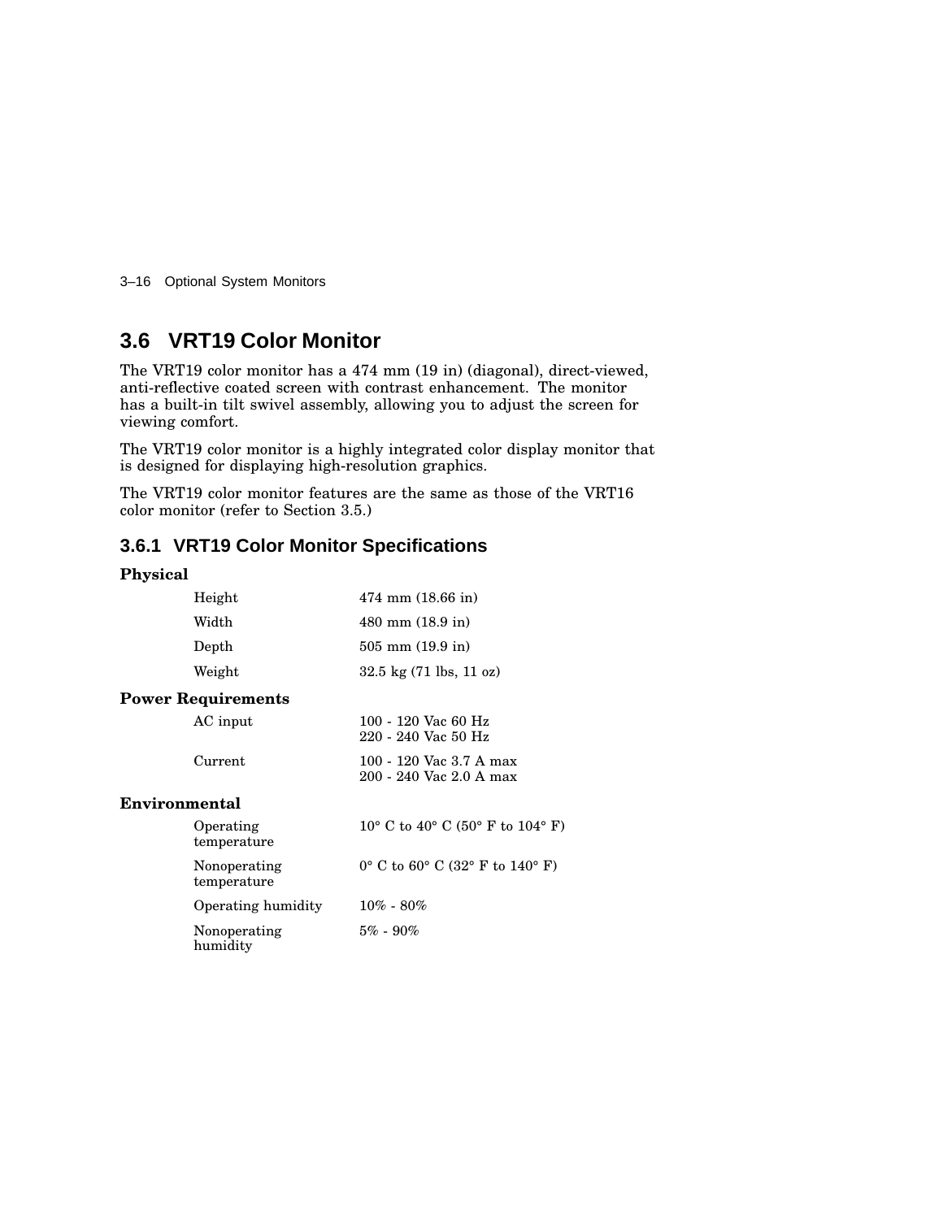## 3.6 VRT19 Color Monitor

The VRT19 color monitor has a 474 mm (19 in) (diagonal), direct-viewed, anti-reflective coated screen with contrast enhancement. The monitor has a built-in tilt swivel assembly, allowing you to adjust the screen for viewing comfort.

The VRT19 color monitor is a highly integrated color display monitor that is designed for displaying high-resolution graphics.

The VRT19 color monitor features are the same as those of the VRT16 color monitor (refer to Section 3.5.)

### 3.6.1 VRT19 Color Monitor Specifications

**Physical**

| | |
|---|---|
| Height | 474 mm (18.66 in) |
| Width | 480 mm (18.9 in) |
| Depth | 505 mm (19.9 in) |
| Weight | 32.5 kg (71 lbs, 11 oz) |

**Power Requirements**

| | |
|---|---|
| AC input | 100 - 120 Vac 60 Hz<br>220 - 240 Vac 50 Hz |
| Current | 100 - 120 Vac 3.7 A max<br>200 - 240 Vac 2.0 A max |

**Environmental**

| | |
|---|---|
| Operating temperature | 10° C to 40° C (50° F to 104° F) |
| Nonoperating temperature | 0° C to 60° C (32° F to 140° F) |
| Operating humidity | 10% - 80% |
| Nonoperating humidity | 5% - 90% |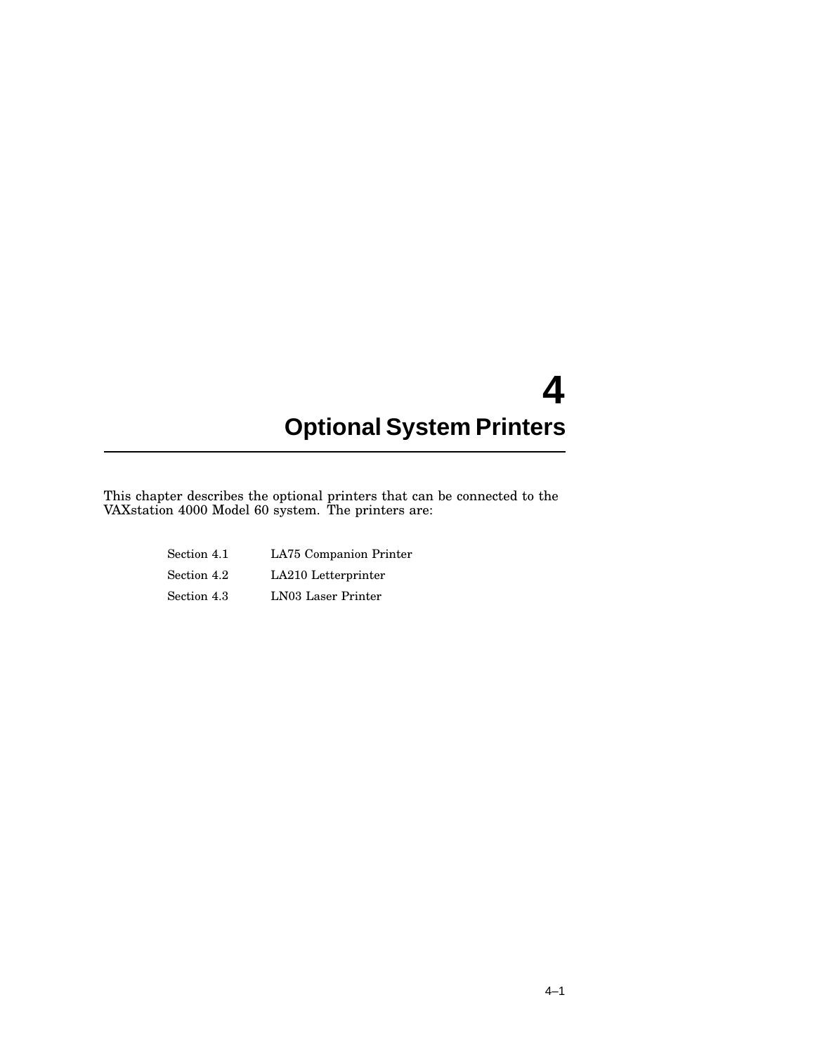# 4 Optional System Printers

This chapter describes the optional printers that can be connected to the VAXstation 4000 Model 60 system. The printers are:

| | |
|---|---|
| Section 4.1 | LA75 Companion Printer |
| Section 4.2 | LA210 Letterprinter |
| Section 4.3 | LN03 Laser Printer |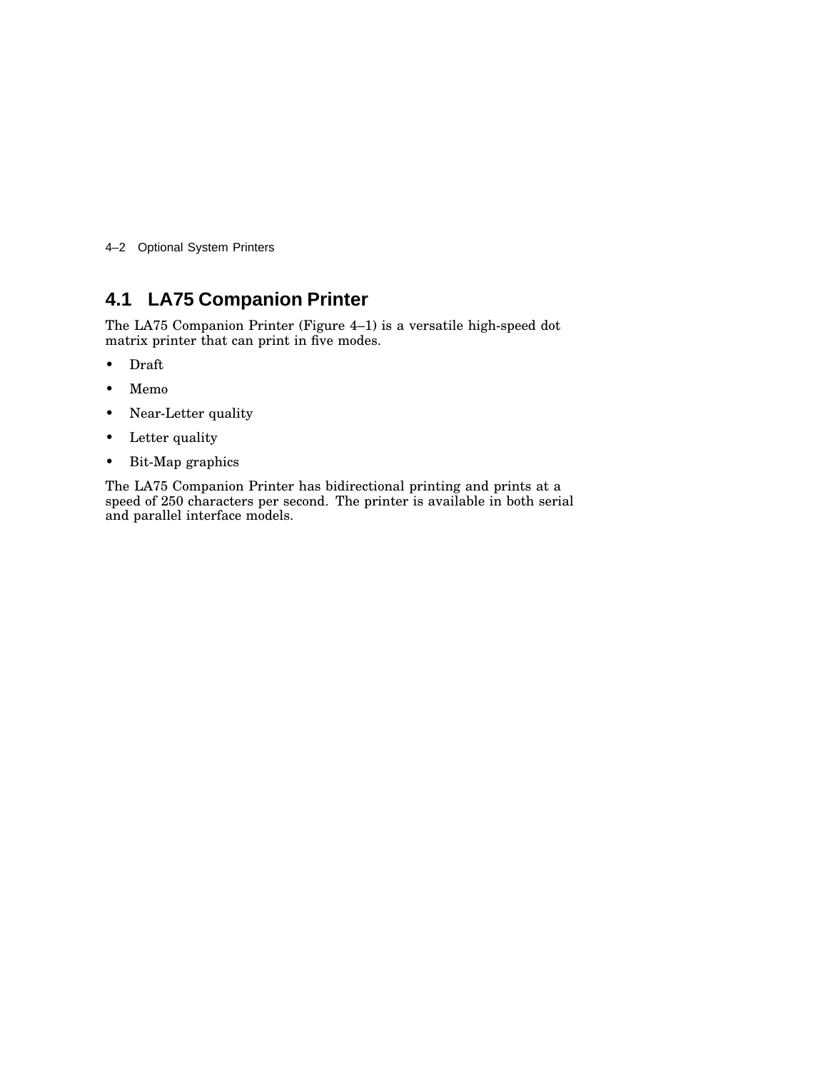## 4.1 LA75 Companion Printer

The LA75 Companion Printer (Figure 4–1) is a versatile high-speed dot matrix printer that can print in five modes.

- Draft
- Memo
- Near-Letter quality
- Letter quality
- Bit-Map graphics

The LA75 Companion Printer has bidirectional printing and prints at a speed of 250 characters per second. The printer is available in both serial and parallel interface models.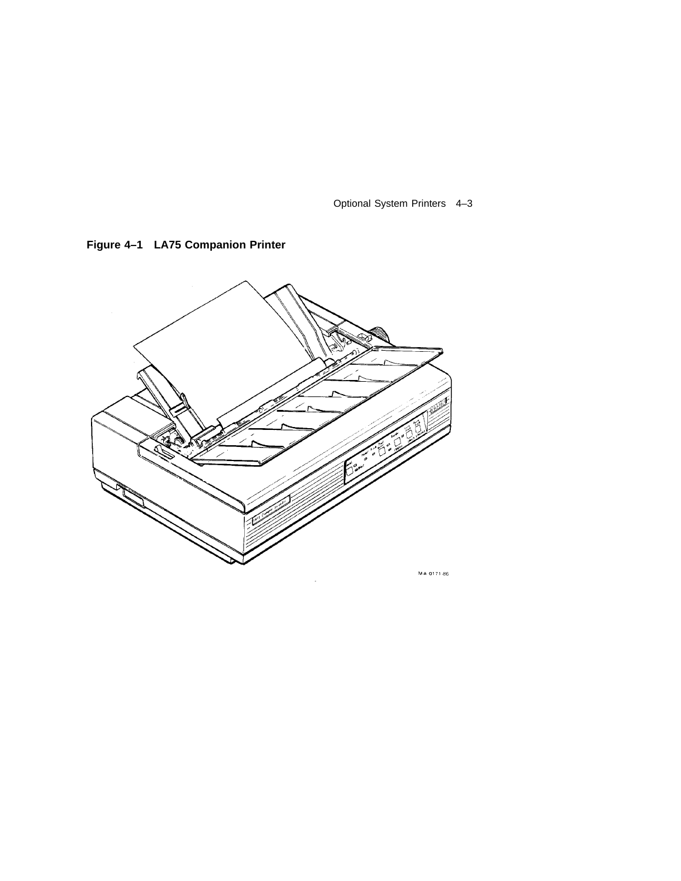**Figure 4–1 LA75 Companion Printer**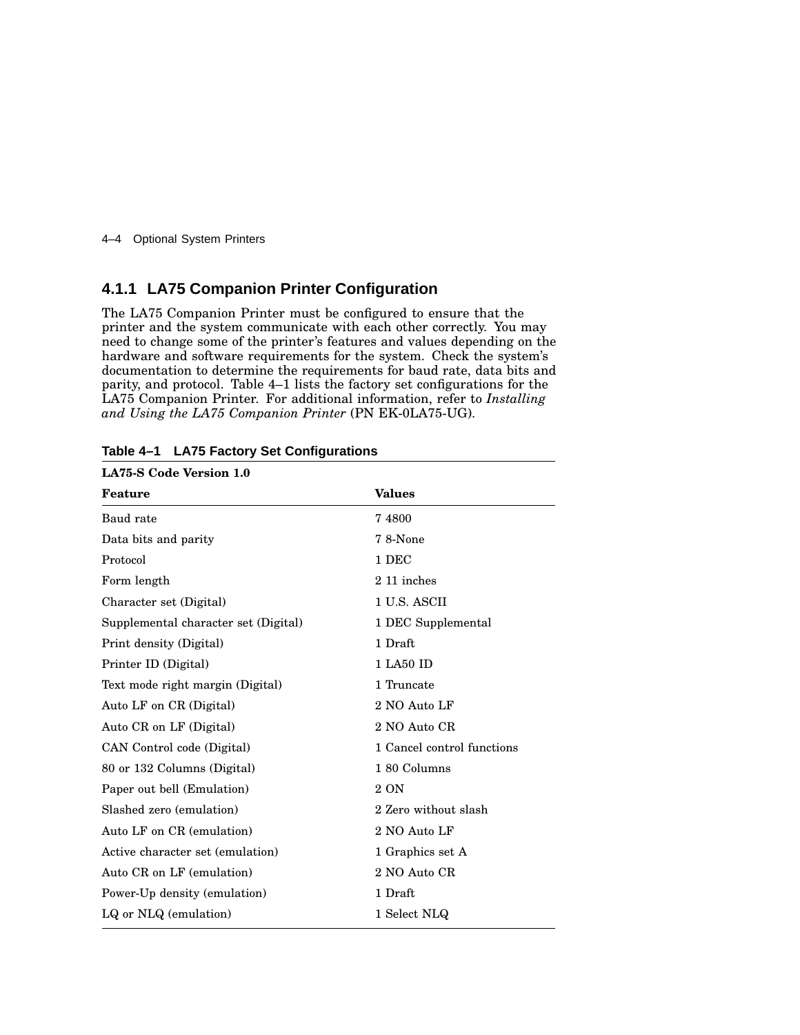### 4.1.1 LA75 Companion Printer Configuration

The LA75 Companion Printer must be configured to ensure that the printer and the system communicate with each other correctly. You may need to change some of the printer's features and values depending on the hardware and software requirements for the system. Check the system's documentation to determine the requirements for baud rate, data bits and parity, and protocol. Table 4–1 lists the factory set configurations for the LA75 Companion Printer. For additional information, refer to *Installing and Using the LA75 Companion Printer* (PN EK-0LA75-UG).

**Table 4–1 LA75 Factory Set Configurations**

**LA75-S Code Version 1.0**

| Feature | Values |
|---|---|
| Baud rate | 7 4800 |
| Data bits and parity | 7 8-None |
| Protocol | 1 DEC |
| Form length | 2 11 inches |
| Character set (Digital) | 1 U.S. ASCII |
| Supplemental character set (Digital) | 1 DEC Supplemental |
| Print density (Digital) | 1 Draft |
| Printer ID (Digital) | 1 LA50 ID |
| Text mode right margin (Digital) | 1 Truncate |
| Auto LF on CR (Digital) | 2 NO Auto LF |
| Auto CR on LF (Digital) | 2 NO Auto CR |
| CAN Control code (Digital) | 1 Cancel control functions |
| 80 or 132 Columns (Digital) | 1 80 Columns |
| Paper out bell (Emulation) | 2 ON |
| Slashed zero (emulation) | 2 Zero without slash |
| Auto LF on CR (emulation) | 2 NO Auto LF |
| Active character set (emulation) | 1 Graphics set A |
| Auto CR on LF (emulation) | 2 NO Auto CR |
| Power-Up density (emulation) | 1 Draft |
| LQ or NLQ (emulation) | 1 Select NLQ |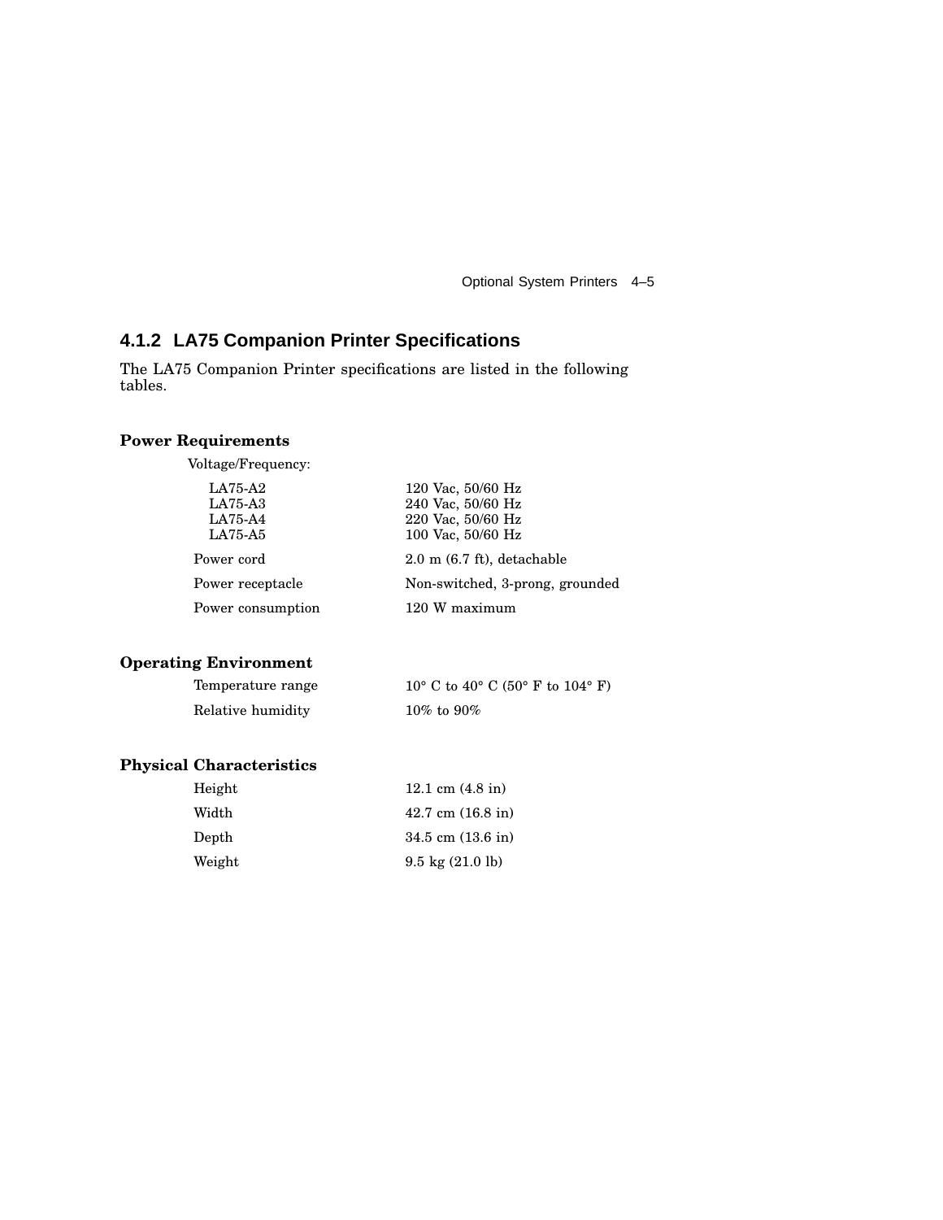### 4.1.2 LA75 Companion Printer Specifications

The LA75 Companion Printer specifications are listed in the following tables.

**Power Requirements**

| | |
|---|---|
| Voltage/Frequency: | |
| LA75-A2 | 120 Vac, 50/60 Hz |
| LA75-A3 | 240 Vac, 50/60 Hz |
| LA75-A4 | 220 Vac, 50/60 Hz |
| LA75-A5 | 100 Vac, 50/60 Hz |
| Power cord | 2.0 m (6.7 ft), detachable |
| Power receptacle | Non-switched, 3-prong, grounded |
| Power consumption | 120 W maximum |

**Operating Environment**

| | |
|---|---|
| Temperature range | 10° C to 40° C (50° F to 104° F) |
| Relative humidity | 10% to 90% |

**Physical Characteristics**

| | |
|---|---|
| Height | 12.1 cm (4.8 in) |
| Width | 42.7 cm (16.8 in) |
| Depth | 34.5 cm (13.6 in) |
| Weight | 9.5 kg (21.0 lb) |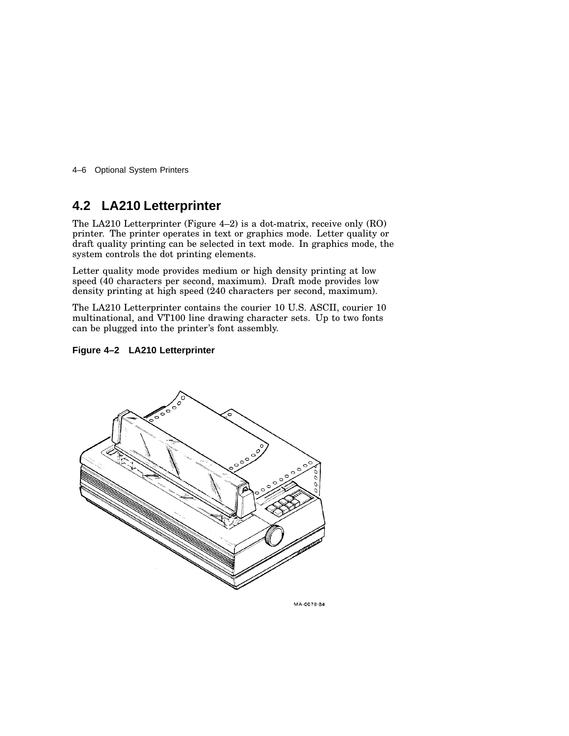## 4.2 LA210 Letterprinter

The LA210 Letterprinter (Figure 4–2) is a dot-matrix, receive only (RO) printer. The printer operates in text or graphics mode. Letter quality or draft quality printing can be selected in text mode. In graphics mode, the system controls the dot printing elements.

Letter quality mode provides medium or high density printing at low speed (40 characters per second, maximum). Draft mode provides low density printing at high speed (240 characters per second, maximum).

The LA210 Letterprinter contains the courier 10 U.S. ASCII, courier 10 multinational, and VT100 line drawing character sets. Up to two fonts can be plugged into the printer's font assembly.

**Figure 4–2 LA210 Letterprinter**

MA-0078-84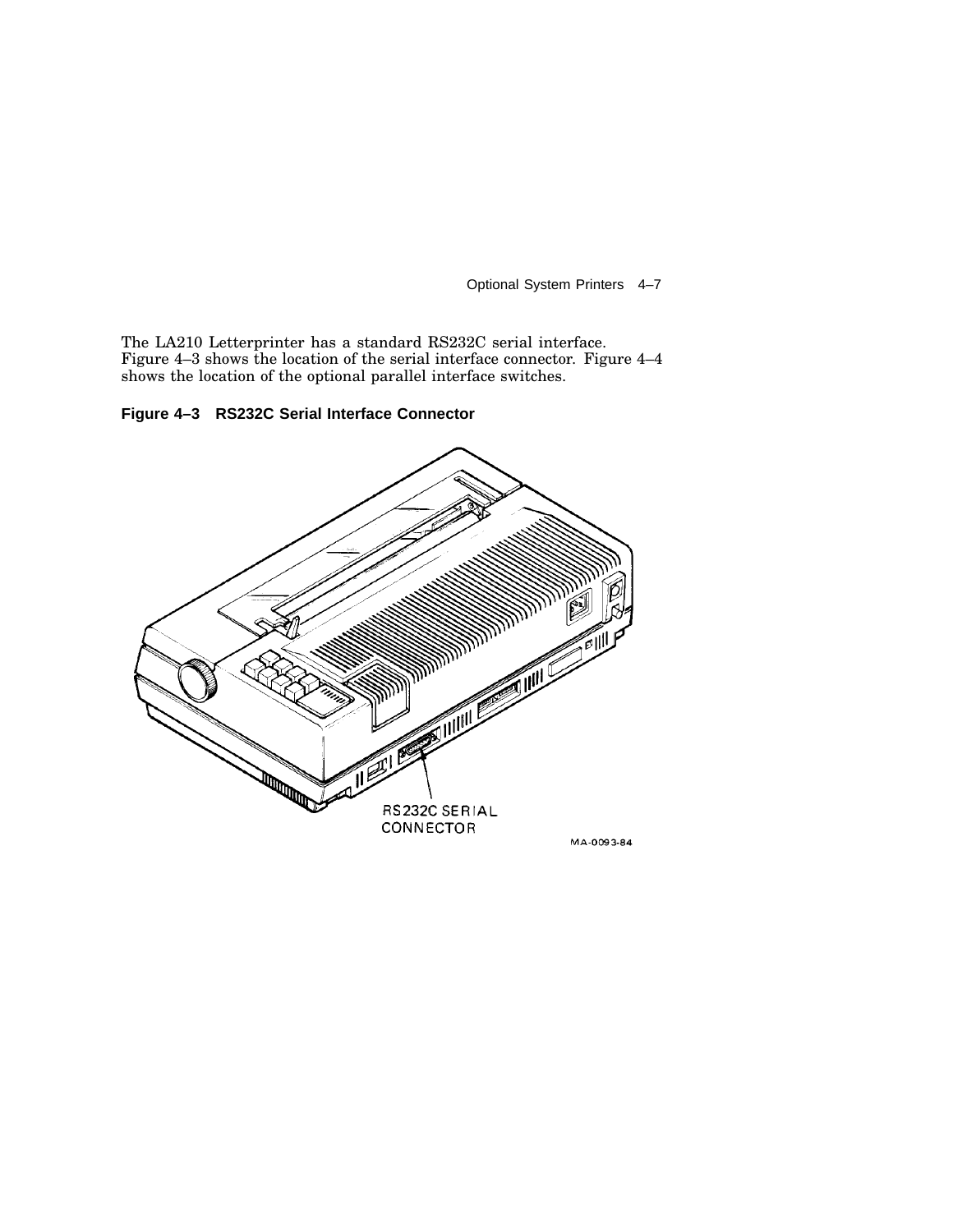The LA210 Letterprinter has a standard RS232C serial interface. Figure 4–3 shows the location of the serial interface connector. Figure 4–4 shows the location of the optional parallel interface switches.

**Figure 4–3 RS232C Serial Interface Connector**

RS232C SERIAL CONNECTOR

MA-0093-84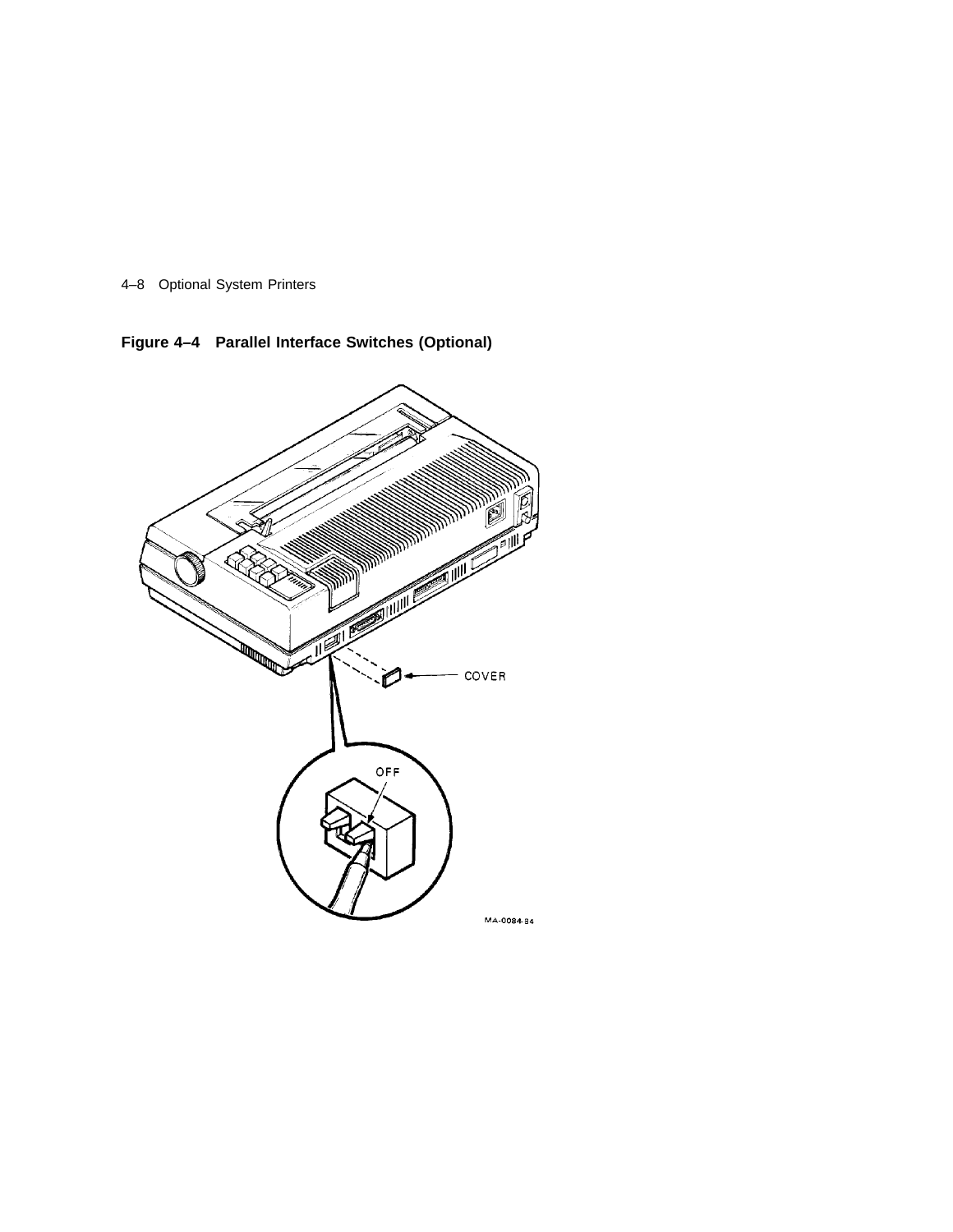**Figure 4–4 Parallel Interface Switches (Optional)**

COVER

OFF

MA-0084-84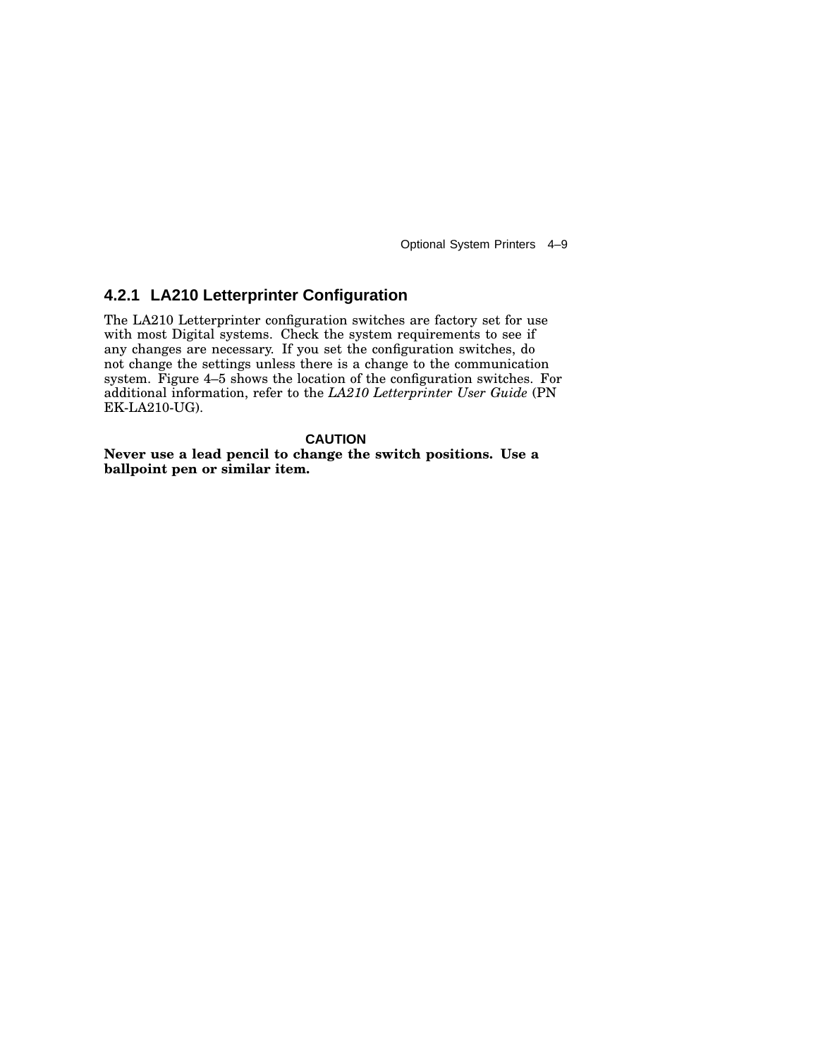### 4.2.1 LA210 Letterprinter Configuration

The LA210 Letterprinter configuration switches are factory set for use with most Digital systems. Check the system requirements to see if any changes are necessary. If you set the configuration switches, do not change the settings unless there is a change to the communication system. Figure 4–5 shows the location of the configuration switches. For additional information, refer to the *LA210 Letterprinter User Guide* (PN EK-LA210-UG).

**CAUTION**

**Never use a lead pencil to change the switch positions. Use a ballpoint pen or similar item.**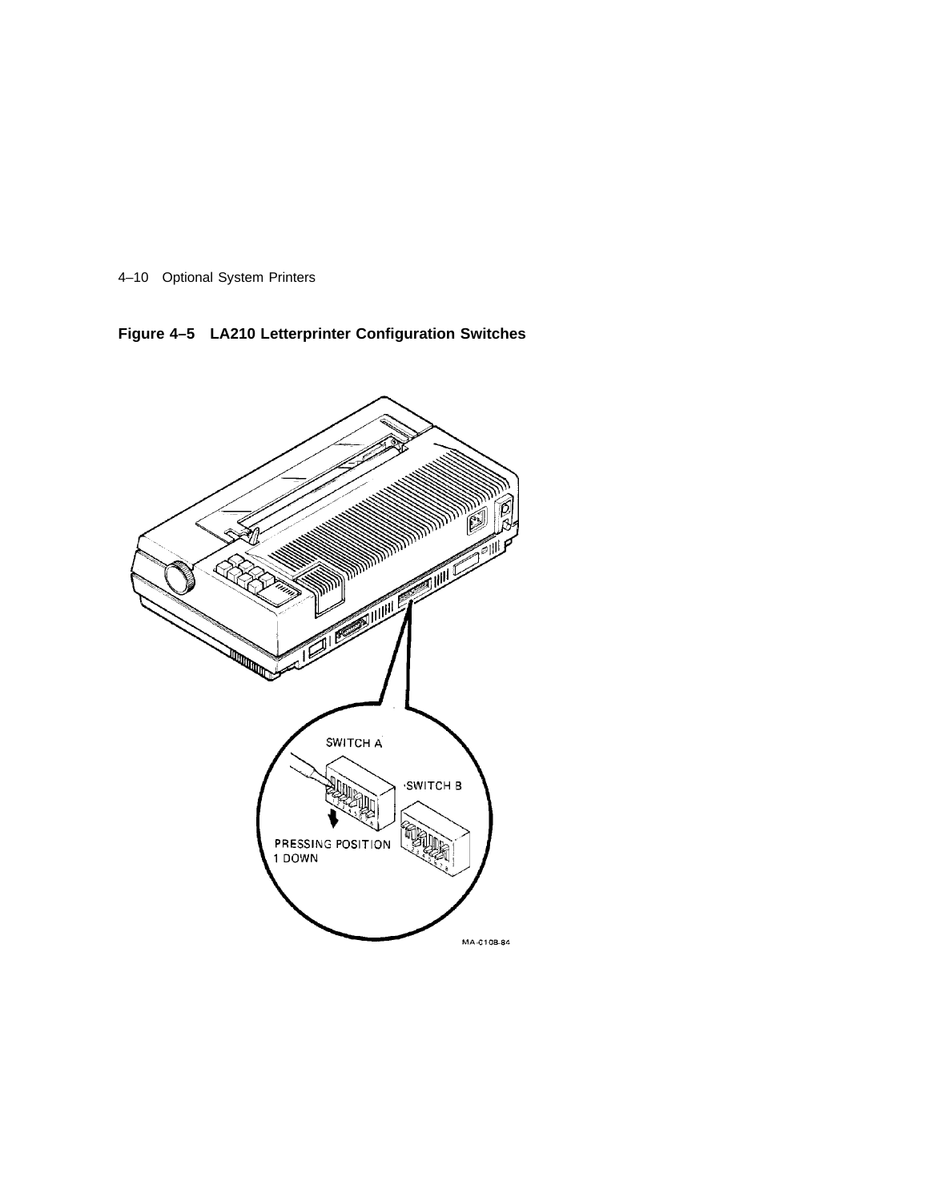**Figure 4–5 LA210 Letterprinter Configuration Switches**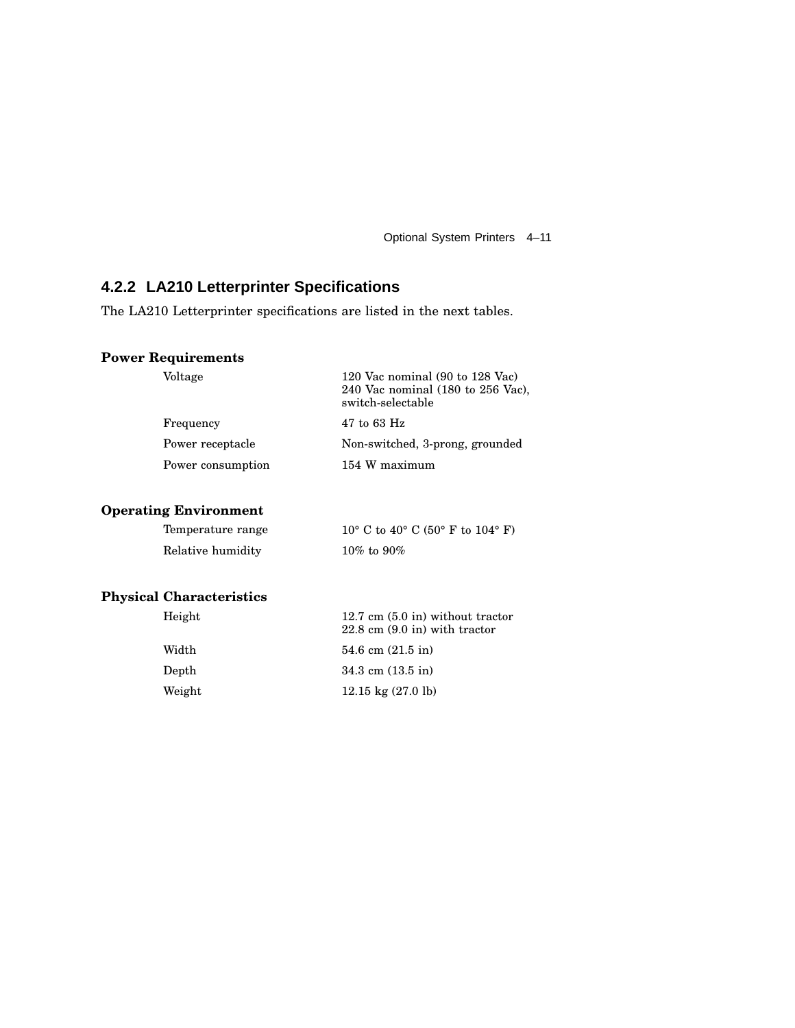### 4.2.2 LA210 Letterprinter Specifications

The LA210 Letterprinter specifications are listed in the next tables.

**Power Requirements**

| | |
|---|---|
| Voltage | 120 Vac nominal (90 to 128 Vac)<br>240 Vac nominal (180 to 256 Vac), switch-selectable |
| Frequency | 47 to 63 Hz |
| Power receptacle | Non-switched, 3-prong, grounded |
| Power consumption | 154 W maximum |

**Operating Environment**

| | |
|---|---|
| Temperature range | 10° C to 40° C (50° F to 104° F) |
| Relative humidity | 10% to 90% |

**Physical Characteristics**

| | |
|---|---|
| Height | 12.7 cm (5.0 in) without tractor<br>22.8 cm (9.0 in) with tractor |
| Width | 54.6 cm (21.5 in) |
| Depth | 34.3 cm (13.5 in) |
| Weight | 12.15 kg (27.0 lb) |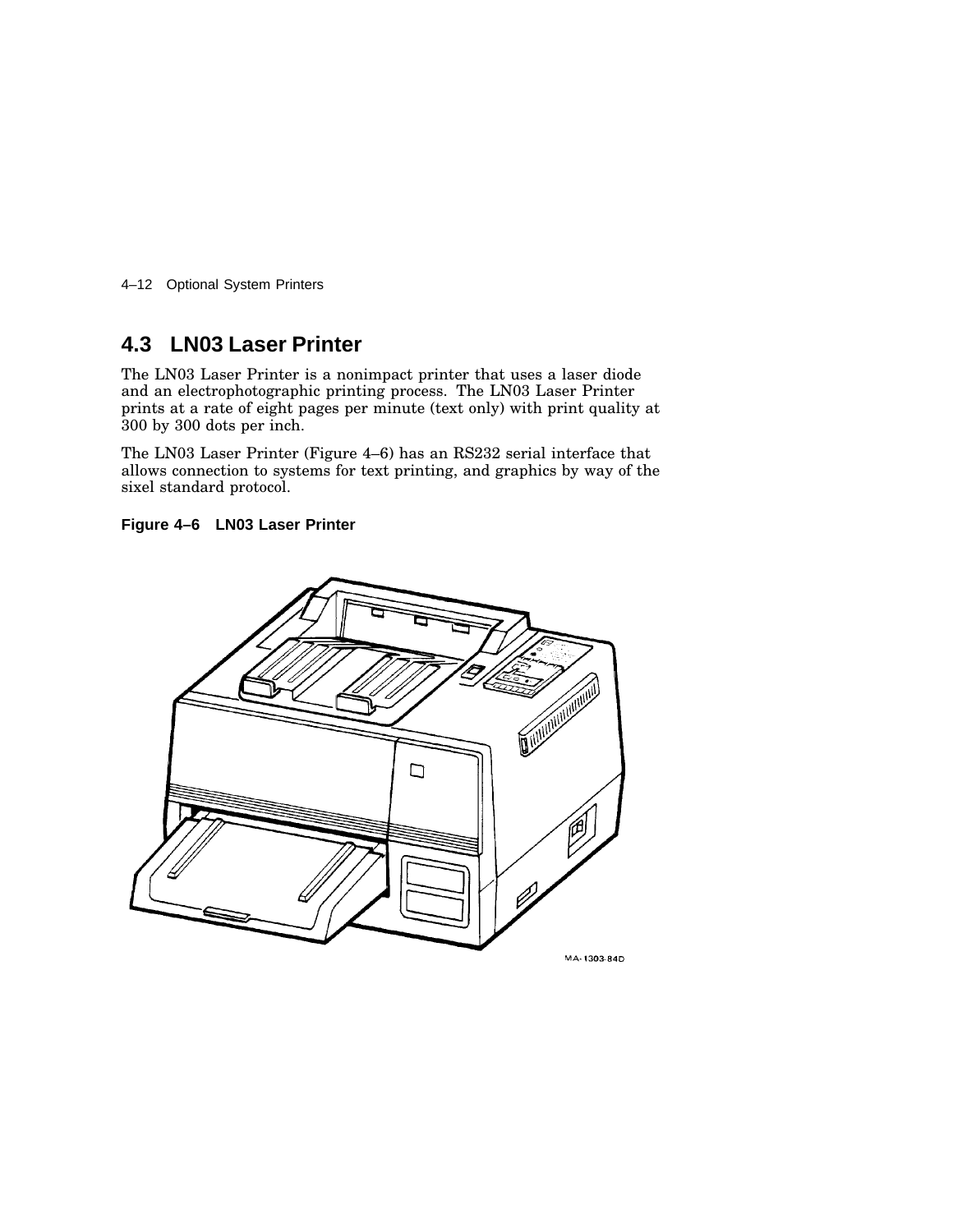## 4.3 LN03 Laser Printer

The LN03 Laser Printer is a nonimpact printer that uses a laser diode and an electrophotographic printing process. The LN03 Laser Printer prints at a rate of eight pages per minute (text only) with print quality at 300 by 300 dots per inch.

The LN03 Laser Printer (Figure 4–6) has an RS232 serial interface that allows connection to systems for text printing, and graphics by way of the sixel standard protocol.

**Figure 4–6 LN03 Laser Printer**

MA-1303-84D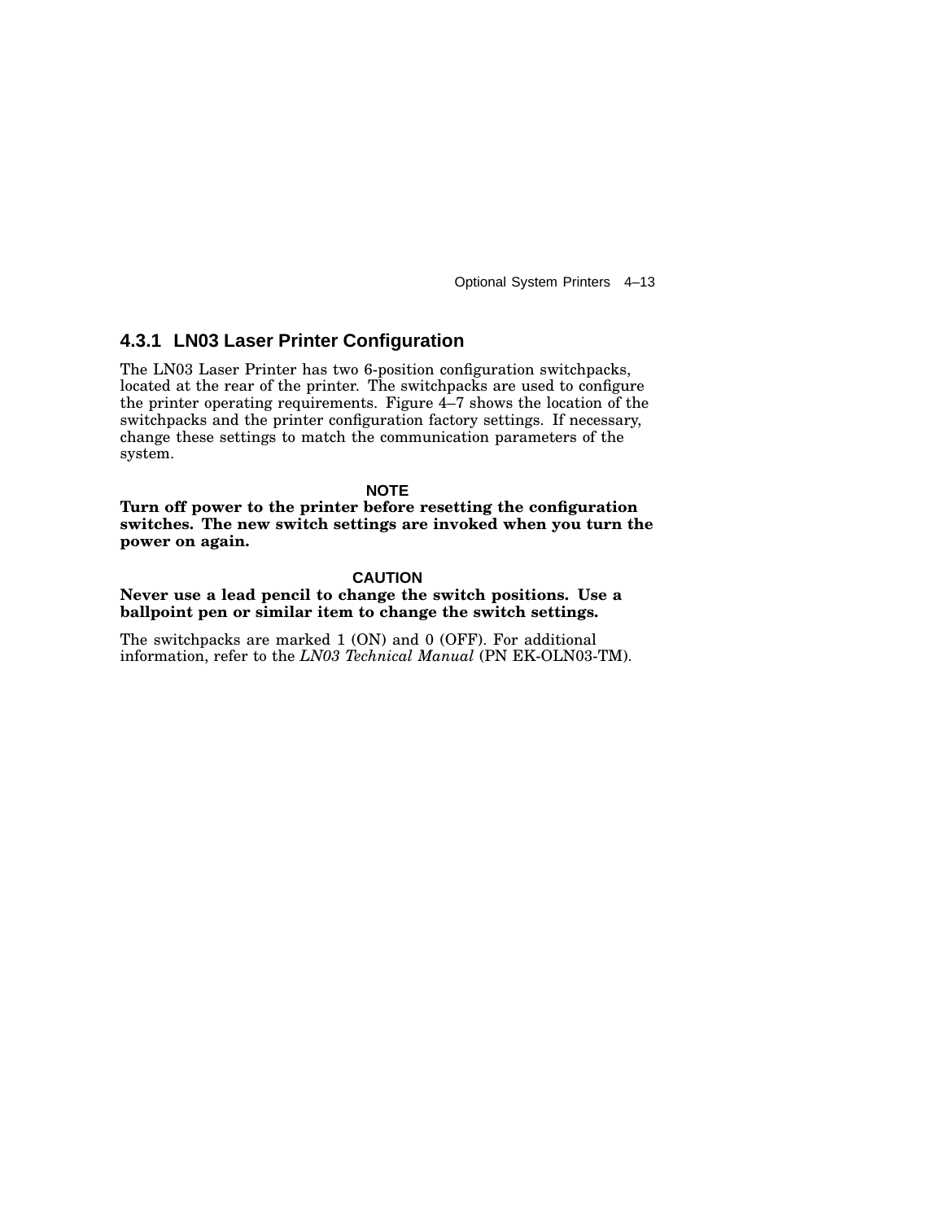### 4.3.1 LN03 Laser Printer Configuration

The LN03 Laser Printer has two 6-position configuration switchpacks, located at the rear of the printer. The switchpacks are used to configure the printer operating requirements. Figure 4–7 shows the location of the switchpacks and the printer configuration factory settings. If necessary, change these settings to match the communication parameters of the system.

**NOTE**

**Turn off power to the printer before resetting the configuration switches. The new switch settings are invoked when you turn the power on again.**

**CAUTION**

**Never use a lead pencil to change the switch positions. Use a ballpoint pen or similar item to change the switch settings.**

The switchpacks are marked 1 (ON) and 0 (OFF). For additional information, refer to the *LN03 Technical Manual* (PN EK-OLN03-TM).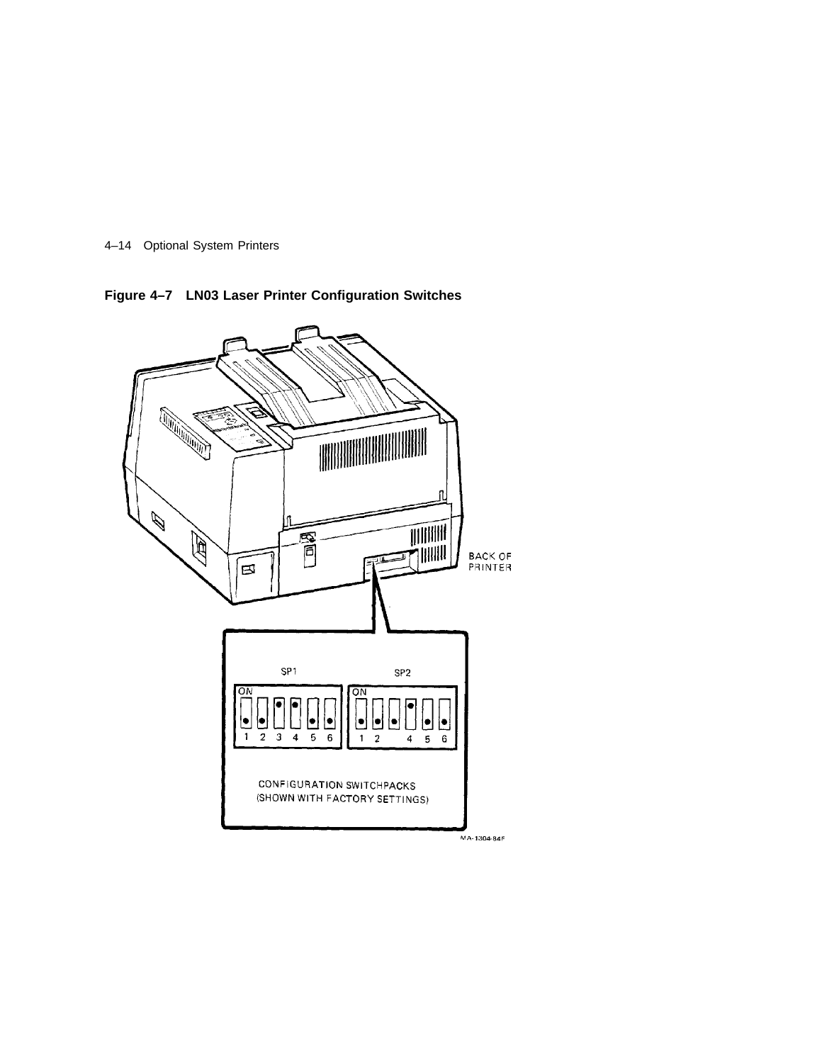**Figure 4–7 LN03 Laser Printer Configuration Switches**

BACK OF PRINTER

SP1

SP2

ON

1 2 3 4 5 6

ON

1 2 4 5 6

CONFIGURATION SWITCHPACKS
(SHOWN WITH FACTORY SETTINGS)

MA-1304-84F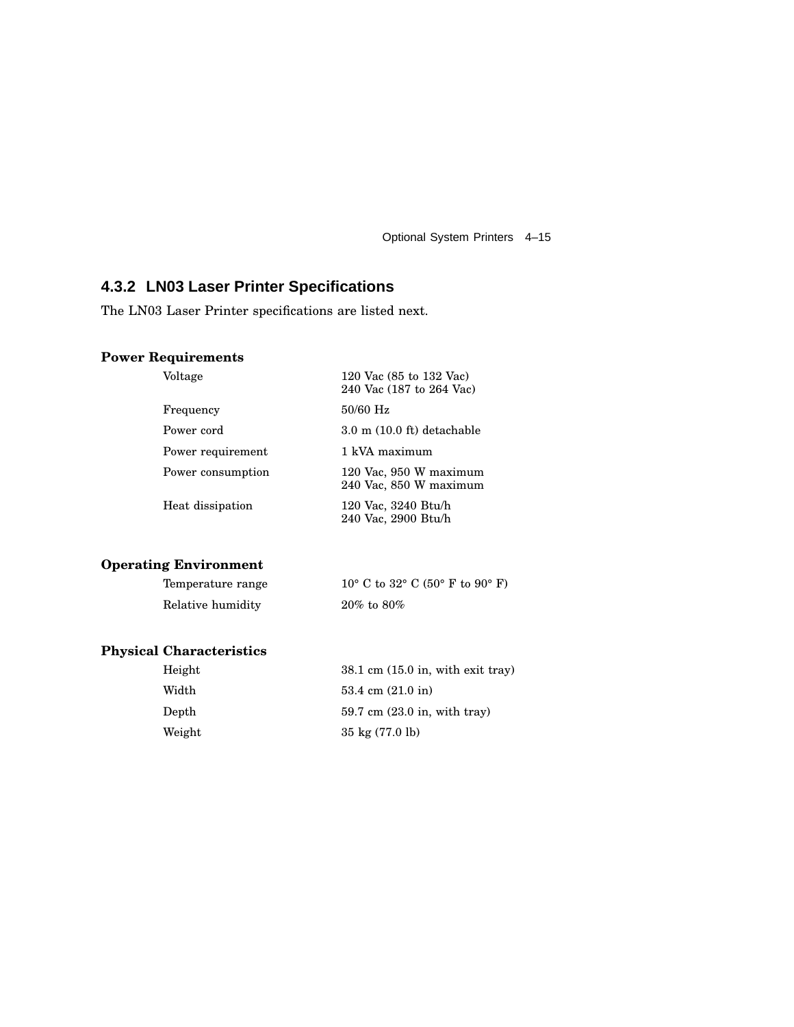### 4.3.2 LN03 Laser Printer Specifications

The LN03 Laser Printer specifications are listed next.

**Power Requirements**

| | |
|---|---|
| Voltage | 120 Vac (85 to 132 Vac)<br>240 Vac (187 to 264 Vac) |
| Frequency | 50/60 Hz |
| Power cord | 3.0 m (10.0 ft) detachable |
| Power requirement | 1 kVA maximum |
| Power consumption | 120 Vac, 950 W maximum<br>240 Vac, 850 W maximum |
| Heat dissipation | 120 Vac, 3240 Btu/h<br>240 Vac, 2900 Btu/h |

**Operating Environment**

| | |
|---|---|
| Temperature range | 10° C to 32° C (50° F to 90° F) |
| Relative humidity | 20% to 80% |

**Physical Characteristics**

| | |
|---|---|
| Height | 38.1 cm (15.0 in, with exit tray) |
| Width | 53.4 cm (21.0 in) |
| Depth | 59.7 cm (23.0 in, with tray) |
| Weight | 35 kg (77.0 lb) |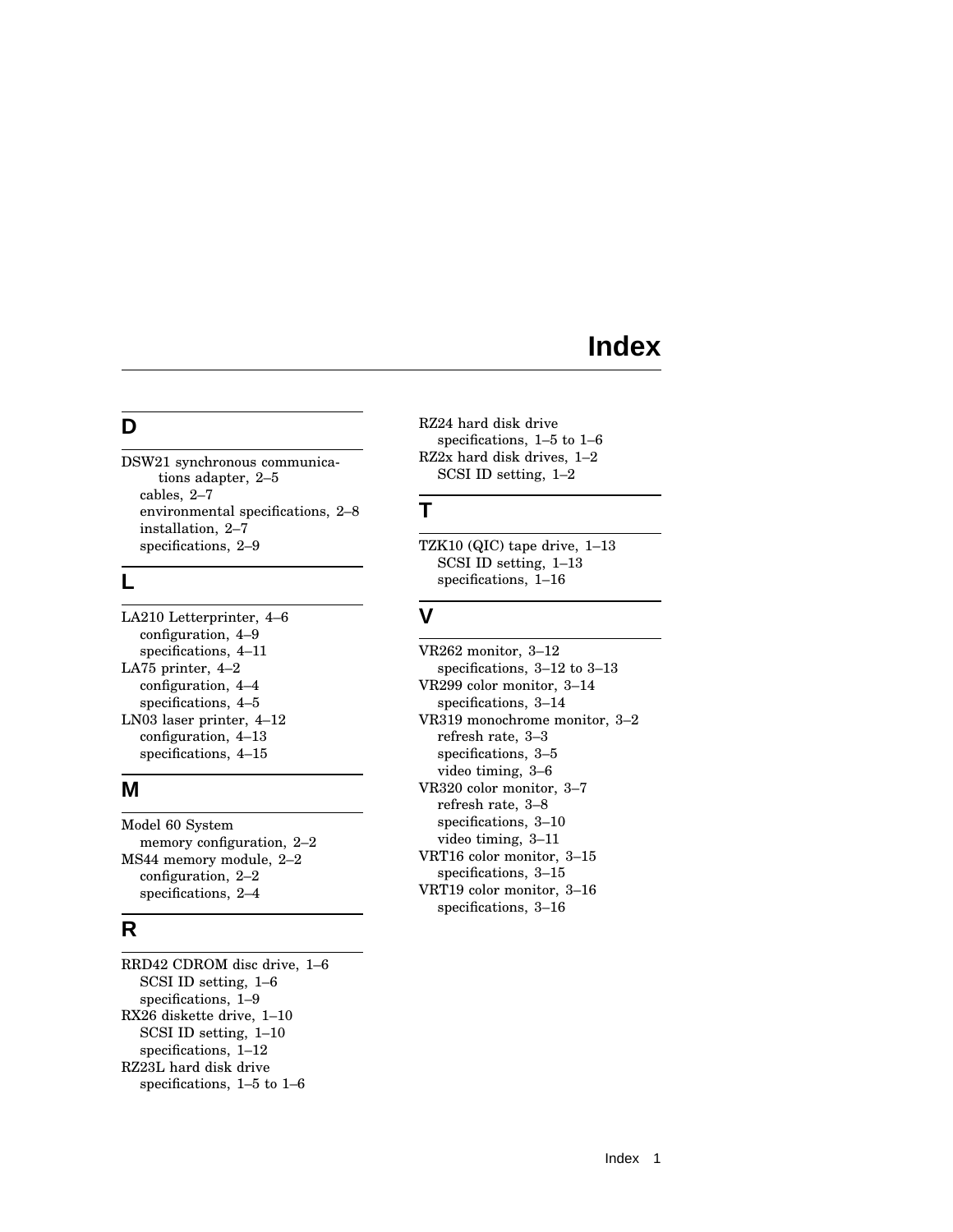# Index

## D

DSW21 synchronous communications adapter, 2–5
- cables, 2–7
- environmental specifications, 2–8
- installation, 2–7
- specifications, 2–9

## L

LA210 Letterprinter, 4–6
- configuration, 4–9
- specifications, 4–11

LA75 printer, 4–2
- configuration, 4–4
- specifications, 4–5

LN03 laser printer, 4–12
- configuration, 4–13
- specifications, 4–15

## M

Model 60 System
- memory configuration, 2–2

MS44 memory module, 2–2
- configuration, 2–2
- specifications, 2–4

## R

RRD42 CDROM disc drive, 1–6
- SCSI ID setting, 1–6
- specifications, 1–9

RX26 diskette drive, 1–10
- SCSI ID setting, 1–10
- specifications, 1–12

RZ23L hard disk drive
- specifications, 1–5 to 1–6

RZ24 hard disk drive
- specifications, 1–5 to 1–6

RZ2x hard disk drives, 1–2
- SCSI ID setting, 1–2

## T

TZK10 (QIC) tape drive, 1–13
- SCSI ID setting, 1–13
- specifications, 1–16

## V

VR262 monitor, 3–12
- specifications, 3–12 to 3–13

VR299 color monitor, 3–14
- specifications, 3–14

VR319 monochrome monitor, 3–2
- refresh rate, 3–3
- specifications, 3–5
- video timing, 3–6

VR320 color monitor, 3–7
- refresh rate, 3–8
- specifications, 3–10
- video timing, 3–11

VRT16 color monitor, 3–15
- specifications, 3–15

VRT19 color monitor, 3–16
- specifications, 3–16